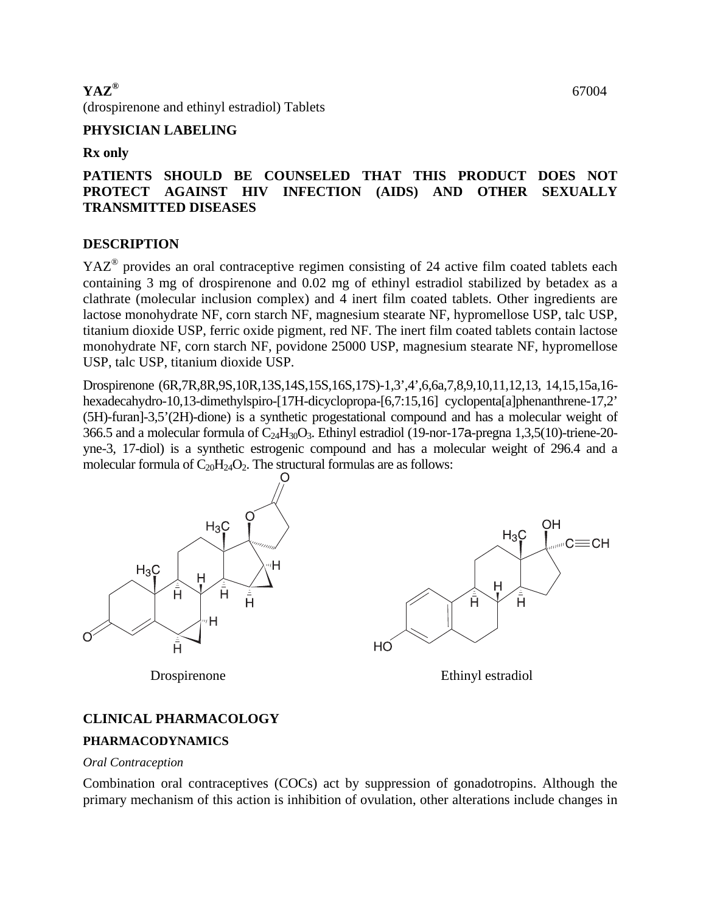**YAZ®** 67004

(drospirenone and ethinyl estradiol) Tablets

**PHYSICIAN LABELING**

**Rx only**

**PATIENTS SHOULD BE COUNSELED THAT THIS PRODUCT DOES NOT PROTECT AGAINST HIV INFECTION (AIDS) AND OTHER SEXUALLY TRANSMITTED DISEASES**

## DESCRIPTION

YAZ® provides an oral contraceptive regimen consisting of 24 active film coated tablets each containing 3 mg of drospirenone and 0.02 mg of ethinyl estradiol stabilized by betadex as a clathrate (molecular inclusion complex) and 4 inert film coated tablets. Other ingredients are lactose monohydrate NF, corn starch NF, magnesium stearate NF, hypromellose USP, talc USP, titanium dioxide USP, ferric oxide pigment, red NF. The inert film coated tablets contain lactose monohydrate NF, corn starch NF, povidone 25000 USP, magnesium stearate NF, hypromellose USP, talc USP, titanium dioxide USP.

Drospirenone (6R,7R,8R,9S,10R,13S,14S,15S,16S,17S)-1,3',4',6,6a,7,8,9,10,11,12,13, 14,15,15a,16-hexadecahydro-10,13-dimethylspiro-[17H-dicyclopropa-[6,7:15,16] cyclopenta[a]phenanthrene-17,2'(5H)-furan]-3,5'(2H)-dione) is a synthetic progestational compound and has a molecular weight of 366.5 and a molecular formula of $C_{24}H_{30}O_3$. Ethinyl estradiol (19-nor-17a-pregna 1,3,5(10)-triene-20-yne-3, 17-diol) is a synthetic estrogenic compound and has a molecular weight of 296.4 and a molecular formula of $C_{20}H_{24}O_2$. The structural formulas are as follows:

Drospirenone

Ethinyl estradiol

## CLINICAL PHARMACOLOGY

### PHARMACODYNAMICS

*Oral Contraception*

Combination oral contraceptives (COCs) act by suppression of gonadotropins. Although the primary mechanism of this action is inhibition of ovulation, other alterations include changes in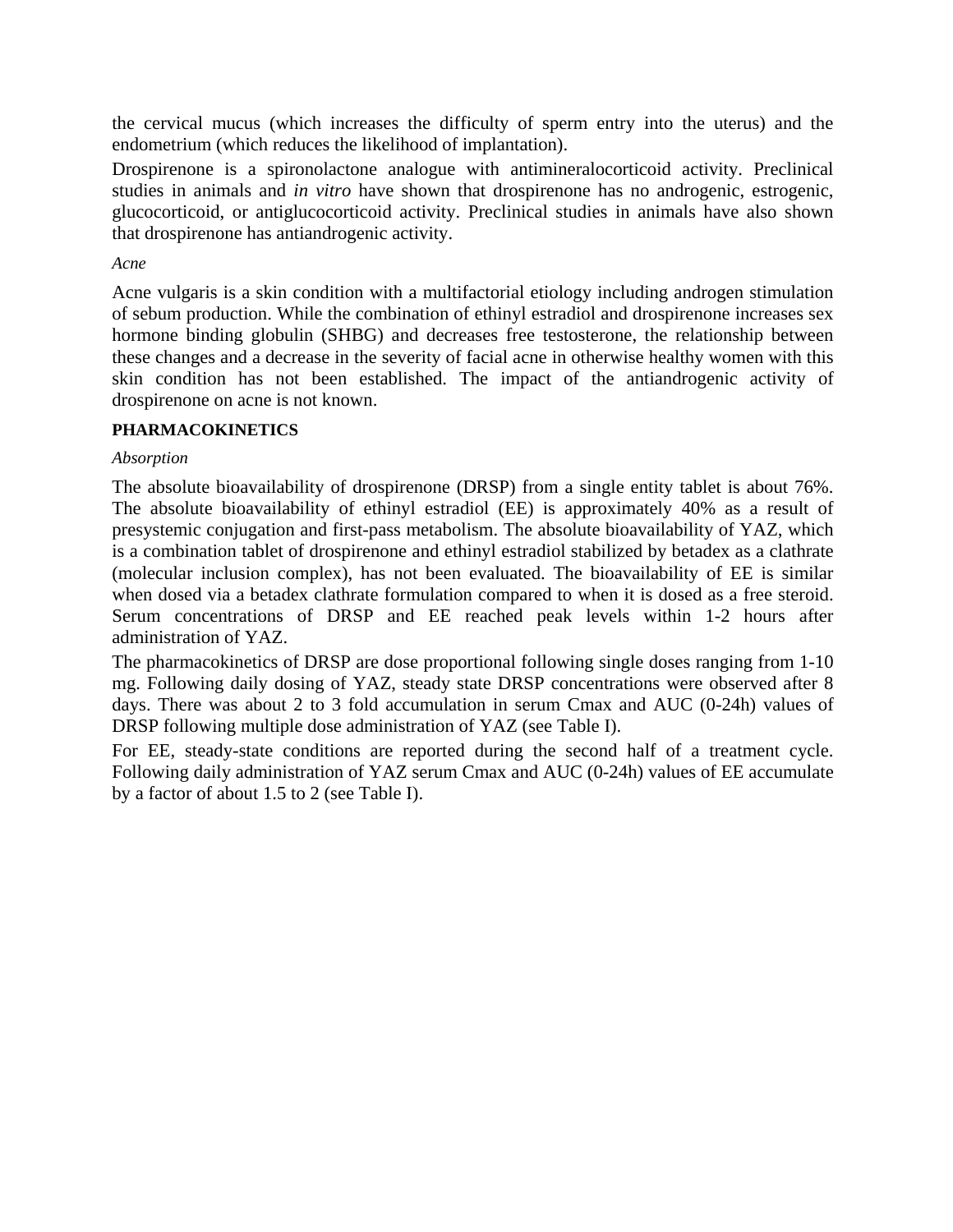the cervical mucus (which increases the difficulty of sperm entry into the uterus) and the endometrium (which reduces the likelihood of implantation).

Drospirenone is a spironolactone analogue with antimineralocorticoid activity. Preclinical studies in animals and *in vitro* have shown that drospirenone has no androgenic, estrogenic, glucocorticoid, or antiglucocorticoid activity. Preclinical studies in animals have also shown that drospirenone has antiandrogenic activity.

*Acne*

Acne vulgaris is a skin condition with a multifactorial etiology including androgen stimulation of sebum production. While the combination of ethinyl estradiol and drospirenone increases sex hormone binding globulin (SHBG) and decreases free testosterone, the relationship between these changes and a decrease in the severity of facial acne in otherwise healthy women with this skin condition has not been established. The impact of the antiandrogenic activity of drospirenone on acne is not known.

**PHARMACOKINETICS**

*Absorption*

The absolute bioavailability of drospirenone (DRSP) from a single entity tablet is about 76%. The absolute bioavailability of ethinyl estradiol (EE) is approximately 40% as a result of presystemic conjugation and first-pass metabolism. The absolute bioavailability of YAZ, which is a combination tablet of drospirenone and ethinyl estradiol stabilized by betadex as a clathrate (molecular inclusion complex), has not been evaluated. The bioavailability of EE is similar when dosed via a betadex clathrate formulation compared to when it is dosed as a free steroid. Serum concentrations of DRSP and EE reached peak levels within 1-2 hours after administration of YAZ.

The pharmacokinetics of DRSP are dose proportional following single doses ranging from 1-10 mg. Following daily dosing of YAZ, steady state DRSP concentrations were observed after 8 days. There was about 2 to 3 fold accumulation in serum Cmax and AUC (0-24h) values of DRSP following multiple dose administration of YAZ (see Table I).

For EE, steady-state conditions are reported during the second half of a treatment cycle. Following daily administration of YAZ serum Cmax and AUC (0-24h) values of EE accumulate by a factor of about 1.5 to 2 (see Table I).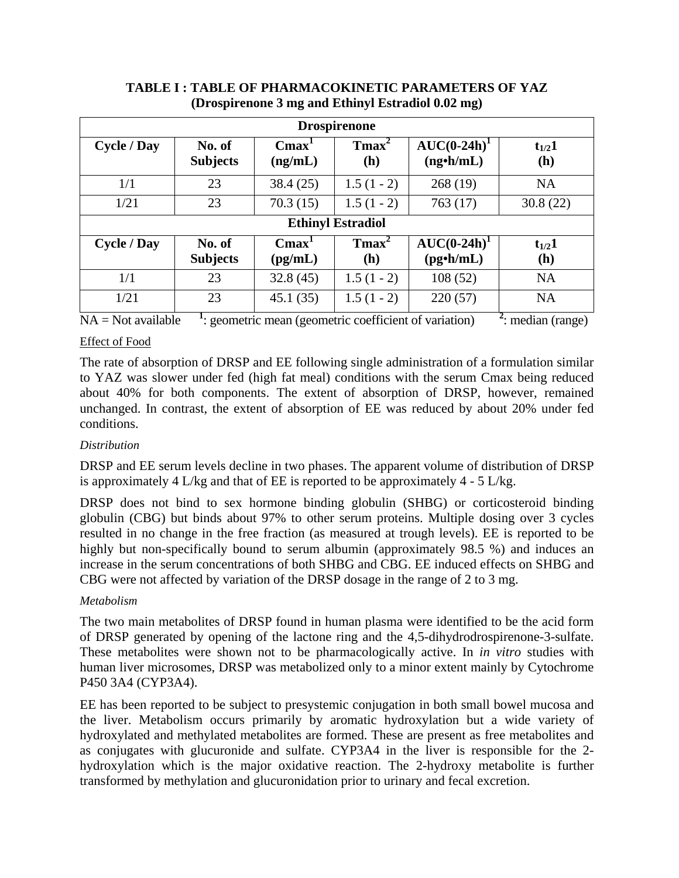**TABLE I : TABLE OF PHARMACOKINETIC PARAMETERS OF YAZ (Drospirenone 3 mg and Ethinyl Estradiol 0.02 mg)**

| **Drospirenone** | | | | | |
|---|---|---|---|---|---|
| **Cycle / Day** | **No. of Subjects** | **Cmax[1] (ng/mL)** | **Tmax[2] (h)** | **AUC(0-24h)[1] (ng•h/mL)** | **$t_{1/2}$1 (h)** |
| 1/1 | 23 | 38.4 (25) | 1.5 (1 - 2) | 268 (19) | NA |
| 1/21 | 23 | 70.3 (15) | 1.5 (1 - 2) | 763 (17) | 30.8 (22) |
| **Ethinyl Estradiol** | | | | | |
| **Cycle / Day** | **No. of Subjects** | **Cmax[1] (pg/mL)** | **Tmax[2] (h)** | **AUC(0-24h)[1] (pg•h/mL)** | **$t_{1/2}$1 (h)** |
| 1/1 | 23 | 32.8 (45) | 1.5 (1 - 2) | 108 (52) | NA |
| 1/21 | 23 | 45.1 (35) | 1.5 (1 - 2) | 220 (57) | NA |

NA = Not available [1]: geometric mean (geometric coefficient of variation) [2]: median (range)

Effect of Food

The rate of absorption of DRSP and EE following single administration of a formulation similar to YAZ was slower under fed (high fat meal) conditions with the serum Cmax being reduced about 40% for both components. The extent of absorption of DRSP, however, remained unchanged. In contrast, the extent of absorption of EE was reduced by about 20% under fed conditions.

*Distribution*

DRSP and EE serum levels decline in two phases. The apparent volume of distribution of DRSP is approximately 4 L/kg and that of EE is reported to be approximately 4 - 5 L/kg.

DRSP does not bind to sex hormone binding globulin (SHBG) or corticosteroid binding globulin (CBG) but binds about 97% to other serum proteins. Multiple dosing over 3 cycles resulted in no change in the free fraction (as measured at trough levels). EE is reported to be highly but non-specifically bound to serum albumin (approximately 98.5 %) and induces an increase in the serum concentrations of both SHBG and CBG. EE induced effects on SHBG and CBG were not affected by variation of the DRSP dosage in the range of 2 to 3 mg.

*Metabolism*

The two main metabolites of DRSP found in human plasma were identified to be the acid form of DRSP generated by opening of the lactone ring and the 4,5-dihydrodrospirenone-3-sulfate. These metabolites were shown not to be pharmacologically active. In *in vitro* studies with human liver microsomes, DRSP was metabolized only to a minor extent mainly by Cytochrome P450 3A4 (CYP3A4).

EE has been reported to be subject to presystemic conjugation in both small bowel mucosa and the liver. Metabolism occurs primarily by aromatic hydroxylation but a wide variety of hydroxylated and methylated metabolites are formed. These are present as free metabolites and as conjugates with glucuronide and sulfate. CYP3A4 in the liver is responsible for the 2-hydroxylation which is the major oxidative reaction. The 2-hydroxy metabolite is further transformed by methylation and glucuronidation prior to urinary and fecal excretion.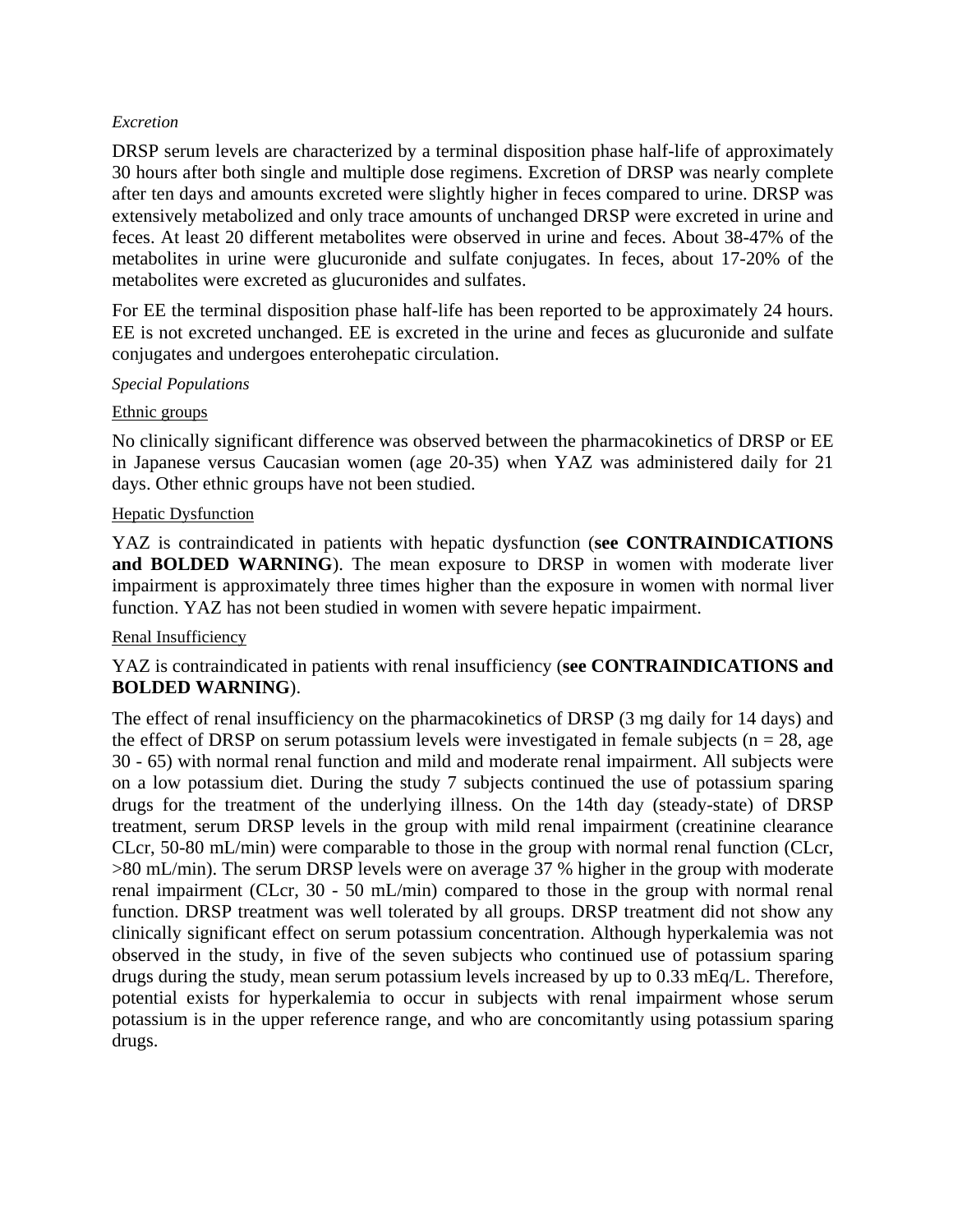*Excretion*

DRSP serum levels are characterized by a terminal disposition phase half-life of approximately 30 hours after both single and multiple dose regimens. Excretion of DRSP was nearly complete after ten days and amounts excreted were slightly higher in feces compared to urine. DRSP was extensively metabolized and only trace amounts of unchanged DRSP were excreted in urine and feces. At least 20 different metabolites were observed in urine and feces. About 38-47% of the metabolites in urine were glucuronide and sulfate conjugates. In feces, about 17-20% of the metabolites were excreted as glucuronides and sulfates.

For EE the terminal disposition phase half-life has been reported to be approximately 24 hours. EE is not excreted unchanged. EE is excreted in the urine and feces as glucuronide and sulfate conjugates and undergoes enterohepatic circulation.

*Special Populations*

<u>Ethnic groups</u>

No clinically significant difference was observed between the pharmacokinetics of DRSP or EE in Japanese versus Caucasian women (age 20-35) when YAZ was administered daily for 21 days. Other ethnic groups have not been studied.

<u>Hepatic Dysfunction</u>

YAZ is contraindicated in patients with hepatic dysfunction (**see CONTRAINDICATIONS and BOLDED WARNING**). The mean exposure to DRSP in women with moderate liver impairment is approximately three times higher than the exposure in women with normal liver function. YAZ has not been studied in women with severe hepatic impairment.

<u>Renal Insufficiency</u>

YAZ is contraindicated in patients with renal insufficiency (**see CONTRAINDICATIONS and BOLDED WARNING**).

The effect of renal insufficiency on the pharmacokinetics of DRSP (3 mg daily for 14 days) and the effect of DRSP on serum potassium levels were investigated in female subjects ($n = 28$, age 30 - 65) with normal renal function and mild and moderate renal impairment. All subjects were on a low potassium diet. During the study 7 subjects continued the use of potassium sparing drugs for the treatment of the underlying illness. On the 14th day (steady-state) of DRSP treatment, serum DRSP levels in the group with mild renal impairment (creatinine clearance CLcr, 50-80 mL/min) were comparable to those in the group with normal renal function (CLcr, >80 mL/min). The serum DRSP levels were on average 37 % higher in the group with moderate renal impairment (CLcr, 30 - 50 mL/min) compared to those in the group with normal renal function. DRSP treatment was well tolerated by all groups. DRSP treatment did not show any clinically significant effect on serum potassium concentration. Although hyperkalemia was not observed in the study, in five of the seven subjects who continued use of potassium sparing drugs during the study, mean serum potassium levels increased by up to 0.33 mEq/L. Therefore, potential exists for hyperkalemia to occur in subjects with renal impairment whose serum potassium is in the upper reference range, and who are concomitantly using potassium sparing drugs.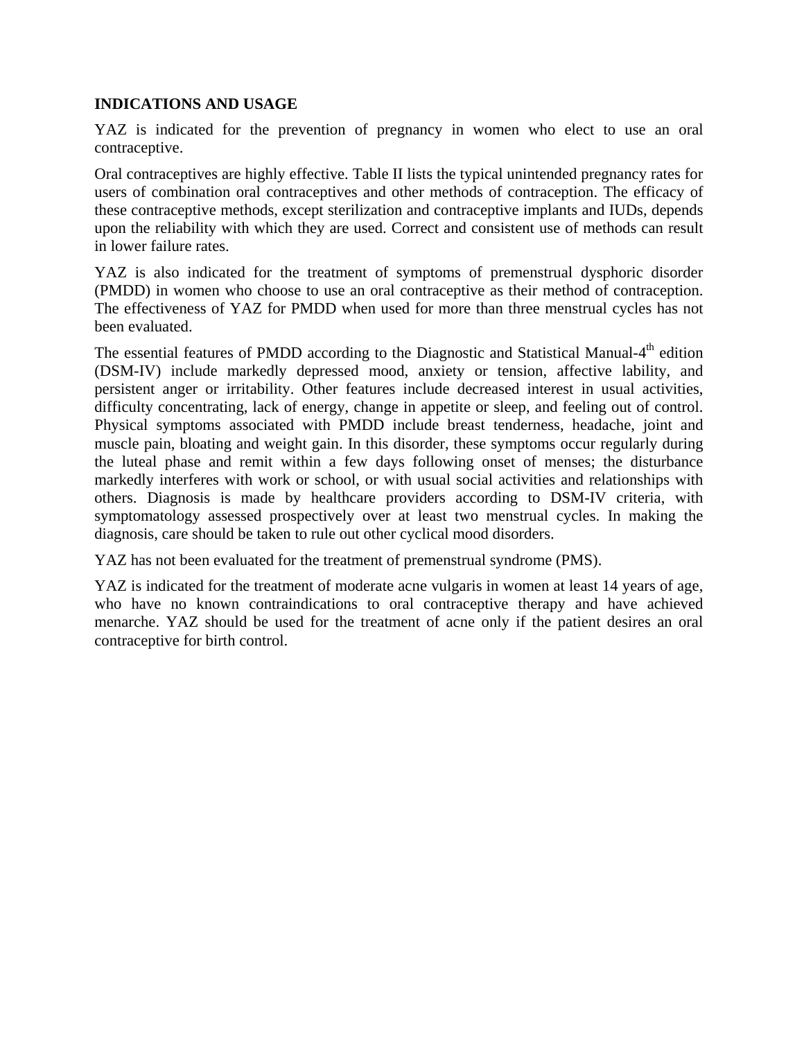## INDICATIONS AND USAGE

YAZ is indicated for the prevention of pregnancy in women who elect to use an oral contraceptive.

Oral contraceptives are highly effective. Table II lists the typical unintended pregnancy rates for users of combination oral contraceptives and other methods of contraception. The efficacy of these contraceptive methods, except sterilization and contraceptive implants and IUDs, depends upon the reliability with which they are used. Correct and consistent use of methods can result in lower failure rates.

YAZ is also indicated for the treatment of symptoms of premenstrual dysphoric disorder (PMDD) in women who choose to use an oral contraceptive as their method of contraception. The effectiveness of YAZ for PMDD when used for more than three menstrual cycles has not been evaluated.

The essential features of PMDD according to the Diagnostic and Statistical Manual-4th edition (DSM-IV) include markedly depressed mood, anxiety or tension, affective lability, and persistent anger or irritability. Other features include decreased interest in usual activities, difficulty concentrating, lack of energy, change in appetite or sleep, and feeling out of control. Physical symptoms associated with PMDD include breast tenderness, headache, joint and muscle pain, bloating and weight gain. In this disorder, these symptoms occur regularly during the luteal phase and remit within a few days following onset of menses; the disturbance markedly interferes with work or school, or with usual social activities and relationships with others. Diagnosis is made by healthcare providers according to DSM-IV criteria, with symptomatology assessed prospectively over at least two menstrual cycles. In making the diagnosis, care should be taken to rule out other cyclical mood disorders.

YAZ has not been evaluated for the treatment of premenstrual syndrome (PMS).

YAZ is indicated for the treatment of moderate acne vulgaris in women at least 14 years of age, who have no known contraindications to oral contraceptive therapy and have achieved menarche. YAZ should be used for the treatment of acne only if the patient desires an oral contraceptive for birth control.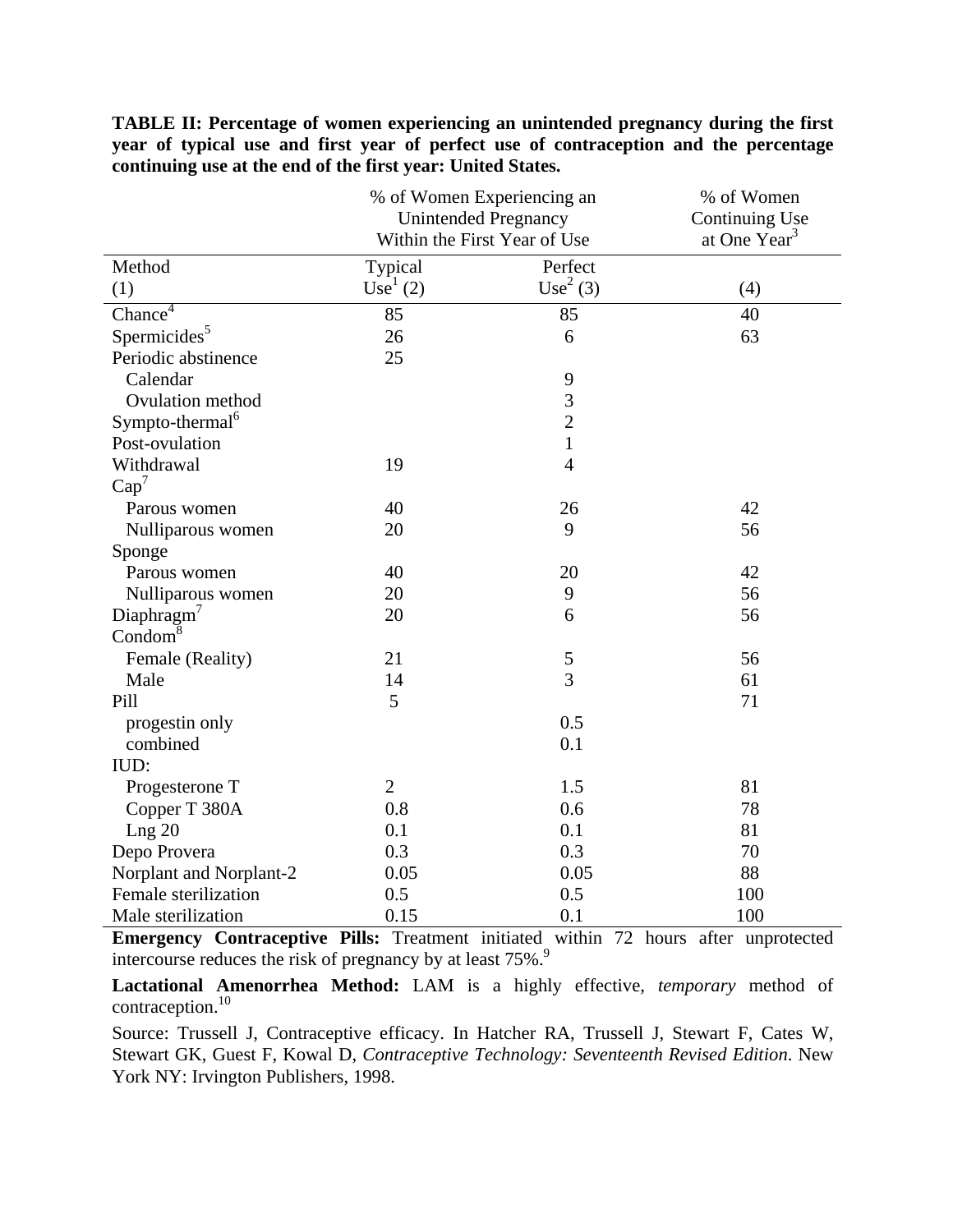**TABLE II: Percentage of women experiencing an unintended pregnancy during the first year of typical use and first year of perfect use of contraception and the percentage continuing use at the end of the first year: United States.**

| | % of Women Experiencing an Unintended Pregnancy Within the First Year of Use | | % of Women Continuing Use at One Year[3] |
|---|---|---|---|
| Method (1) | Typical Use[1] (2) | Perfect Use[2] (3) | (4) |
| Chance[4] | 85 | 85 | 40 |
| Spermicides[5] | 26 | 6 | 63 |
| Periodic abstinence | 25 | | |
| Calendar | | 9 | |
| Ovulation method | | 3 | |
| Sympto-thermal[6] | | 2 | |
| Post-ovulation | | 1 | |
| Withdrawal | 19 | 4 | |
| Cap[7] | | | |
| Parous women | 40 | 26 | 42 |
| Nulliparous women | 20 | 9 | 56 |
| Sponge | | | |
| Parous women | 40 | 20 | 42 |
| Nulliparous women | 20 | 9 | 56 |
| Diaphragm[7] | 20 | 6 | 56 |
| Condom[8] | | | |
| Female (Reality) | 21 | 5 | 56 |
| Male | 14 | 3 | 61 |
| Pill | 5 | | 71 |
| progestin only | | 0.5 | |
| combined | | 0.1 | |
| IUD: | | | |
| Progesterone T | 2 | 1.5 | 81 |
| Copper T 380A | 0.8 | 0.6 | 78 |
| Lng 20 | 0.1 | 0.1 | 81 |
| Depo Provera | 0.3 | 0.3 | 70 |
| Norplant and Norplant-2 | 0.05 | 0.05 | 88 |
| Female sterilization | 0.5 | 0.5 | 100 |
| Male sterilization | 0.15 | 0.1 | 100 |

**Emergency Contraceptive Pills:** Treatment initiated within 72 hours after unprotected intercourse reduces the risk of pregnancy by at least 75%.[9]

**Lactational Amenorrhea Method:** LAM is a highly effective, *temporary* method of contraception.[10]

Source: Trussell J, Contraceptive efficacy. In Hatcher RA, Trussell J, Stewart F, Cates W, Stewart GK, Guest F, Kowal D, *Contraceptive Technology: Seventeenth Revised Edition*. New York NY: Irvington Publishers, 1998.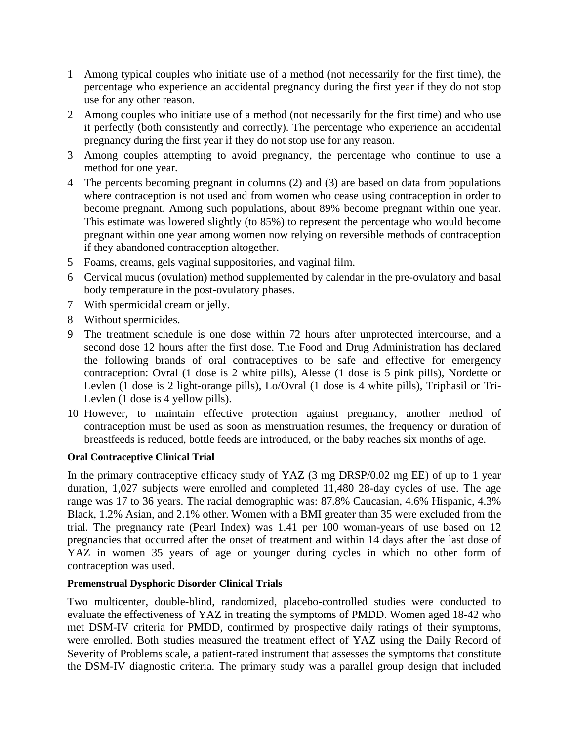1. Among typical couples who initiate use of a method (not necessarily for the first time), the percentage who experience an accidental pregnancy during the first year if they do not stop use for any other reason.
2. Among couples who initiate use of a method (not necessarily for the first time) and who use it perfectly (both consistently and correctly). The percentage who experience an accidental pregnancy during the first year if they do not stop use for any reason.
3. Among couples attempting to avoid pregnancy, the percentage who continue to use a method for one year.
4. The percents becoming pregnant in columns (2) and (3) are based on data from populations where contraception is not used and from women who cease using contraception in order to become pregnant. Among such populations, about 89% become pregnant within one year. This estimate was lowered slightly (to 85%) to represent the percentage who would become pregnant within one year among women now relying on reversible methods of contraception if they abandoned contraception altogether.
5. Foams, creams, gels vaginal suppositories, and vaginal film.
6. Cervical mucus (ovulation) method supplemented by calendar in the pre-ovulatory and basal body temperature in the post-ovulatory phases.
7. With spermicidal cream or jelly.
8. Without spermicides.
9. The treatment schedule is one dose within 72 hours after unprotected intercourse, and a second dose 12 hours after the first dose. The Food and Drug Administration has declared the following brands of oral contraceptives to be safe and effective for emergency contraception: Ovral (1 dose is 2 white pills), Alesse (1 dose is 5 pink pills), Nordette or Levlen (1 dose is 2 light-orange pills), Lo/Ovral (1 dose is 4 white pills), Triphasil or Tri-Levlen (1 dose is 4 yellow pills).
10. However, to maintain effective protection against pregnancy, another method of contraception must be used as soon as menstruation resumes, the frequency or duration of breastfeeds is reduced, bottle feeds are introduced, or the baby reaches six months of age.

**Oral Contraceptive Clinical Trial**

In the primary contraceptive efficacy study of YAZ (3 mg DRSP/0.02 mg EE) of up to 1 year duration, 1,027 subjects were enrolled and completed 11,480 28-day cycles of use. The age range was 17 to 36 years. The racial demographic was: 87.8% Caucasian, 4.6% Hispanic, 4.3% Black, 1.2% Asian, and 2.1% other. Women with a BMI greater than 35 were excluded from the trial. The pregnancy rate (Pearl Index) was 1.41 per 100 woman-years of use based on 12 pregnancies that occurred after the onset of treatment and within 14 days after the last dose of YAZ in women 35 years of age or younger during cycles in which no other form of contraception was used.

**Premenstrual Dysphoric Disorder Clinical Trials**

Two multicenter, double-blind, randomized, placebo-controlled studies were conducted to evaluate the effectiveness of YAZ in treating the symptoms of PMDD. Women aged 18-42 who met DSM-IV criteria for PMDD, confirmed by prospective daily ratings of their symptoms, were enrolled. Both studies measured the treatment effect of YAZ using the Daily Record of Severity of Problems scale, a patient-rated instrument that assesses the symptoms that constitute the DSM-IV diagnostic criteria. The primary study was a parallel group design that included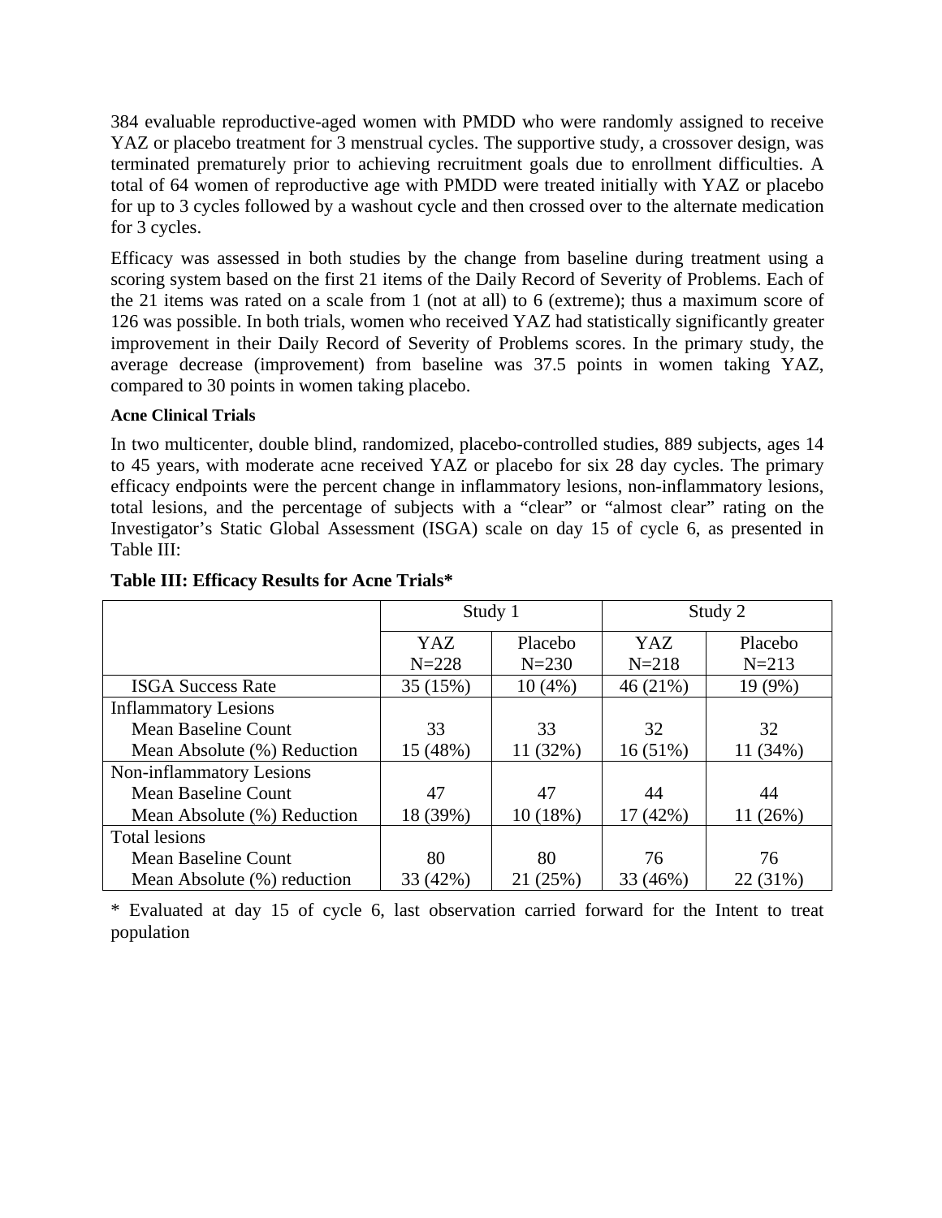384 evaluable reproductive-aged women with PMDD who were randomly assigned to receive YAZ or placebo treatment for 3 menstrual cycles. The supportive study, a crossover design, was terminated prematurely prior to achieving recruitment goals due to enrollment difficulties. A total of 64 women of reproductive age with PMDD were treated initially with YAZ or placebo for up to 3 cycles followed by a washout cycle and then crossed over to the alternate medication for 3 cycles.

Efficacy was assessed in both studies by the change from baseline during treatment using a scoring system based on the first 21 items of the Daily Record of Severity of Problems. Each of the 21 items was rated on a scale from 1 (not at all) to 6 (extreme); thus a maximum score of 126 was possible. In both trials, women who received YAZ had statistically significantly greater improvement in their Daily Record of Severity of Problems scores. In the primary study, the average decrease (improvement) from baseline was 37.5 points in women taking YAZ, compared to 30 points in women taking placebo.

#### Acne Clinical Trials

In two multicenter, double blind, randomized, placebo-controlled studies, 889 subjects, ages 14 to 45 years, with moderate acne received YAZ or placebo for six 28 day cycles. The primary efficacy endpoints were the percent change in inflammatory lesions, non-inflammatory lesions, total lesions, and the percentage of subjects with a "clear" or "almost clear" rating on the Investigator's Static Global Assessment (ISGA) scale on day 15 of cycle 6, as presented in Table III:

**Table III: Efficacy Results for Acne Trials***

| | Study 1 | | Study 2 | |
|---|---|---|---|---|
| | YAZ N=228 | Placebo N=230 | YAZ N=218 | Placebo N=213 |
| ISGA Success Rate | 35 (15%) | 10 (4%) | 46 (21%) | 19 (9%) |
| Inflammatory Lesions | | | | |
| Mean Baseline Count | 33 | 33 | 32 | 32 |
| Mean Absolute (%) Reduction | 15 (48%) | 11 (32%) | 16 (51%) | 11 (34%) |
| Non-inflammatory Lesions | | | | |
| Mean Baseline Count | 47 | 47 | 44 | 44 |
| Mean Absolute (%) Reduction | 18 (39%) | 10 (18%) | 17 (42%) | 11 (26%) |
| Total lesions | | | | |
| Mean Baseline Count | 80 | 80 | 76 | 76 |
| Mean Absolute (%) reduction | 33 (42%) | 21 (25%) | 33 (46%) | 22 (31%) |

* Evaluated at day 15 of cycle 6, last observation carried forward for the Intent to treat population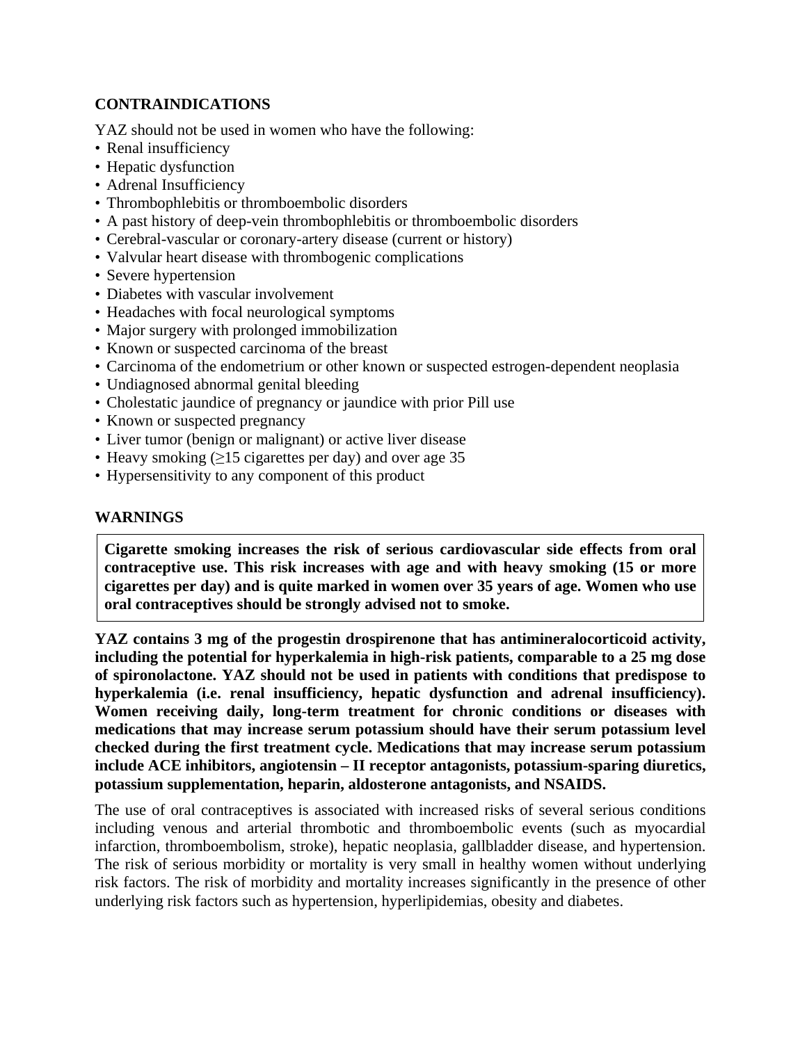## CONTRAINDICATIONS

YAZ should not be used in women who have the following:

- Renal insufficiency
- Hepatic dysfunction
- Adrenal Insufficiency
- Thrombophlebitis or thromboembolic disorders
- A past history of deep-vein thrombophlebitis or thromboembolic disorders
- Cerebral-vascular or coronary-artery disease (current or history)
- Valvular heart disease with thrombogenic complications
- Severe hypertension
- Diabetes with vascular involvement
- Headaches with focal neurological symptoms
- Major surgery with prolonged immobilization
- Known or suspected carcinoma of the breast
- Carcinoma of the endometrium or other known or suspected estrogen-dependent neoplasia
- Undiagnosed abnormal genital bleeding
- Cholestatic jaundice of pregnancy or jaundice with prior Pill use
- Known or suspected pregnancy
- Liver tumor (benign or malignant) or active liver disease
- Heavy smoking (≥15 cigarettes per day) and over age 35
- Hypersensitivity to any component of this product

## WARNINGS

**Cigarette smoking increases the risk of serious cardiovascular side effects from oral contraceptive use. This risk increases with age and with heavy smoking (15 or more cigarettes per day) and is quite marked in women over 35 years of age. Women who use oral contraceptives should be strongly advised not to smoke.**

**YAZ contains 3 mg of the progestin drospirenone that has antimineralocorticoid activity, including the potential for hyperkalemia in high-risk patients, comparable to a 25 mg dose of spironolactone. YAZ should not be used in patients with conditions that predispose to hyperkalemia (i.e. renal insufficiency, hepatic dysfunction and adrenal insufficiency). Women receiving daily, long-term treatment for chronic conditions or diseases with medications that may increase serum potassium should have their serum potassium level checked during the first treatment cycle. Medications that may increase serum potassium include ACE inhibitors, angiotensin – II receptor antagonists, potassium-sparing diuretics, potassium supplementation, heparin, aldosterone antagonists, and NSAIDS.**

The use of oral contraceptives is associated with increased risks of several serious conditions including venous and arterial thrombotic and thromboembolic events (such as myocardial infarction, thromboembolism, stroke), hepatic neoplasia, gallbladder disease, and hypertension. The risk of serious morbidity or mortality is very small in healthy women without underlying risk factors. The risk of morbidity and mortality increases significantly in the presence of other underlying risk factors such as hypertension, hyperlipidemias, obesity and diabetes.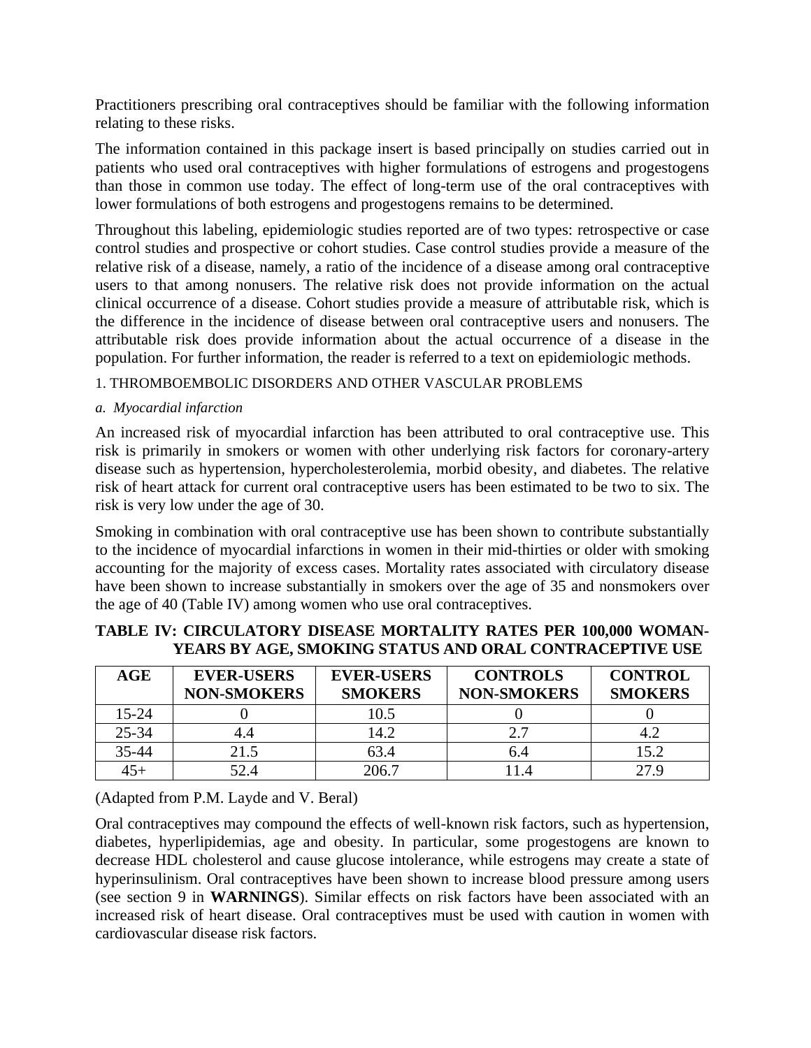Practitioners prescribing oral contraceptives should be familiar with the following information relating to these risks.

The information contained in this package insert is based principally on studies carried out in patients who used oral contraceptives with higher formulations of estrogens and progestogens than those in common use today. The effect of long-term use of the oral contraceptives with lower formulations of both estrogens and progestogens remains to be determined.

Throughout this labeling, epidemiologic studies reported are of two types: retrospective or case control studies and prospective or cohort studies. Case control studies provide a measure of the relative risk of a disease, namely, a ratio of the incidence of a disease among oral contraceptive users to that among nonusers. The relative risk does not provide information on the actual clinical occurrence of a disease. Cohort studies provide a measure of attributable risk, which is the difference in the incidence of disease between oral contraceptive users and nonusers. The attributable risk does provide information about the actual occurrence of a disease in the population. For further information, the reader is referred to a text on epidemiologic methods.

1. THROMBOEMBOLIC DISORDERS AND OTHER VASCULAR PROBLEMS

*a. Myocardial infarction*

An increased risk of myocardial infarction has been attributed to oral contraceptive use. This risk is primarily in smokers or women with other underlying risk factors for coronary-artery disease such as hypertension, hypercholesterolemia, morbid obesity, and diabetes. The relative risk of heart attack for current oral contraceptive users has been estimated to be two to six. The risk is very low under the age of 30.

Smoking in combination with oral contraceptive use has been shown to contribute substantially to the incidence of myocardial infarctions in women in their mid-thirties or older with smoking accounting for the majority of excess cases. Mortality rates associated with circulatory disease have been shown to increase substantially in smokers over the age of 35 and nonsmokers over the age of 40 (Table IV) among women who use oral contraceptives.

**TABLE IV: CIRCULATORY DISEASE MORTALITY RATES PER 100,000 WOMAN-YEARS BY AGE, SMOKING STATUS AND ORAL CONTRACEPTIVE USE**

| AGE | EVER-USERS NON-SMOKERS | EVER-USERS SMOKERS | CONTROLS NON-SMOKERS | CONTROL SMOKERS |
|---|---|---|---|---|
| 15-24 | 0 | 10.5 | 0 | 0 |
| 25-34 | 4.4 | 14.2 | 2.7 | 4.2 |
| 35-44 | 21.5 | 63.4 | 6.4 | 15.2 |
| 45+ | 52.4 | 206.7 | 11.4 | 27.9 |

(Adapted from P.M. Layde and V. Beral)

Oral contraceptives may compound the effects of well-known risk factors, such as hypertension, diabetes, hyperlipidemias, age and obesity. In particular, some progestogens are known to decrease HDL cholesterol and cause glucose intolerance, while estrogens may create a state of hyperinsulinism. Oral contraceptives have been shown to increase blood pressure among users (see section 9 in **WARNINGS**). Similar effects on risk factors have been associated with an increased risk of heart disease. Oral contraceptives must be used with caution in women with cardiovascular disease risk factors.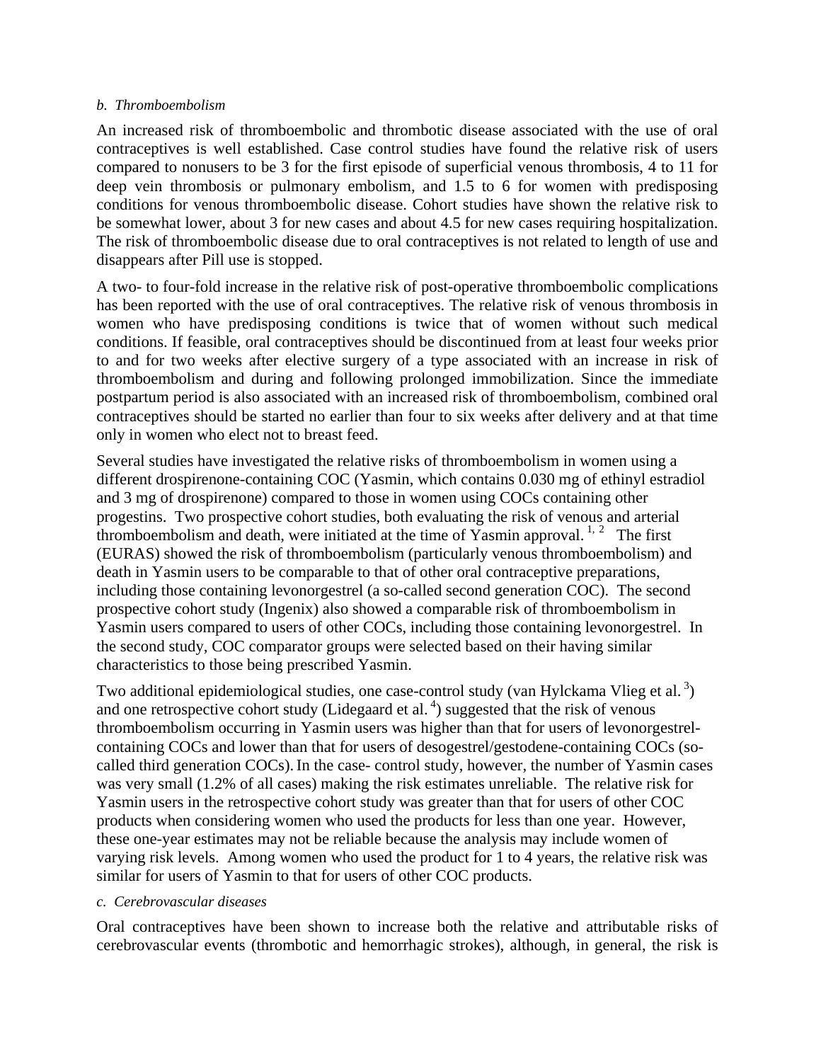*b. Thromboembolism*

An increased risk of thromboembolic and thrombotic disease associated with the use of oral contraceptives is well established. Case control studies have found the relative risk of users compared to nonusers to be 3 for the first episode of superficial venous thrombosis, 4 to 11 for deep vein thrombosis or pulmonary embolism, and 1.5 to 6 for women with predisposing conditions for venous thromboembolic disease. Cohort studies have shown the relative risk to be somewhat lower, about 3 for new cases and about 4.5 for new cases requiring hospitalization. The risk of thromboembolic disease due to oral contraceptives is not related to length of use and disappears after Pill use is stopped.

A two- to four-fold increase in the relative risk of post-operative thromboembolic complications has been reported with the use of oral contraceptives. The relative risk of venous thrombosis in women who have predisposing conditions is twice that of women without such medical conditions. If feasible, oral contraceptives should be discontinued from at least four weeks prior to and for two weeks after elective surgery of a type associated with an increase in risk of thromboembolism and during and following prolonged immobilization. Since the immediate postpartum period is also associated with an increased risk of thromboembolism, combined oral contraceptives should be started no earlier than four to six weeks after delivery and at that time only in women who elect not to breast feed.

Several studies have investigated the relative risks of thromboembolism in women using a different drospirenone-containing COC (Yasmin, which contains 0.030 mg of ethinyl estradiol and 3 mg of drospirenone) compared to those in women using COCs containing other progestins. Two prospective cohort studies, both evaluating the risk of venous and arterial thromboembolism and death, were initiated at the time of Yasmin approval. [1, 2] The first (EURAS) showed the risk of thromboembolism (particularly venous thromboembolism) and death in Yasmin users to be comparable to that of other oral contraceptive preparations, including those containing levonorgestrel (a so-called second generation COC). The second prospective cohort study (Ingenix) also showed a comparable risk of thromboembolism in Yasmin users compared to users of other COCs, including those containing levonorgestrel. In the second study, COC comparator groups were selected based on their having similar characteristics to those being prescribed Yasmin.

Two additional epidemiological studies, one case-control study (van Hylckama Vlieg et al. [3]) and one retrospective cohort study (Lidegaard et al. [4]) suggested that the risk of venous thromboembolism occurring in Yasmin users was higher than that for users of levonorgestrel-containing COCs and lower than that for users of desogestrel/gestodene-containing COCs (so-called third generation COCs). In the case- control study, however, the number of Yasmin cases was very small (1.2% of all cases) making the risk estimates unreliable. The relative risk for Yasmin users in the retrospective cohort study was greater than that for users of other COC products when considering women who used the products for less than one year. However, these one-year estimates may not be reliable because the analysis may include women of varying risk levels. Among women who used the product for 1 to 4 years, the relative risk was similar for users of Yasmin to that for users of other COC products.

*c. Cerebrovascular diseases*

Oral contraceptives have been shown to increase both the relative and attributable risks of cerebrovascular events (thrombotic and hemorrhagic strokes), although, in general, the risk is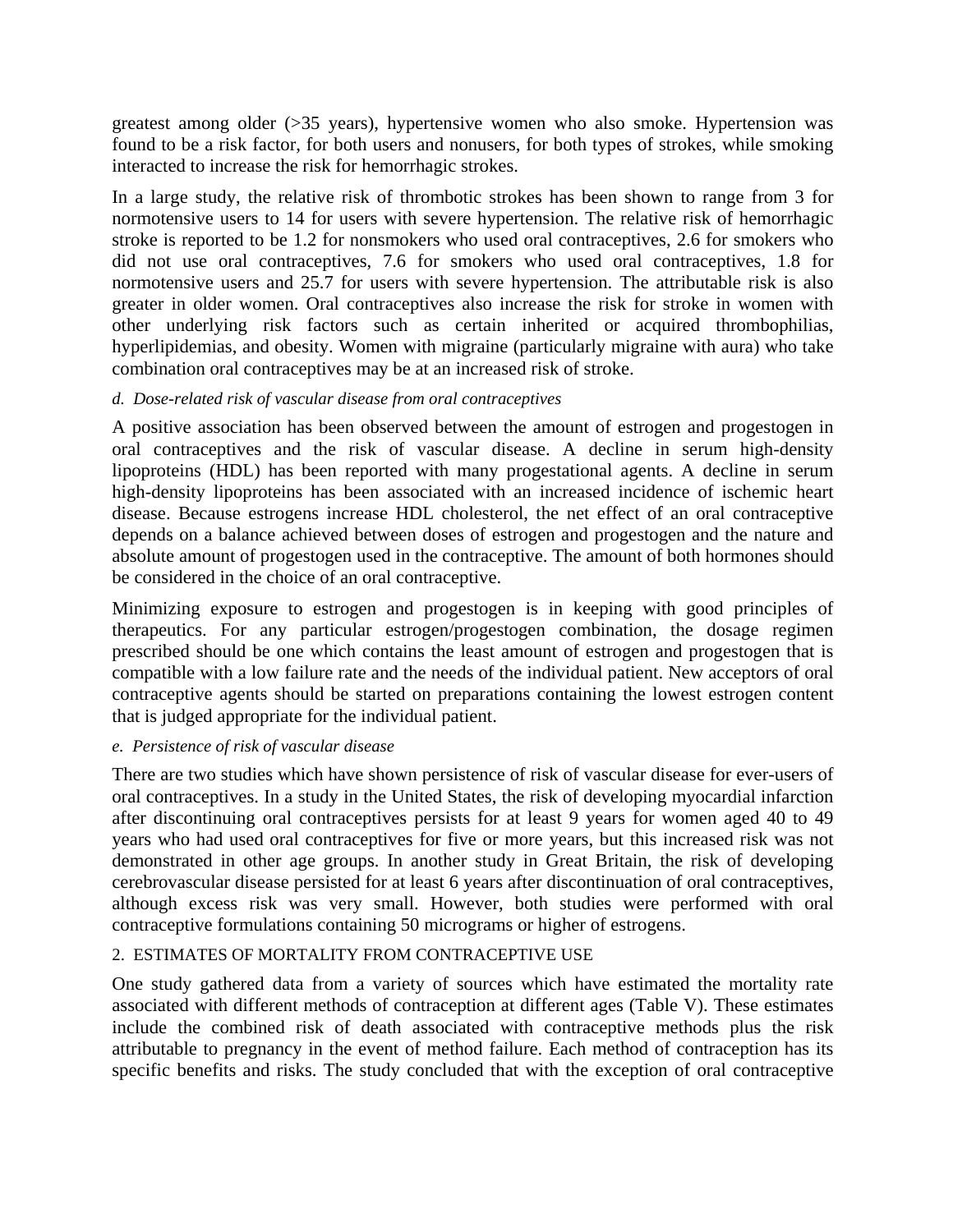greatest among older (>35 years), hypertensive women who also smoke. Hypertension was found to be a risk factor, for both users and nonusers, for both types of strokes, while smoking interacted to increase the risk for hemorrhagic strokes.

In a large study, the relative risk of thrombotic strokes has been shown to range from 3 for normotensive users to 14 for users with severe hypertension. The relative risk of hemorrhagic stroke is reported to be 1.2 for nonsmokers who used oral contraceptives, 2.6 for smokers who did not use oral contraceptives, 7.6 for smokers who used oral contraceptives, 1.8 for normotensive users and 25.7 for users with severe hypertension. The attributable risk is also greater in older women. Oral contraceptives also increase the risk for stroke in women with other underlying risk factors such as certain inherited or acquired thrombophilias, hyperlipidemias, and obesity. Women with migraine (particularly migraine with aura) who take combination oral contraceptives may be at an increased risk of stroke.

*d. Dose-related risk of vascular disease from oral contraceptives*

A positive association has been observed between the amount of estrogen and progestogen in oral contraceptives and the risk of vascular disease. A decline in serum high-density lipoproteins (HDL) has been reported with many progestational agents. A decline in serum high-density lipoproteins has been associated with an increased incidence of ischemic heart disease. Because estrogens increase HDL cholesterol, the net effect of an oral contraceptive depends on a balance achieved between doses of estrogen and progestogen and the nature and absolute amount of progestogen used in the contraceptive. The amount of both hormones should be considered in the choice of an oral contraceptive.

Minimizing exposure to estrogen and progestogen is in keeping with good principles of therapeutics. For any particular estrogen/progestogen combination, the dosage regimen prescribed should be one which contains the least amount of estrogen and progestogen that is compatible with a low failure rate and the needs of the individual patient. New acceptors of oral contraceptive agents should be started on preparations containing the lowest estrogen content that is judged appropriate for the individual patient.

*e. Persistence of risk of vascular disease*

There are two studies which have shown persistence of risk of vascular disease for ever-users of oral contraceptives. In a study in the United States, the risk of developing myocardial infarction after discontinuing oral contraceptives persists for at least 9 years for women aged 40 to 49 years who had used oral contraceptives for five or more years, but this increased risk was not demonstrated in other age groups. In another study in Great Britain, the risk of developing cerebrovascular disease persisted for at least 6 years after discontinuation of oral contraceptives, although excess risk was very small. However, both studies were performed with oral contraceptive formulations containing 50 micrograms or higher of estrogens.

2. ESTIMATES OF MORTALITY FROM CONTRACEPTIVE USE

One study gathered data from a variety of sources which have estimated the mortality rate associated with different methods of contraception at different ages (Table V). These estimates include the combined risk of death associated with contraceptive methods plus the risk attributable to pregnancy in the event of method failure. Each method of contraception has its specific benefits and risks. The study concluded that with the exception of oral contraceptive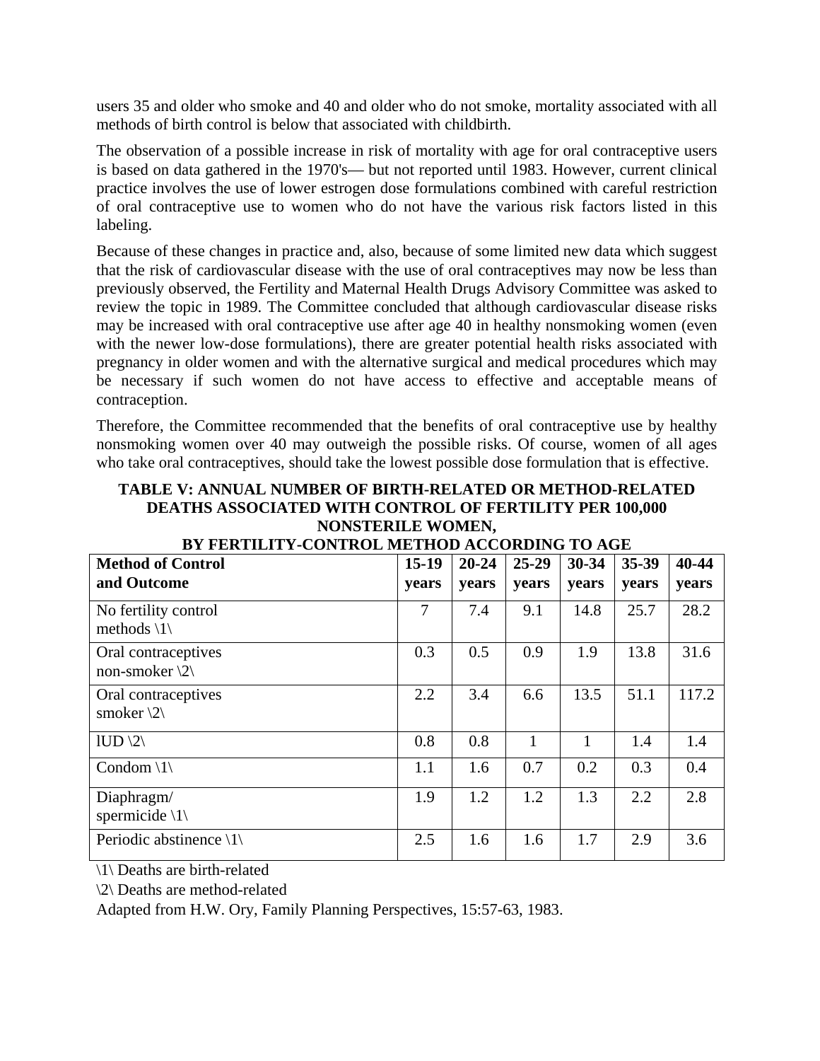users 35 and older who smoke and 40 and older who do not smoke, mortality associated with all methods of birth control is below that associated with childbirth.

The observation of a possible increase in risk of mortality with age for oral contraceptive users is based on data gathered in the 1970's— but not reported until 1983. However, current clinical practice involves the use of lower estrogen dose formulations combined with careful restriction of oral contraceptive use to women who do not have the various risk factors listed in this labeling.

Because of these changes in practice and, also, because of some limited new data which suggest that the risk of cardiovascular disease with the use of oral contraceptives may now be less than previously observed, the Fertility and Maternal Health Drugs Advisory Committee was asked to review the topic in 1989. The Committee concluded that although cardiovascular disease risks may be increased with oral contraceptive use after age 40 in healthy nonsmoking women (even with the newer low-dose formulations), there are greater potential health risks associated with pregnancy in older women and with the alternative surgical and medical procedures which may be necessary if such women do not have access to effective and acceptable means of contraception.

Therefore, the Committee recommended that the benefits of oral contraceptive use by healthy nonsmoking women over 40 may outweigh the possible risks. Of course, women of all ages who take oral contraceptives, should take the lowest possible dose formulation that is effective.

**TABLE V: ANNUAL NUMBER OF BIRTH-RELATED OR METHOD-RELATED DEATHS ASSOCIATED WITH CONTROL OF FERTILITY PER 100,000 NONSTERILE WOMEN, BY FERTILITY-CONTROL METHOD ACCORDING TO AGE**

| Method of Control and Outcome | 15-19 years | 20-24 years | 25-29 years | 30-34 years | 35-39 years | 40-44 years |
|---|---|---|---|---|---|---|
| No fertility control methods \1\ | 7 | 7.4 | 9.1 | 14.8 | 25.7 | 28.2 |
| Oral contraceptives non-smoker \2\ | 0.3 | 0.5 | 0.9 | 1.9 | 13.8 | 31.6 |
| Oral contraceptives smoker \2\ | 2.2 | 3.4 | 6.6 | 13.5 | 51.1 | 117.2 |
| IUD \2\ | 0.8 | 0.8 | 1 | 1 | 1.4 | 1.4 |
| Condom \1\ | 1.1 | 1.6 | 0.7 | 0.2 | 0.3 | 0.4 |
| Diaphragm/ spermicide \1\ | 1.9 | 1.2 | 1.2 | 1.3 | 2.2 | 2.8 |
| Periodic abstinence \1\ | 2.5 | 1.6 | 1.6 | 1.7 | 2.9 | 3.6 |

\1\ Deaths are birth-related

\2\ Deaths are method-related

Adapted from H.W. Ory, Family Planning Perspectives, 15:57-63, 1983.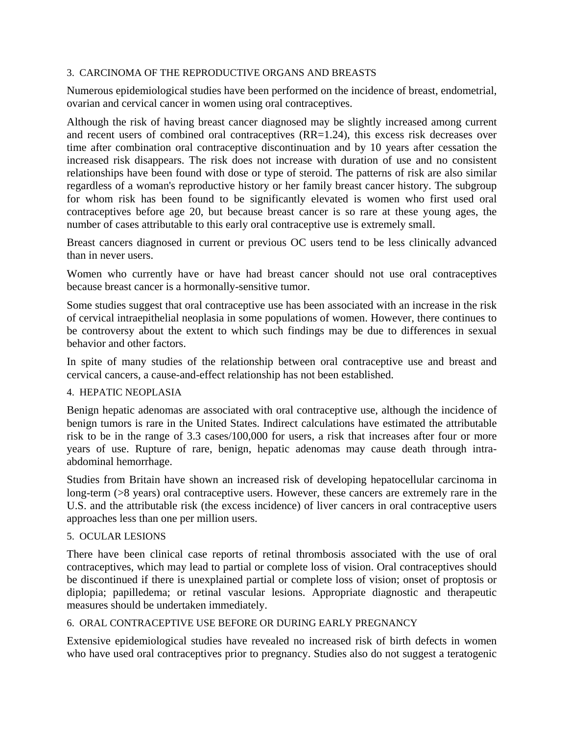### 3. CARCINOMA OF THE REPRODUCTIVE ORGANS AND BREASTS

Numerous epidemiological studies have been performed on the incidence of breast, endometrial, ovarian and cervical cancer in women using oral contraceptives.

Although the risk of having breast cancer diagnosed may be slightly increased among current and recent users of combined oral contraceptives (RR=1.24), this excess risk decreases over time after combination oral contraceptive discontinuation and by 10 years after cessation the increased risk disappears. The risk does not increase with duration of use and no consistent relationships have been found with dose or type of steroid. The patterns of risk are also similar regardless of a woman's reproductive history or her family breast cancer history. The subgroup for whom risk has been found to be significantly elevated is women who first used oral contraceptives before age 20, but because breast cancer is so rare at these young ages, the number of cases attributable to this early oral contraceptive use is extremely small.

Breast cancers diagnosed in current or previous OC users tend to be less clinically advanced than in never users.

Women who currently have or have had breast cancer should not use oral contraceptives because breast cancer is a hormonally-sensitive tumor.

Some studies suggest that oral contraceptive use has been associated with an increase in the risk of cervical intraepithelial neoplasia in some populations of women. However, there continues to be controversy about the extent to which such findings may be due to differences in sexual behavior and other factors.

In spite of many studies of the relationship between oral contraceptive use and breast and cervical cancers, a cause-and-effect relationship has not been established.

### 4. HEPATIC NEOPLASIA

Benign hepatic adenomas are associated with oral contraceptive use, although the incidence of benign tumors is rare in the United States. Indirect calculations have estimated the attributable risk to be in the range of 3.3 cases/100,000 for users, a risk that increases after four or more years of use. Rupture of rare, benign, hepatic adenomas may cause death through intra-abdominal hemorrhage.

Studies from Britain have shown an increased risk of developing hepatocellular carcinoma in long-term (>8 years) oral contraceptive users. However, these cancers are extremely rare in the U.S. and the attributable risk (the excess incidence) of liver cancers in oral contraceptive users approaches less than one per million users.

### 5. OCULAR LESIONS

There have been clinical case reports of retinal thrombosis associated with the use of oral contraceptives, which may lead to partial or complete loss of vision. Oral contraceptives should be discontinued if there is unexplained partial or complete loss of vision; onset of proptosis or diplopia; papilledema; or retinal vascular lesions. Appropriate diagnostic and therapeutic measures should be undertaken immediately.

### 6. ORAL CONTRACEPTIVE USE BEFORE OR DURING EARLY PREGNANCY

Extensive epidemiological studies have revealed no increased risk of birth defects in women who have used oral contraceptives prior to pregnancy. Studies also do not suggest a teratogenic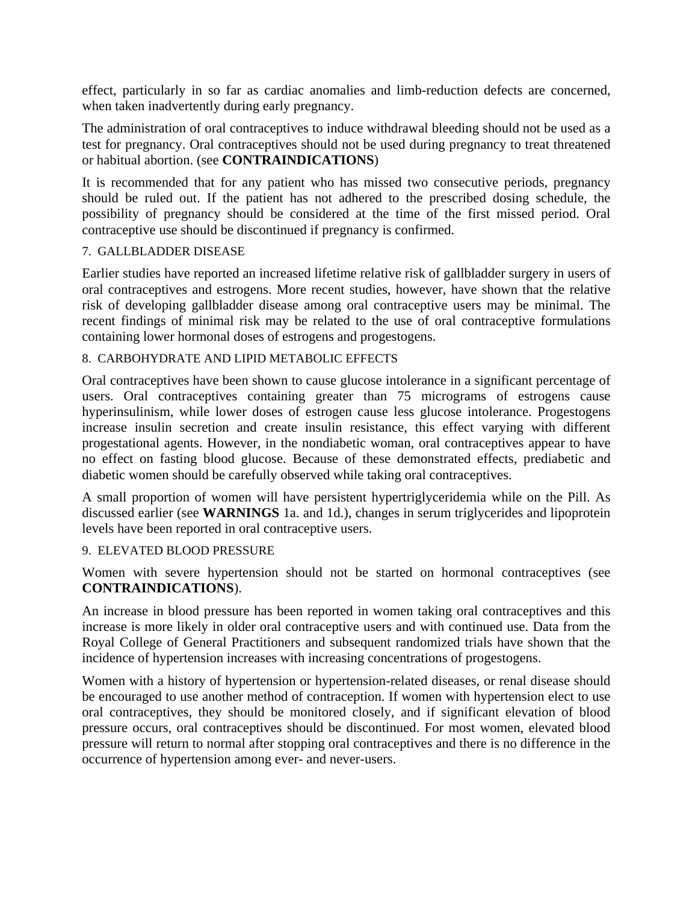effect, particularly in so far as cardiac anomalies and limb-reduction defects are concerned, when taken inadvertently during early pregnancy.

The administration of oral contraceptives to induce withdrawal bleeding should not be used as a test for pregnancy. Oral contraceptives should not be used during pregnancy to treat threatened or habitual abortion. (see **CONTRAINDICATIONS**)

It is recommended that for any patient who has missed two consecutive periods, pregnancy should be ruled out. If the patient has not adhered to the prescribed dosing schedule, the possibility of pregnancy should be considered at the time of the first missed period. Oral contraceptive use should be discontinued if pregnancy is confirmed.

7. GALLBLADDER DISEASE

Earlier studies have reported an increased lifetime relative risk of gallbladder surgery in users of oral contraceptives and estrogens. More recent studies, however, have shown that the relative risk of developing gallbladder disease among oral contraceptive users may be minimal. The recent findings of minimal risk may be related to the use of oral contraceptive formulations containing lower hormonal doses of estrogens and progestogens.

8. CARBOHYDRATE AND LIPID METABOLIC EFFECTS

Oral contraceptives have been shown to cause glucose intolerance in a significant percentage of users. Oral contraceptives containing greater than 75 micrograms of estrogens cause hyperinsulinism, while lower doses of estrogen cause less glucose intolerance. Progestogens increase insulin secretion and create insulin resistance, this effect varying with different progestational agents. However, in the nondiabetic woman, oral contraceptives appear to have no effect on fasting blood glucose. Because of these demonstrated effects, prediabetic and diabetic women should be carefully observed while taking oral contraceptives.

A small proportion of women will have persistent hypertriglyceridemia while on the Pill. As discussed earlier (see **WARNINGS** 1a. and 1d.), changes in serum triglycerides and lipoprotein levels have been reported in oral contraceptive users.

9. ELEVATED BLOOD PRESSURE

Women with severe hypertension should not be started on hormonal contraceptives (see **CONTRAINDICATIONS**).

An increase in blood pressure has been reported in women taking oral contraceptives and this increase is more likely in older oral contraceptive users and with continued use. Data from the Royal College of General Practitioners and subsequent randomized trials have shown that the incidence of hypertension increases with increasing concentrations of progestogens.

Women with a history of hypertension or hypertension-related diseases, or renal disease should be encouraged to use another method of contraception. If women with hypertension elect to use oral contraceptives, they should be monitored closely, and if significant elevation of blood pressure occurs, oral contraceptives should be discontinued. For most women, elevated blood pressure will return to normal after stopping oral contraceptives and there is no difference in the occurrence of hypertension among ever- and never-users.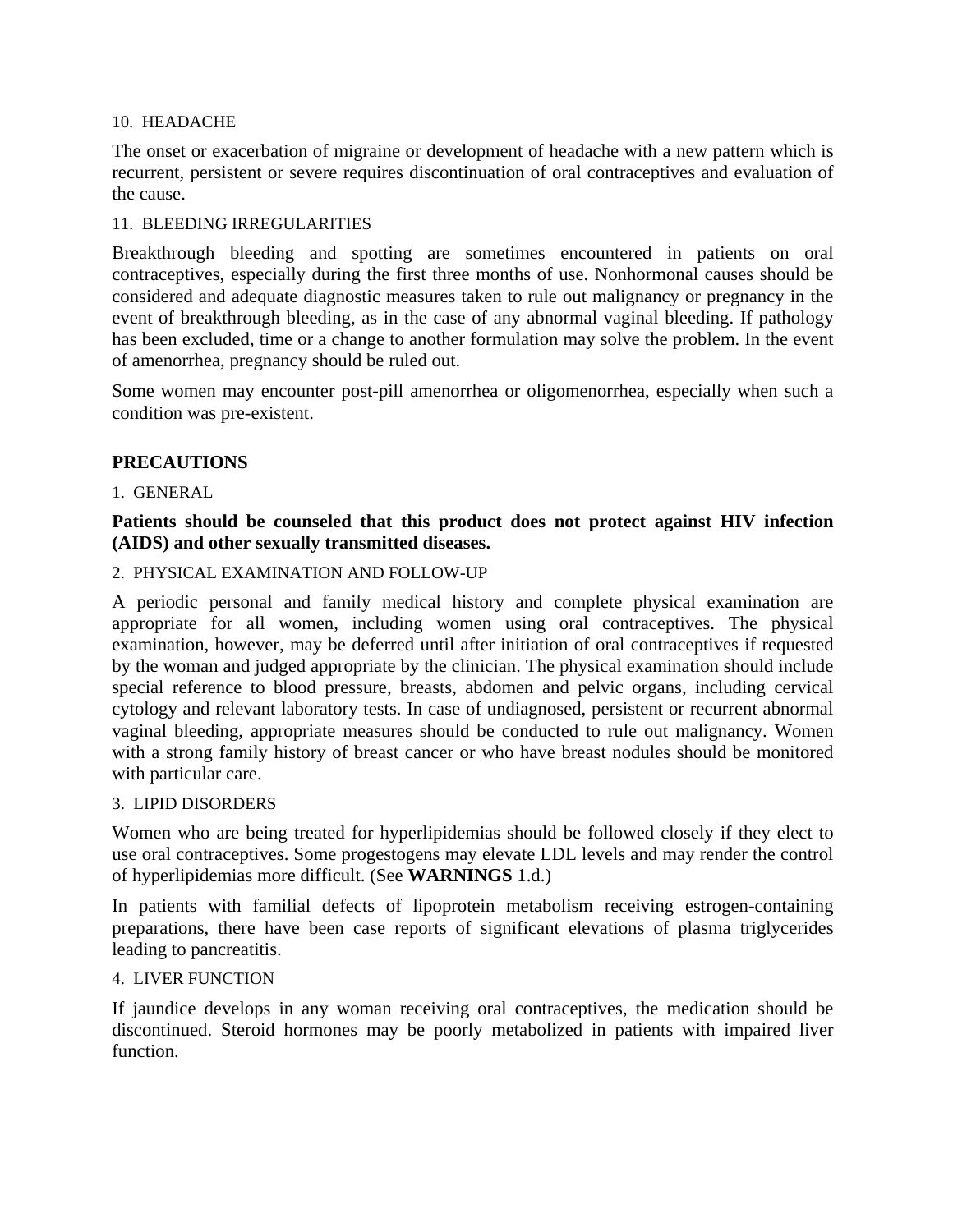10. HEADACHE

The onset or exacerbation of migraine or development of headache with a new pattern which is recurrent, persistent or severe requires discontinuation of oral contraceptives and evaluation of the cause.

11. BLEEDING IRREGULARITIES

Breakthrough bleeding and spotting are sometimes encountered in patients on oral contraceptives, especially during the first three months of use. Nonhormonal causes should be considered and adequate diagnostic measures taken to rule out malignancy or pregnancy in the event of breakthrough bleeding, as in the case of any abnormal vaginal bleeding. If pathology has been excluded, time or a change to another formulation may solve the problem. In the event of amenorrhea, pregnancy should be ruled out.

Some women may encounter post-pill amenorrhea or oligomenorrhea, especially when such a condition was pre-existent.

## PRECAUTIONS

1. GENERAL

**Patients should be counseled that this product does not protect against HIV infection (AIDS) and other sexually transmitted diseases.**

2. PHYSICAL EXAMINATION AND FOLLOW-UP

A periodic personal and family medical history and complete physical examination are appropriate for all women, including women using oral contraceptives. The physical examination, however, may be deferred until after initiation of oral contraceptives if requested by the woman and judged appropriate by the clinician. The physical examination should include special reference to blood pressure, breasts, abdomen and pelvic organs, including cervical cytology and relevant laboratory tests. In case of undiagnosed, persistent or recurrent abnormal vaginal bleeding, appropriate measures should be conducted to rule out malignancy. Women with a strong family history of breast cancer or who have breast nodules should be monitored with particular care.

3. LIPID DISORDERS

Women who are being treated for hyperlipidemias should be followed closely if they elect to use oral contraceptives. Some progestogens may elevate LDL levels and may render the control of hyperlipidemias more difficult. (See **WARNINGS** 1.d.)

In patients with familial defects of lipoprotein metabolism receiving estrogen-containing preparations, there have been case reports of significant elevations of plasma triglycerides leading to pancreatitis.

4. LIVER FUNCTION

If jaundice develops in any woman receiving oral contraceptives, the medication should be discontinued. Steroid hormones may be poorly metabolized in patients with impaired liver function.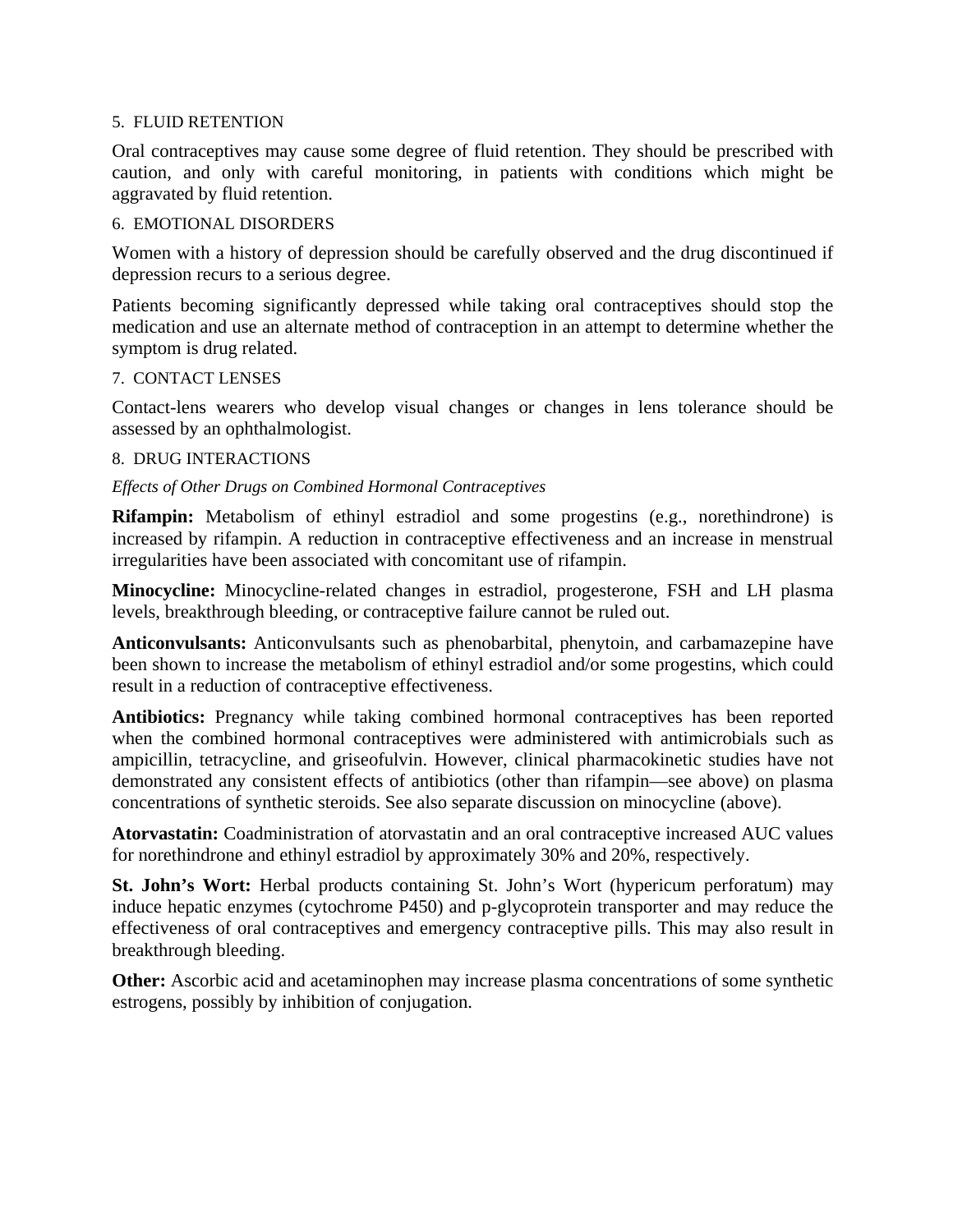5. FLUID RETENTION

Oral contraceptives may cause some degree of fluid retention. They should be prescribed with caution, and only with careful monitoring, in patients with conditions which might be aggravated by fluid retention.

6. EMOTIONAL DISORDERS

Women with a history of depression should be carefully observed and the drug discontinued if depression recurs to a serious degree.

Patients becoming significantly depressed while taking oral contraceptives should stop the medication and use an alternate method of contraception in an attempt to determine whether the symptom is drug related.

7. CONTACT LENSES

Contact-lens wearers who develop visual changes or changes in lens tolerance should be assessed by an ophthalmologist.

8. DRUG INTERACTIONS

*Effects of Other Drugs on Combined Hormonal Contraceptives*

**Rifampin:** Metabolism of ethinyl estradiol and some progestins (e.g., norethindrone) is increased by rifampin. A reduction in contraceptive effectiveness and an increase in menstrual irregularities have been associated with concomitant use of rifampin.

**Minocycline:** Minocycline-related changes in estradiol, progesterone, FSH and LH plasma levels, breakthrough bleeding, or contraceptive failure cannot be ruled out.

**Anticonvulsants:** Anticonvulsants such as phenobarbital, phenytoin, and carbamazepine have been shown to increase the metabolism of ethinyl estradiol and/or some progestins, which could result in a reduction of contraceptive effectiveness.

**Antibiotics:** Pregnancy while taking combined hormonal contraceptives has been reported when the combined hormonal contraceptives were administered with antimicrobials such as ampicillin, tetracycline, and griseofulvin. However, clinical pharmacokinetic studies have not demonstrated any consistent effects of antibiotics (other than rifampin—see above) on plasma concentrations of synthetic steroids. See also separate discussion on minocycline (above).

**Atorvastatin:** Coadministration of atorvastatin and an oral contraceptive increased AUC values for norethindrone and ethinyl estradiol by approximately 30% and 20%, respectively.

**St. John's Wort:** Herbal products containing St. John's Wort (hypericum perforatum) may induce hepatic enzymes (cytochrome P450) and p-glycoprotein transporter and may reduce the effectiveness of oral contraceptives and emergency contraceptive pills. This may also result in breakthrough bleeding.

**Other:** Ascorbic acid and acetaminophen may increase plasma concentrations of some synthetic estrogens, possibly by inhibition of conjugation.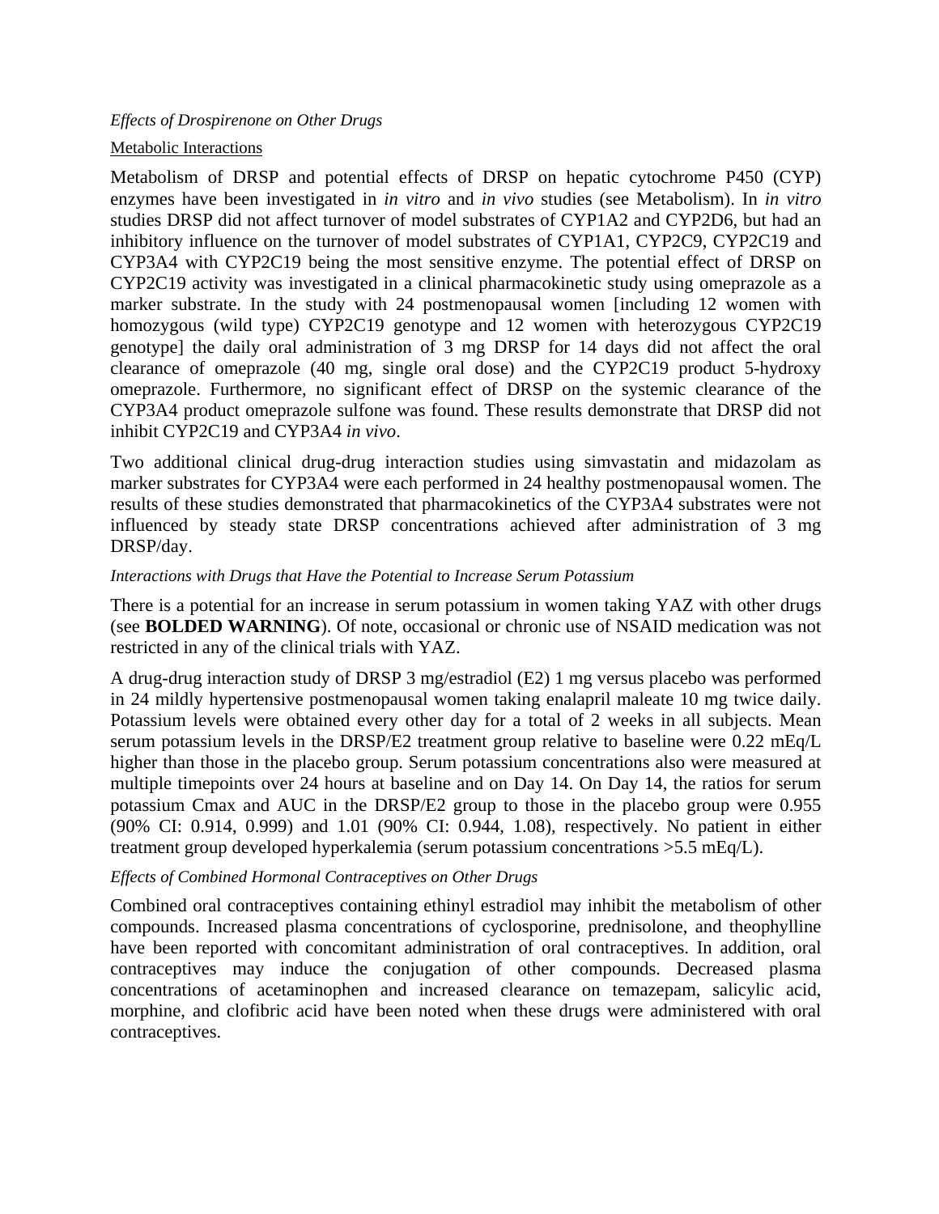*Effects of Drospirenone on Other Drugs*

Metabolic Interactions

Metabolism of DRSP and potential effects of DRSP on hepatic cytochrome P450 (CYP) enzymes have been investigated in *in vitro* and *in vivo* studies (see Metabolism). In *in vitro* studies DRSP did not affect turnover of model substrates of CYP1A2 and CYP2D6, but had an inhibitory influence on the turnover of model substrates of CYP1A1, CYP2C9, CYP2C19 and CYP3A4 with CYP2C19 being the most sensitive enzyme. The potential effect of DRSP on CYP2C19 activity was investigated in a clinical pharmacokinetic study using omeprazole as a marker substrate. In the study with 24 postmenopausal women [including 12 women with homozygous (wild type) CYP2C19 genotype and 12 women with heterozygous CYP2C19 genotype] the daily oral administration of 3 mg DRSP for 14 days did not affect the oral clearance of omeprazole (40 mg, single oral dose) and the CYP2C19 product 5-hydroxy omeprazole. Furthermore, no significant effect of DRSP on the systemic clearance of the CYP3A4 product omeprazole sulfone was found. These results demonstrate that DRSP did not inhibit CYP2C19 and CYP3A4 *in vivo*.

Two additional clinical drug-drug interaction studies using simvastatin and midazolam as marker substrates for CYP3A4 were each performed in 24 healthy postmenopausal women. The results of these studies demonstrated that pharmacokinetics of the CYP3A4 substrates were not influenced by steady state DRSP concentrations achieved after administration of 3 mg DRSP/day.

*Interactions with Drugs that Have the Potential to Increase Serum Potassium*

There is a potential for an increase in serum potassium in women taking YAZ with other drugs (see **BOLDED WARNING**). Of note, occasional or chronic use of NSAID medication was not restricted in any of the clinical trials with YAZ.

A drug-drug interaction study of DRSP 3 mg/estradiol (E2) 1 mg versus placebo was performed in 24 mildly hypertensive postmenopausal women taking enalapril maleate 10 mg twice daily. Potassium levels were obtained every other day for a total of 2 weeks in all subjects. Mean serum potassium levels in the DRSP/E2 treatment group relative to baseline were 0.22 mEq/L higher than those in the placebo group. Serum potassium concentrations also were measured at multiple timepoints over 24 hours at baseline and on Day 14. On Day 14, the ratios for serum potassium Cmax and AUC in the DRSP/E2 group to those in the placebo group were 0.955 (90% CI: 0.914, 0.999) and 1.01 (90% CI: 0.944, 1.08), respectively. No patient in either treatment group developed hyperkalemia (serum potassium concentrations >5.5 mEq/L).

*Effects of Combined Hormonal Contraceptives on Other Drugs*

Combined oral contraceptives containing ethinyl estradiol may inhibit the metabolism of other compounds. Increased plasma concentrations of cyclosporine, prednisolone, and theophylline have been reported with concomitant administration of oral contraceptives. In addition, oral contraceptives may induce the conjugation of other compounds. Decreased plasma concentrations of acetaminophen and increased clearance on temazepam, salicylic acid, morphine, and clofibric acid have been noted when these drugs were administered with oral contraceptives.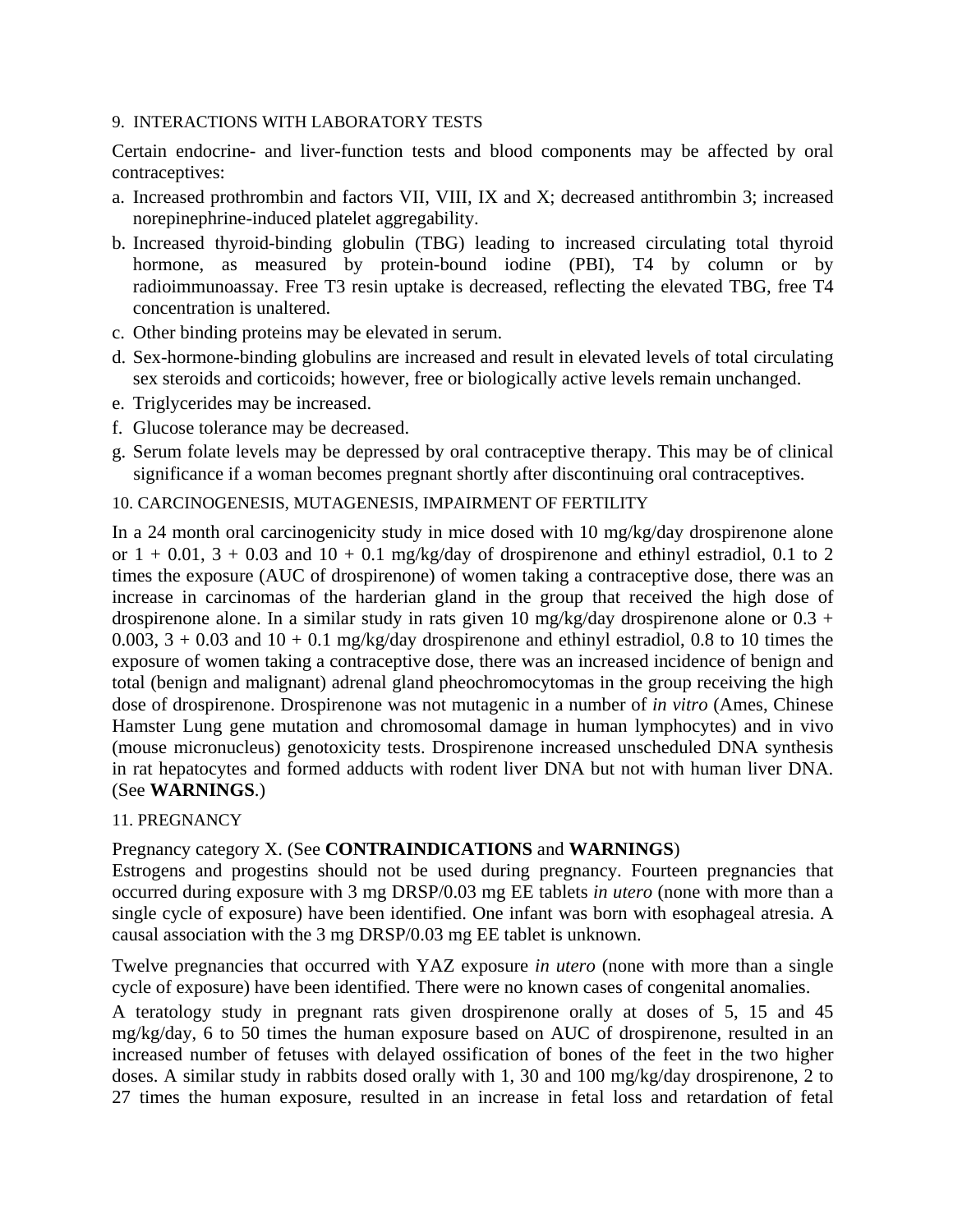### 9. INTERACTIONS WITH LABORATORY TESTS

Certain endocrine- and liver-function tests and blood components may be affected by oral contraceptives:

a. Increased prothrombin and factors VII, VIII, IX and X; decreased antithrombin 3; increased norepinephrine-induced platelet aggregability.
b. Increased thyroid-binding globulin (TBG) leading to increased circulating total thyroid hormone, as measured by protein-bound iodine (PBI), T4 by column or by radioimmunoassay. Free T3 resin uptake is decreased, reflecting the elevated TBG, free T4 concentration is unaltered.
c. Other binding proteins may be elevated in serum.
d. Sex-hormone-binding globulins are increased and result in elevated levels of total circulating sex steroids and corticoids; however, free or biologically active levels remain unchanged.
e. Triglycerides may be increased.
f. Glucose tolerance may be decreased.
g. Serum folate levels may be depressed by oral contraceptive therapy. This may be of clinical significance if a woman becomes pregnant shortly after discontinuing oral contraceptives.

### 10. CARCINOGENESIS, MUTAGENESIS, IMPAIRMENT OF FERTILITY

In a 24 month oral carcinogenicity study in mice dosed with 10 mg/kg/day drospirenone alone or 1 + 0.01, 3 + 0.03 and 10 + 0.1 mg/kg/day of drospirenone and ethinyl estradiol, 0.1 to 2 times the exposure (AUC of drospirenone) of women taking a contraceptive dose, there was an increase in carcinomas of the harderian gland in the group that received the high dose of drospirenone alone. In a similar study in rats given 10 mg/kg/day drospirenone alone or 0.3 + 0.003, 3 + 0.03 and 10 + 0.1 mg/kg/day drospirenone and ethinyl estradiol, 0.8 to 10 times the exposure of women taking a contraceptive dose, there was an increased incidence of benign and total (benign and malignant) adrenal gland pheochromocytomas in the group receiving the high dose of drospirenone. Drospirenone was not mutagenic in a number of *in vitro* (Ames, Chinese Hamster Lung gene mutation and chromosomal damage in human lymphocytes) and in vivo (mouse micronucleus) genotoxicity tests. Drospirenone increased unscheduled DNA synthesis in rat hepatocytes and formed adducts with rodent liver DNA but not with human liver DNA. (See **WARNINGS**.)

### 11. PREGNANCY

Pregnancy category X. (See **CONTRAINDICATIONS** and **WARNINGS**)
Estrogens and progestins should not be used during pregnancy. Fourteen pregnancies that occurred during exposure with 3 mg DRSP/0.03 mg EE tablets *in utero* (none with more than a single cycle of exposure) have been identified. One infant was born with esophageal atresia. A causal association with the 3 mg DRSP/0.03 mg EE tablet is unknown.

Twelve pregnancies that occurred with YAZ exposure *in utero* (none with more than a single cycle of exposure) have been identified. There were no known cases of congenital anomalies.

A teratology study in pregnant rats given drospirenone orally at doses of 5, 15 and 45 mg/kg/day, 6 to 50 times the human exposure based on AUC of drospirenone, resulted in an increased number of fetuses with delayed ossification of bones of the feet in the two higher doses. A similar study in rabbits dosed orally with 1, 30 and 100 mg/kg/day drospirenone, 2 to 27 times the human exposure, resulted in an increase in fetal loss and retardation of fetal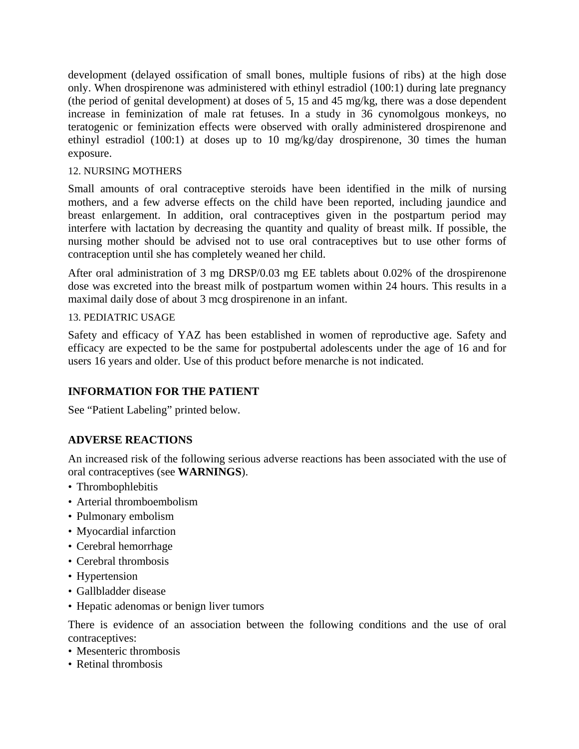development (delayed ossification of small bones, multiple fusions of ribs) at the high dose only. When drospirenone was administered with ethinyl estradiol (100:1) during late pregnancy (the period of genital development) at doses of 5, 15 and 45 mg/kg, there was a dose dependent increase in feminization of male rat fetuses. In a study in 36 cynomolgous monkeys, no teratogenic or feminization effects were observed with orally administered drospirenone and ethinyl estradiol (100:1) at doses up to 10 mg/kg/day drospirenone, 30 times the human exposure.

12. NURSING MOTHERS

Small amounts of oral contraceptive steroids have been identified in the milk of nursing mothers, and a few adverse effects on the child have been reported, including jaundice and breast enlargement. In addition, oral contraceptives given in the postpartum period may interfere with lactation by decreasing the quantity and quality of breast milk. If possible, the nursing mother should be advised not to use oral contraceptives but to use other forms of contraception until she has completely weaned her child.

After oral administration of 3 mg DRSP/0.03 mg EE tablets about 0.02% of the drospirenone dose was excreted into the breast milk of postpartum women within 24 hours. This results in a maximal daily dose of about 3 mcg drospirenone in an infant.

13. PEDIATRIC USAGE

Safety and efficacy of YAZ has been established in women of reproductive age. Safety and efficacy are expected to be the same for postpubertal adolescents under the age of 16 and for users 16 years and older. Use of this product before menarche is not indicated.

## INFORMATION FOR THE PATIENT

See "Patient Labeling" printed below.

## ADVERSE REACTIONS

An increased risk of the following serious adverse reactions has been associated with the use of oral contraceptives (see **WARNINGS**).

- Thrombophlebitis
- Arterial thromboembolism
- Pulmonary embolism
- Myocardial infarction
- Cerebral hemorrhage
- Cerebral thrombosis
- Hypertension
- Gallbladder disease
- Hepatic adenomas or benign liver tumors

There is evidence of an association between the following conditions and the use of oral contraceptives:

- Mesenteric thrombosis
- Retinal thrombosis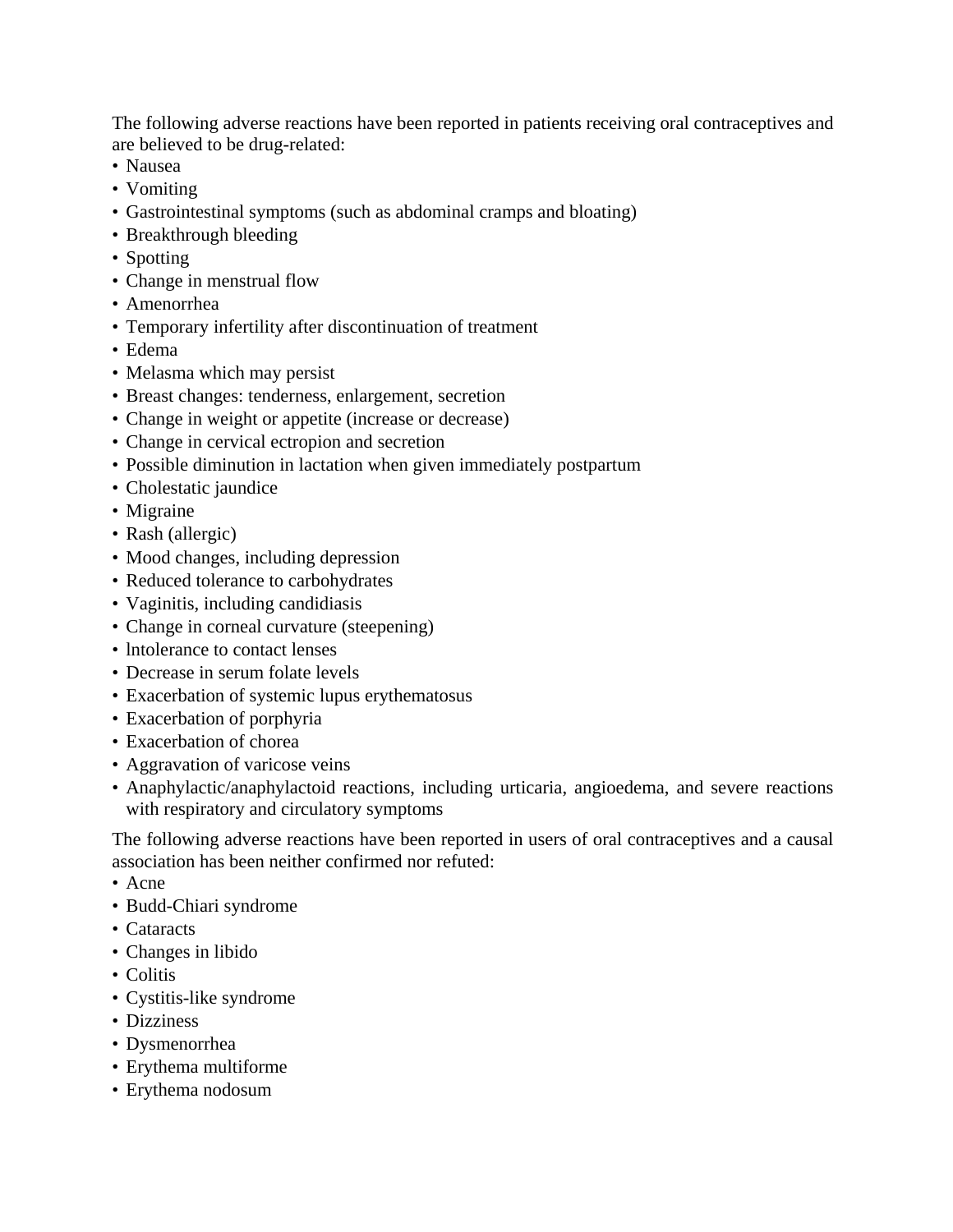The following adverse reactions have been reported in patients receiving oral contraceptives and are believed to be drug-related:

- Nausea
- Vomiting
- Gastrointestinal symptoms (such as abdominal cramps and bloating)
- Breakthrough bleeding
- Spotting
- Change in menstrual flow
- Amenorrhea
- Temporary infertility after discontinuation of treatment
- Edema
- Melasma which may persist
- Breast changes: tenderness, enlargement, secretion
- Change in weight or appetite (increase or decrease)
- Change in cervical ectropion and secretion
- Possible diminution in lactation when given immediately postpartum
- Cholestatic jaundice
- Migraine
- Rash (allergic)
- Mood changes, including depression
- Reduced tolerance to carbohydrates
- Vaginitis, including candidiasis
- Change in corneal curvature (steepening)
- lntolerance to contact lenses
- Decrease in serum folate levels
- Exacerbation of systemic lupus erythematosus
- Exacerbation of porphyria
- Exacerbation of chorea
- Aggravation of varicose veins
- Anaphylactic/anaphylactoid reactions, including urticaria, angioedema, and severe reactions with respiratory and circulatory symptoms

The following adverse reactions have been reported in users of oral contraceptives and a causal association has been neither confirmed nor refuted:

- Acne
- Budd-Chiari syndrome
- Cataracts
- Changes in libido
- Colitis
- Cystitis-like syndrome
- Dizziness
- Dysmenorrhea
- Erythema multiforme
- Erythema nodosum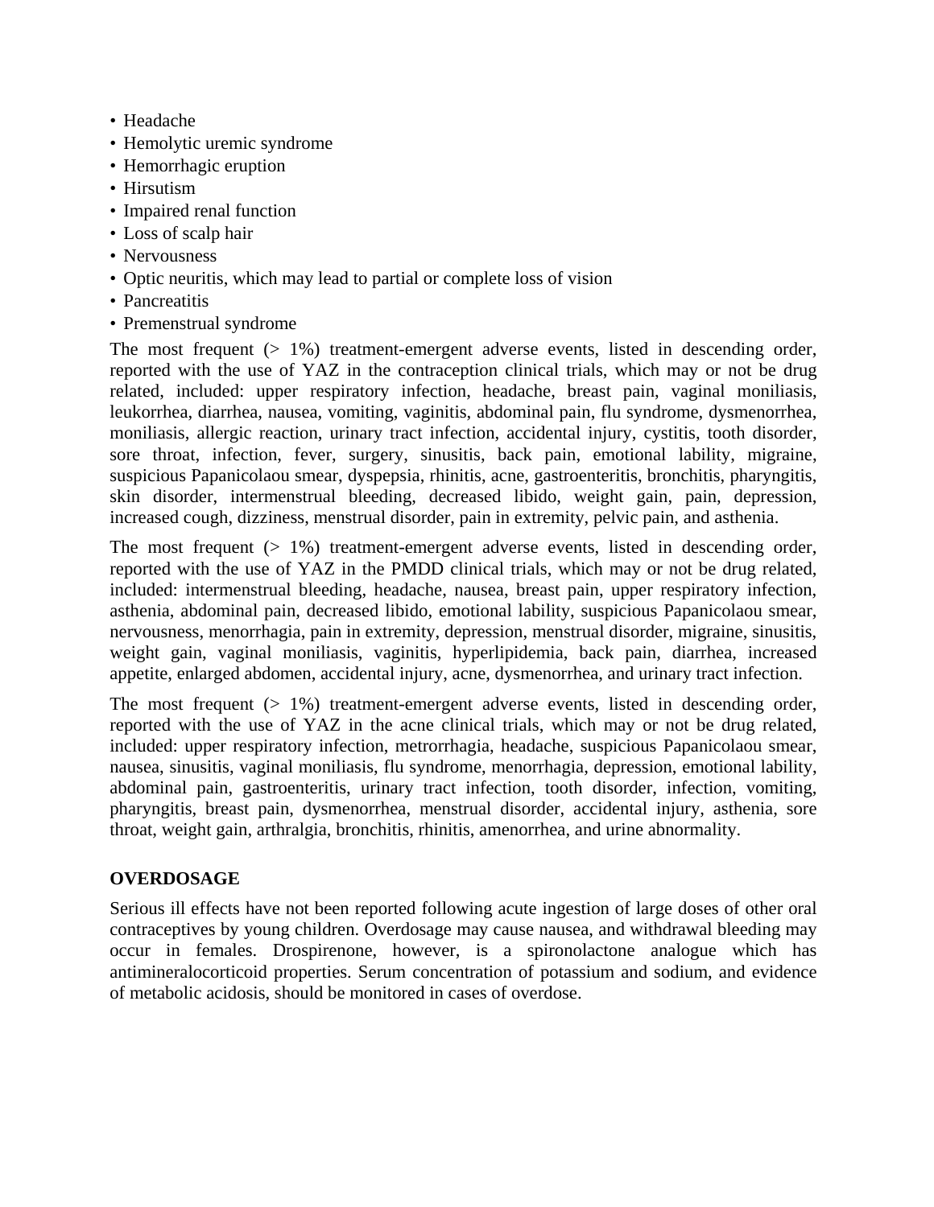- Headache
- Hemolytic uremic syndrome
- Hemorrhagic eruption
- Hirsutism
- Impaired renal function
- Loss of scalp hair
- Nervousness
- Optic neuritis, which may lead to partial or complete loss of vision
- Pancreatitis
- Premenstrual syndrome

The most frequent (> 1%) treatment-emergent adverse events, listed in descending order, reported with the use of YAZ in the contraception clinical trials, which may or not be drug related, included: upper respiratory infection, headache, breast pain, vaginal moniliasis, leukorrhea, diarrhea, nausea, vomiting, vaginitis, abdominal pain, flu syndrome, dysmenorrhea, moniliasis, allergic reaction, urinary tract infection, accidental injury, cystitis, tooth disorder, sore throat, infection, fever, surgery, sinusitis, back pain, emotional lability, migraine, suspicious Papanicolaou smear, dyspepsia, rhinitis, acne, gastroenteritis, bronchitis, pharyngitis, skin disorder, intermenstrual bleeding, decreased libido, weight gain, pain, depression, increased cough, dizziness, menstrual disorder, pain in extremity, pelvic pain, and asthenia.

The most frequent (> 1%) treatment-emergent adverse events, listed in descending order, reported with the use of YAZ in the PMDD clinical trials, which may or not be drug related, included: intermenstrual bleeding, headache, nausea, breast pain, upper respiratory infection, asthenia, abdominal pain, decreased libido, emotional lability, suspicious Papanicolaou smear, nervousness, menorrhagia, pain in extremity, depression, menstrual disorder, migraine, sinusitis, weight gain, vaginal moniliasis, vaginitis, hyperlipidemia, back pain, diarrhea, increased appetite, enlarged abdomen, accidental injury, acne, dysmenorrhea, and urinary tract infection.

The most frequent (> 1%) treatment-emergent adverse events, listed in descending order, reported with the use of YAZ in the acne clinical trials, which may or not be drug related, included: upper respiratory infection, metrorrhagia, headache, suspicious Papanicolaou smear, nausea, sinusitis, vaginal moniliasis, flu syndrome, menorrhagia, depression, emotional lability, abdominal pain, gastroenteritis, urinary tract infection, tooth disorder, infection, vomiting, pharyngitis, breast pain, dysmenorrhea, menstrual disorder, accidental injury, asthenia, sore throat, weight gain, arthralgia, bronchitis, rhinitis, amenorrhea, and urine abnormality.

## OVERDOSAGE

Serious ill effects have not been reported following acute ingestion of large doses of other oral contraceptives by young children. Overdosage may cause nausea, and withdrawal bleeding may occur in females. Drospirenone, however, is a spironolactone analogue which has antimineralocorticoid properties. Serum concentration of potassium and sodium, and evidence of metabolic acidosis, should be monitored in cases of overdose.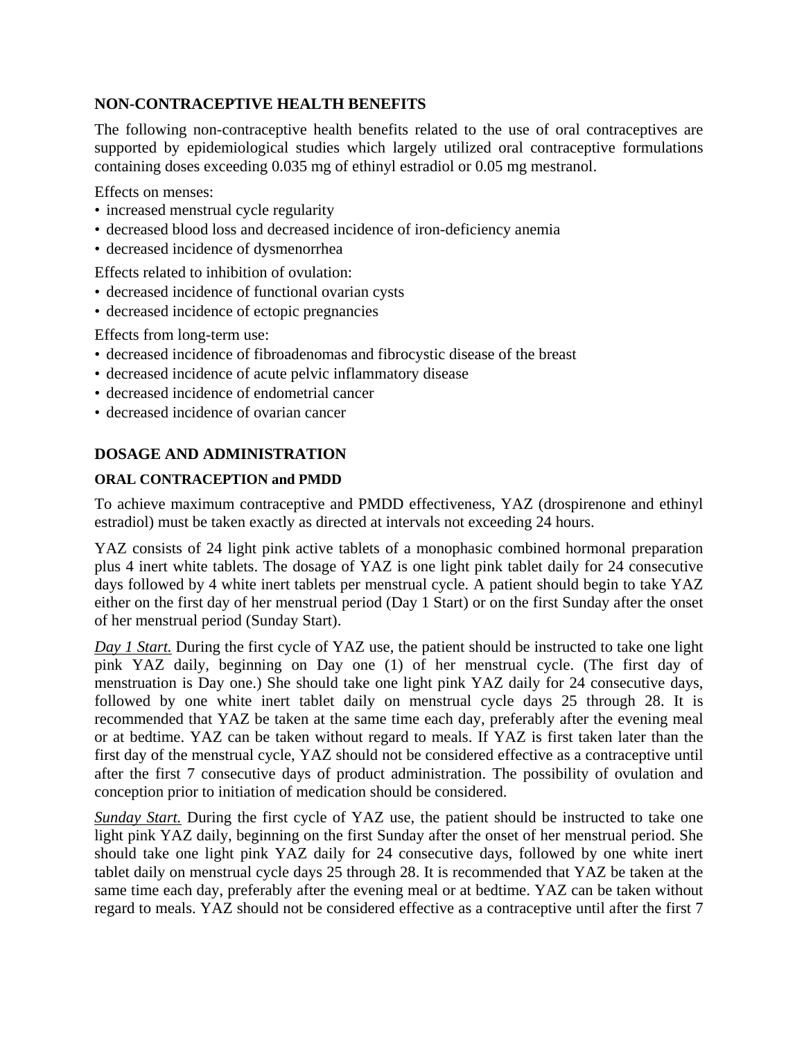## NON-CONTRACEPTIVE HEALTH BENEFITS

The following non-contraceptive health benefits related to the use of oral contraceptives are supported by epidemiological studies which largely utilized oral contraceptive formulations containing doses exceeding 0.035 mg of ethinyl estradiol or 0.05 mg mestranol.

Effects on menses:

- increased menstrual cycle regularity
- decreased blood loss and decreased incidence of iron-deficiency anemia
- decreased incidence of dysmenorrhea

Effects related to inhibition of ovulation:

- decreased incidence of functional ovarian cysts
- decreased incidence of ectopic pregnancies

Effects from long-term use:

- decreased incidence of fibroadenomas and fibrocystic disease of the breast
- decreased incidence of acute pelvic inflammatory disease
- decreased incidence of endometrial cancer
- decreased incidence of ovarian cancer

## DOSAGE AND ADMINISTRATION

### ORAL CONTRACEPTION and PMDD

To achieve maximum contraceptive and PMDD effectiveness, YAZ (drospirenone and ethinyl estradiol) must be taken exactly as directed at intervals not exceeding 24 hours.

YAZ consists of 24 light pink active tablets of a monophasic combined hormonal preparation plus 4 inert white tablets. The dosage of YAZ is one light pink tablet daily for 24 consecutive days followed by 4 white inert tablets per menstrual cycle. A patient should begin to take YAZ either on the first day of her menstrual period (Day 1 Start) or on the first Sunday after the onset of her menstrual period (Sunday Start).

*Day 1 Start.* During the first cycle of YAZ use, the patient should be instructed to take one light pink YAZ daily, beginning on Day one (1) of her menstrual cycle. (The first day of menstruation is Day one.) She should take one light pink YAZ daily for 24 consecutive days, followed by one white inert tablet daily on menstrual cycle days 25 through 28. It is recommended that YAZ be taken at the same time each day, preferably after the evening meal or at bedtime. YAZ can be taken without regard to meals. If YAZ is first taken later than the first day of the menstrual cycle, YAZ should not be considered effective as a contraceptive until after the first 7 consecutive days of product administration. The possibility of ovulation and conception prior to initiation of medication should be considered.

*Sunday Start.* During the first cycle of YAZ use, the patient should be instructed to take one light pink YAZ daily, beginning on the first Sunday after the onset of her menstrual period. She should take one light pink YAZ daily for 24 consecutive days, followed by one white inert tablet daily on menstrual cycle days 25 through 28. It is recommended that YAZ be taken at the same time each day, preferably after the evening meal or at bedtime. YAZ can be taken without regard to meals. YAZ should not be considered effective as a contraceptive until after the first 7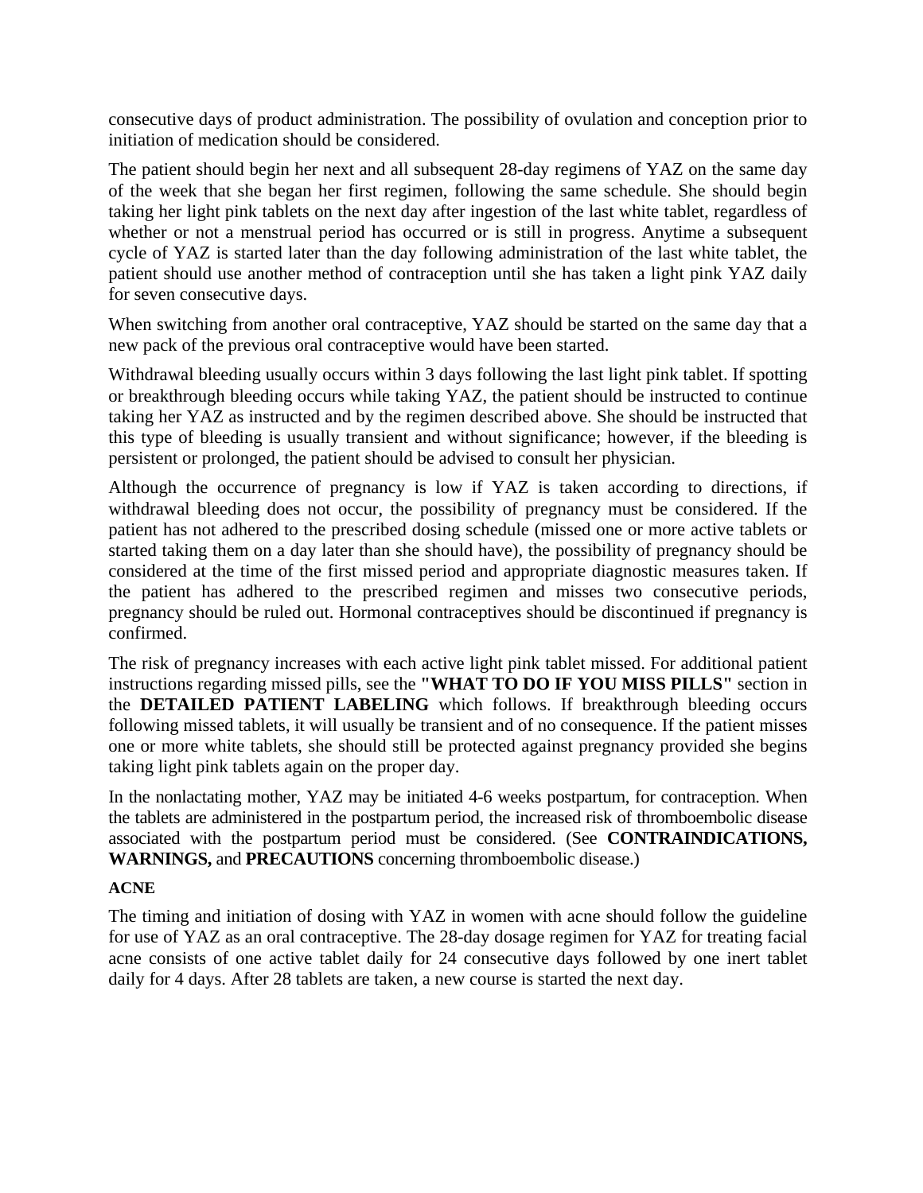consecutive days of product administration. The possibility of ovulation and conception prior to initiation of medication should be considered.

The patient should begin her next and all subsequent 28-day regimens of YAZ on the same day of the week that she began her first regimen, following the same schedule. She should begin taking her light pink tablets on the next day after ingestion of the last white tablet, regardless of whether or not a menstrual period has occurred or is still in progress. Anytime a subsequent cycle of YAZ is started later than the day following administration of the last white tablet, the patient should use another method of contraception until she has taken a light pink YAZ daily for seven consecutive days.

When switching from another oral contraceptive, YAZ should be started on the same day that a new pack of the previous oral contraceptive would have been started.

Withdrawal bleeding usually occurs within 3 days following the last light pink tablet. If spotting or breakthrough bleeding occurs while taking YAZ, the patient should be instructed to continue taking her YAZ as instructed and by the regimen described above. She should be instructed that this type of bleeding is usually transient and without significance; however, if the bleeding is persistent or prolonged, the patient should be advised to consult her physician.

Although the occurrence of pregnancy is low if YAZ is taken according to directions, if withdrawal bleeding does not occur, the possibility of pregnancy must be considered. If the patient has not adhered to the prescribed dosing schedule (missed one or more active tablets or started taking them on a day later than she should have), the possibility of pregnancy should be considered at the time of the first missed period and appropriate diagnostic measures taken. If the patient has adhered to the prescribed regimen and misses two consecutive periods, pregnancy should be ruled out. Hormonal contraceptives should be discontinued if pregnancy is confirmed.

The risk of pregnancy increases with each active light pink tablet missed. For additional patient instructions regarding missed pills, see the **"WHAT TO DO IF YOU MISS PILLS"** section in the **DETAILED PATIENT LABELING** which follows. If breakthrough bleeding occurs following missed tablets, it will usually be transient and of no consequence. If the patient misses one or more white tablets, she should still be protected against pregnancy provided she begins taking light pink tablets again on the proper day.

In the nonlactating mother, YAZ may be initiated 4-6 weeks postpartum, for contraception. When the tablets are administered in the postpartum period, the increased risk of thromboembolic disease associated with the postpartum period must be considered. (See **CONTRAINDICATIONS, WARNINGS,** and **PRECAUTIONS** concerning thromboembolic disease.)

**ACNE**

The timing and initiation of dosing with YAZ in women with acne should follow the guideline for use of YAZ as an oral contraceptive. The 28-day dosage regimen for YAZ for treating facial acne consists of one active tablet daily for 24 consecutive days followed by one inert tablet daily for 4 days. After 28 tablets are taken, a new course is started the next day.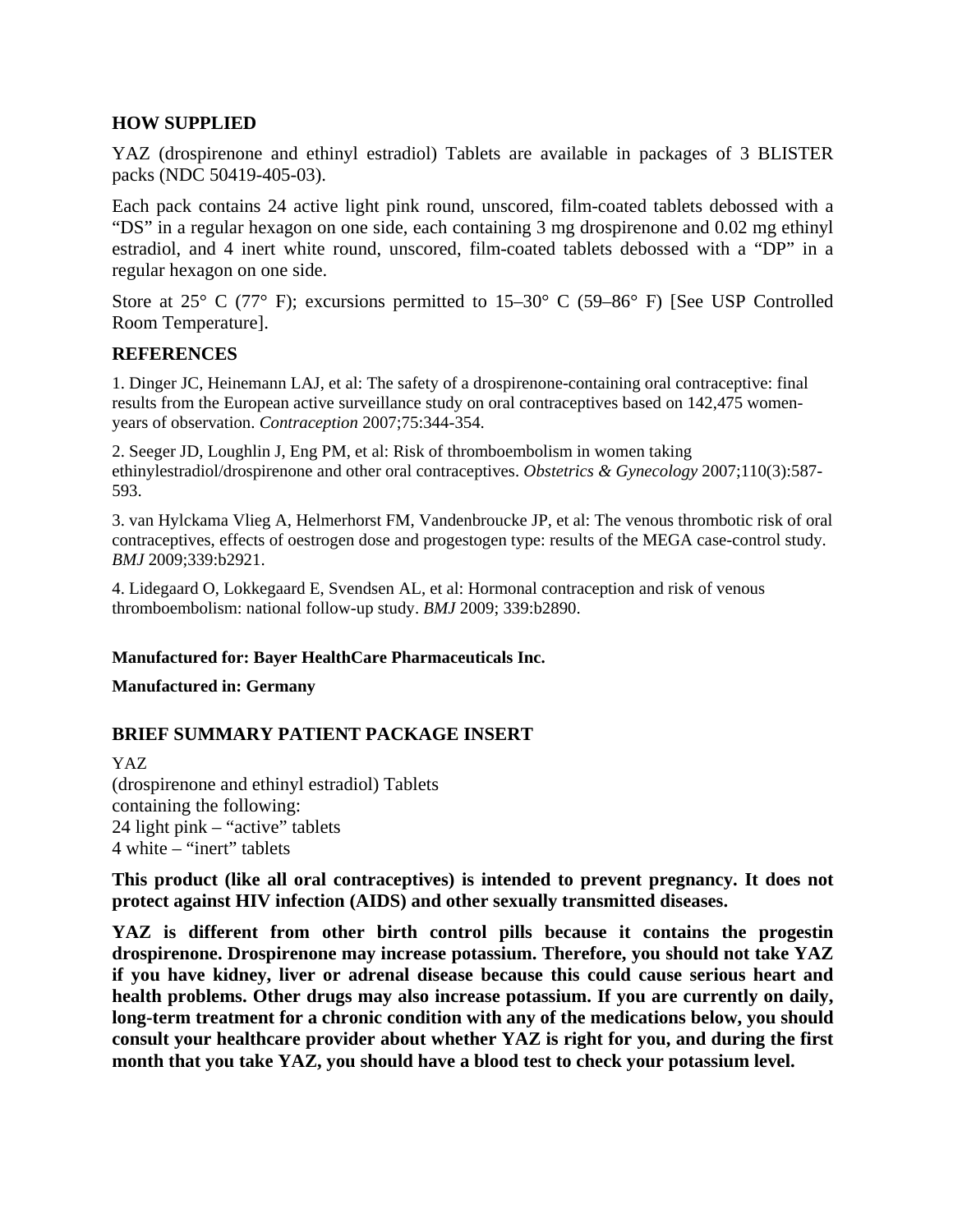## HOW SUPPLIED

YAZ (drospirenone and ethinyl estradiol) Tablets are available in packages of 3 BLISTER packs (NDC 50419-405-03).

Each pack contains 24 active light pink round, unscored, film-coated tablets debossed with a "DS" in a regular hexagon on one side, each containing 3 mg drospirenone and 0.02 mg ethinyl estradiol, and 4 inert white round, unscored, film-coated tablets debossed with a "DP" in a regular hexagon on one side.

Store at 25° C (77° F); excursions permitted to 15–30° C (59–86° F) [See USP Controlled Room Temperature].

## REFERENCES

1. Dinger JC, Heinemann LAJ, et al: The safety of a drospirenone-containing oral contraceptive: final results from the European active surveillance study on oral contraceptives based on 142,475 women-years of observation. *Contraception* 2007;75:344-354.

2. Seeger JD, Loughlin J, Eng PM, et al: Risk of thromboembolism in women taking ethinylestradiol/drospirenone and other oral contraceptives. *Obstetrics & Gynecology* 2007;110(3):587-593.

3. van Hylckama Vlieg A, Helmerhorst FM, Vandenbroucke JP, et al: The venous thrombotic risk of oral contraceptives, effects of oestrogen dose and progestogen type: results of the MEGA case-control study. *BMJ* 2009;339:b2921.

4. Lidegaard O, Lokkegaard E, Svendsen AL, et al: Hormonal contraception and risk of venous thromboembolism: national follow-up study. *BMJ* 2009; 339:b2890.

**Manufactured for: Bayer HealthCare Pharmaceuticals Inc.**

**Manufactured in: Germany**

## BRIEF SUMMARY PATIENT PACKAGE INSERT

YAZ
(drospirenone and ethinyl estradiol) Tablets
containing the following:
24 light pink – "active" tablets
4 white – "inert" tablets

**This product (like all oral contraceptives) is intended to prevent pregnancy. It does not protect against HIV infection (AIDS) and other sexually transmitted diseases.**

**YAZ is different from other birth control pills because it contains the progestin drospirenone. Drospirenone may increase potassium. Therefore, you should not take YAZ if you have kidney, liver or adrenal disease because this could cause serious heart and health problems. Other drugs may also increase potassium. If you are currently on daily, long-term treatment for a chronic condition with any of the medications below, you should consult your healthcare provider about whether YAZ is right for you, and during the first month that you take YAZ, you should have a blood test to check your potassium level.**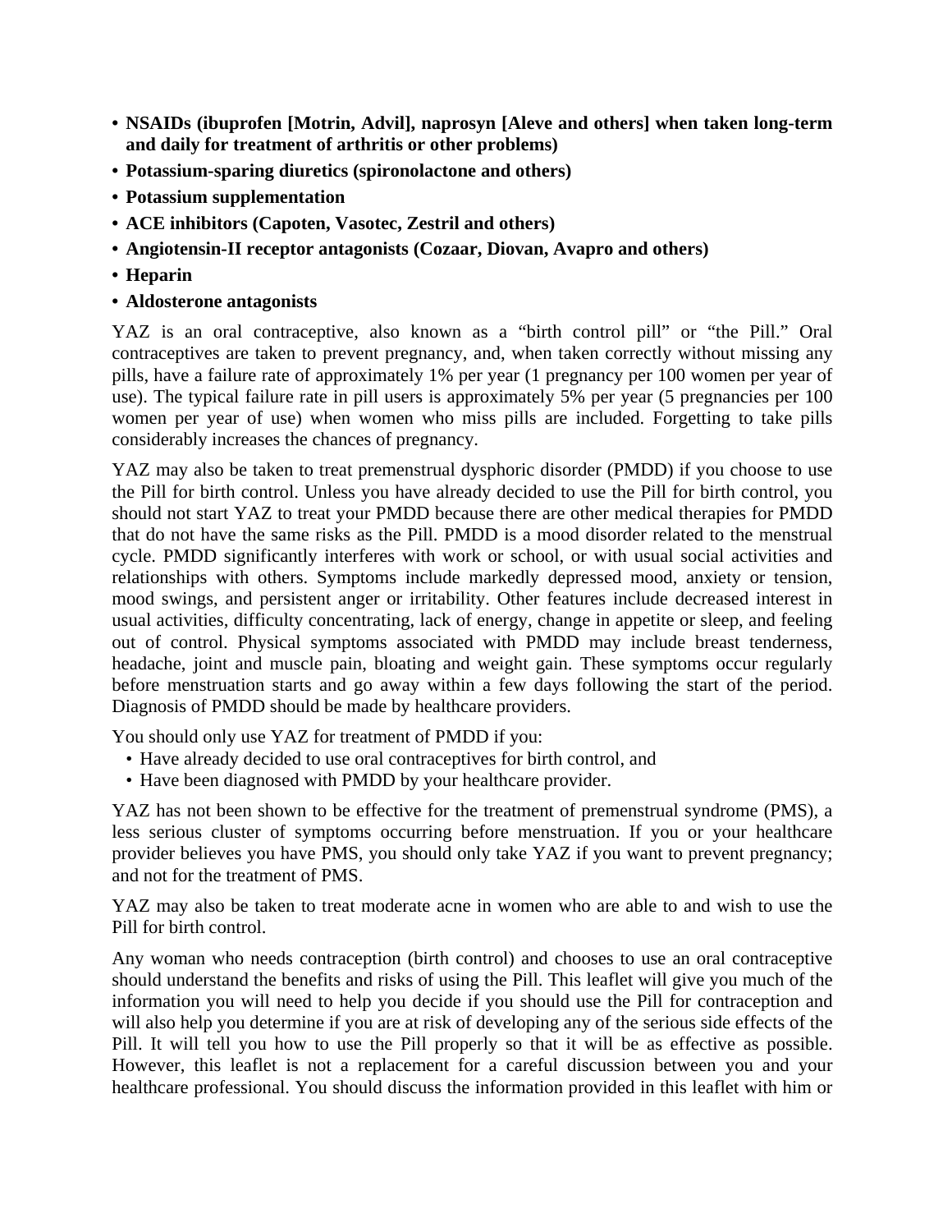- **NSAIDs (ibuprofen [Motrin, Advil], naprosyn [Aleve and others] when taken long-term and daily for treatment of arthritis or other problems)**
- **Potassium-sparing diuretics (spironolactone and others)**
- **Potassium supplementation**
- **ACE inhibitors (Capoten, Vasotec, Zestril and others)**
- **Angiotensin-II receptor antagonists (Cozaar, Diovan, Avapro and others)**
- **Heparin**
- **Aldosterone antagonists**

YAZ is an oral contraceptive, also known as a "birth control pill" or "the Pill." Oral contraceptives are taken to prevent pregnancy, and, when taken correctly without missing any pills, have a failure rate of approximately 1% per year (1 pregnancy per 100 women per year of use). The typical failure rate in pill users is approximately 5% per year (5 pregnancies per 100 women per year of use) when women who miss pills are included. Forgetting to take pills considerably increases the chances of pregnancy.

YAZ may also be taken to treat premenstrual dysphoric disorder (PMDD) if you choose to use the Pill for birth control. Unless you have already decided to use the Pill for birth control, you should not start YAZ to treat your PMDD because there are other medical therapies for PMDD that do not have the same risks as the Pill. PMDD is a mood disorder related to the menstrual cycle. PMDD significantly interferes with work or school, or with usual social activities and relationships with others. Symptoms include markedly depressed mood, anxiety or tension, mood swings, and persistent anger or irritability. Other features include decreased interest in usual activities, difficulty concentrating, lack of energy, change in appetite or sleep, and feeling out of control. Physical symptoms associated with PMDD may include breast tenderness, headache, joint and muscle pain, bloating and weight gain. These symptoms occur regularly before menstruation starts and go away within a few days following the start of the period. Diagnosis of PMDD should be made by healthcare providers.

You should only use YAZ for treatment of PMDD if you:

- Have already decided to use oral contraceptives for birth control, and
- Have been diagnosed with PMDD by your healthcare provider.

YAZ has not been shown to be effective for the treatment of premenstrual syndrome (PMS), a less serious cluster of symptoms occurring before menstruation. If you or your healthcare provider believes you have PMS, you should only take YAZ if you want to prevent pregnancy; and not for the treatment of PMS.

YAZ may also be taken to treat moderate acne in women who are able to and wish to use the Pill for birth control.

Any woman who needs contraception (birth control) and chooses to use an oral contraceptive should understand the benefits and risks of using the Pill. This leaflet will give you much of the information you will need to help you decide if you should use the Pill for contraception and will also help you determine if you are at risk of developing any of the serious side effects of the Pill. It will tell you how to use the Pill properly so that it will be as effective as possible. However, this leaflet is not a replacement for a careful discussion between you and your healthcare professional. You should discuss the information provided in this leaflet with him or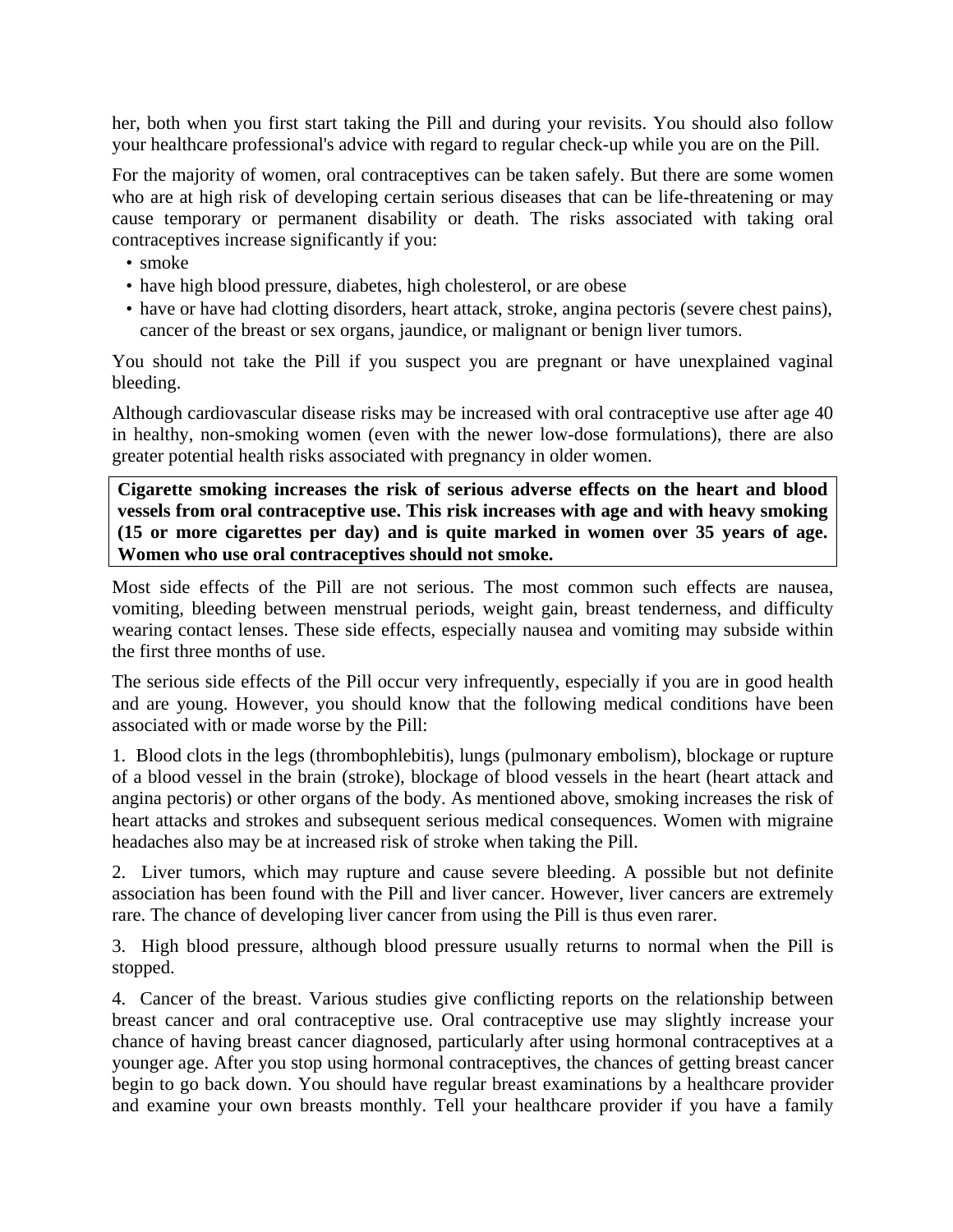her, both when you first start taking the Pill and during your revisits. You should also follow your healthcare professional's advice with regard to regular check-up while you are on the Pill.

For the majority of women, oral contraceptives can be taken safely. But there are some women who are at high risk of developing certain serious diseases that can be life-threatening or may cause temporary or permanent disability or death. The risks associated with taking oral contraceptives increase significantly if you:

- smoke
- have high blood pressure, diabetes, high cholesterol, or are obese
- have or have had clotting disorders, heart attack, stroke, angina pectoris (severe chest pains), cancer of the breast or sex organs, jaundice, or malignant or benign liver tumors.

You should not take the Pill if you suspect you are pregnant or have unexplained vaginal bleeding.

Although cardiovascular disease risks may be increased with oral contraceptive use after age 40 in healthy, non-smoking women (even with the newer low-dose formulations), there are also greater potential health risks associated with pregnancy in older women.

**Cigarette smoking increases the risk of serious adverse effects on the heart and blood vessels from oral contraceptive use. This risk increases with age and with heavy smoking (15 or more cigarettes per day) and is quite marked in women over 35 years of age. Women who use oral contraceptives should not smoke.**

Most side effects of the Pill are not serious. The most common such effects are nausea, vomiting, bleeding between menstrual periods, weight gain, breast tenderness, and difficulty wearing contact lenses. These side effects, especially nausea and vomiting may subside within the first three months of use.

The serious side effects of the Pill occur very infrequently, especially if you are in good health and are young. However, you should know that the following medical conditions have been associated with or made worse by the Pill:

1. Blood clots in the legs (thrombophlebitis), lungs (pulmonary embolism), blockage or rupture of a blood vessel in the brain (stroke), blockage of blood vessels in the heart (heart attack and angina pectoris) or other organs of the body. As mentioned above, smoking increases the risk of heart attacks and strokes and subsequent serious medical consequences. Women with migraine headaches also may be at increased risk of stroke when taking the Pill.

2. Liver tumors, which may rupture and cause severe bleeding. A possible but not definite association has been found with the Pill and liver cancer. However, liver cancers are extremely rare. The chance of developing liver cancer from using the Pill is thus even rarer.

3. High blood pressure, although blood pressure usually returns to normal when the Pill is stopped.

4. Cancer of the breast. Various studies give conflicting reports on the relationship between breast cancer and oral contraceptive use. Oral contraceptive use may slightly increase your chance of having breast cancer diagnosed, particularly after using hormonal contraceptives at a younger age. After you stop using hormonal contraceptives, the chances of getting breast cancer begin to go back down. You should have regular breast examinations by a healthcare provider and examine your own breasts monthly. Tell your healthcare provider if you have a family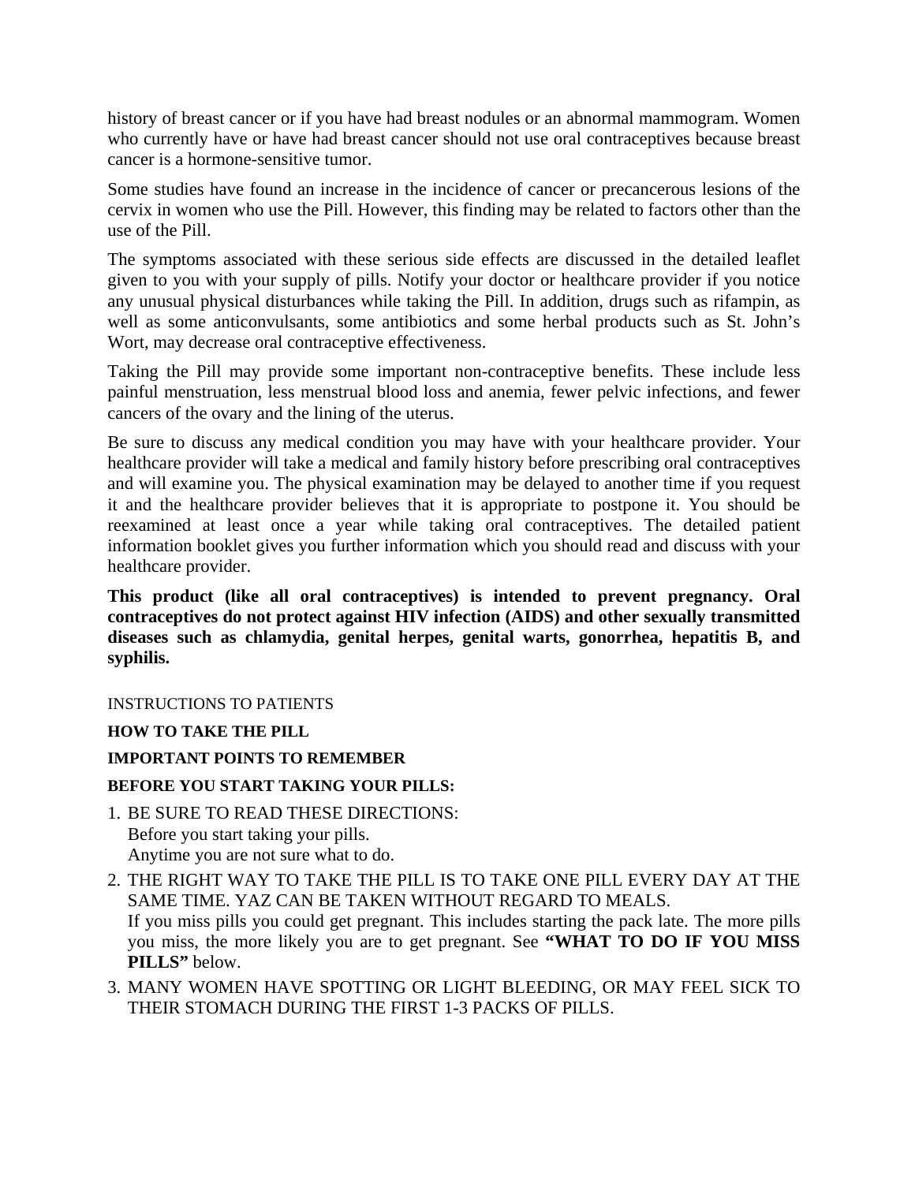history of breast cancer or if you have had breast nodules or an abnormal mammogram. Women who currently have or have had breast cancer should not use oral contraceptives because breast cancer is a hormone-sensitive tumor.

Some studies have found an increase in the incidence of cancer or precancerous lesions of the cervix in women who use the Pill. However, this finding may be related to factors other than the use of the Pill.

The symptoms associated with these serious side effects are discussed in the detailed leaflet given to you with your supply of pills. Notify your doctor or healthcare provider if you notice any unusual physical disturbances while taking the Pill. In addition, drugs such as rifampin, as well as some anticonvulsants, some antibiotics and some herbal products such as St. John's Wort, may decrease oral contraceptive effectiveness.

Taking the Pill may provide some important non-contraceptive benefits. These include less painful menstruation, less menstrual blood loss and anemia, fewer pelvic infections, and fewer cancers of the ovary and the lining of the uterus.

Be sure to discuss any medical condition you may have with your healthcare provider. Your healthcare provider will take a medical and family history before prescribing oral contraceptives and will examine you. The physical examination may be delayed to another time if you request it and the healthcare provider believes that it is appropriate to postpone it. You should be reexamined at least once a year while taking oral contraceptives. The detailed patient information booklet gives you further information which you should read and discuss with your healthcare provider.

**This product (like all oral contraceptives) is intended to prevent pregnancy. Oral contraceptives do not protect against HIV infection (AIDS) and other sexually transmitted diseases such as chlamydia, genital herpes, genital warts, gonorrhea, hepatitis B, and syphilis.**

INSTRUCTIONS TO PATIENTS

**HOW TO TAKE THE PILL**

**IMPORTANT POINTS TO REMEMBER**

**BEFORE YOU START TAKING YOUR PILLS:**

1. BE SURE TO READ THESE DIRECTIONS:
   Before you start taking your pills.
   Anytime you are not sure what to do.
2. THE RIGHT WAY TO TAKE THE PILL IS TO TAKE ONE PILL EVERY DAY AT THE SAME TIME. YAZ CAN BE TAKEN WITHOUT REGARD TO MEALS.
   If you miss pills you could get pregnant. This includes starting the pack late. The more pills you miss, the more likely you are to get pregnant. See **"WHAT TO DO IF YOU MISS PILLS"** below.
3. MANY WOMEN HAVE SPOTTING OR LIGHT BLEEDING, OR MAY FEEL SICK TO THEIR STOMACH DURING THE FIRST 1-3 PACKS OF PILLS.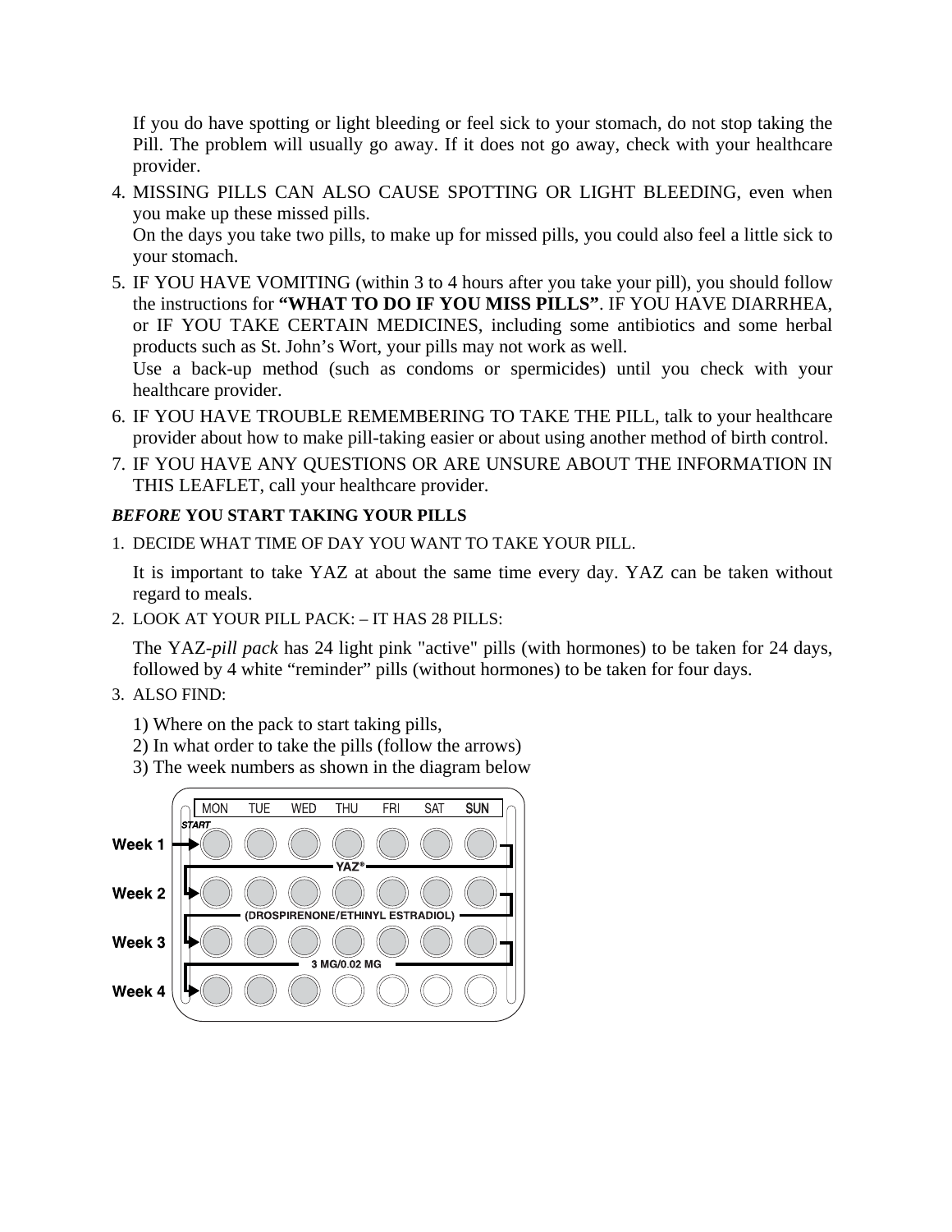If you do have spotting or light bleeding or feel sick to your stomach, do not stop taking the Pill. The problem will usually go away. If it does not go away, check with your healthcare provider.

4. MISSING PILLS CAN ALSO CAUSE SPOTTING OR LIGHT BLEEDING, even when you make up these missed pills.
   On the days you take two pills, to make up for missed pills, you could also feel a little sick to your stomach.
5. IF YOU HAVE VOMITING (within 3 to 4 hours after you take your pill), you should follow the instructions for **"WHAT TO DO IF YOU MISS PILLS"**. IF YOU HAVE DIARRHEA, or IF YOU TAKE CERTAIN MEDICINES, including some antibiotics and some herbal products such as St. John's Wort, your pills may not work as well.
   Use a back-up method (such as condoms or spermicides) until you check with your healthcare provider.
6. IF YOU HAVE TROUBLE REMEMBERING TO TAKE THE PILL, talk to your healthcare provider about how to make pill-taking easier or about using another method of birth control.
7. IF YOU HAVE ANY QUESTIONS OR ARE UNSURE ABOUT THE INFORMATION IN THIS LEAFLET, call your healthcare provider.

***BEFORE* YOU START TAKING YOUR PILLS**

1. DECIDE WHAT TIME OF DAY YOU WANT TO TAKE YOUR PILL.

   It is important to take YAZ at about the same time every day. YAZ can be taken without regard to meals.

2. LOOK AT YOUR PILL PACK: – IT HAS 28 PILLS:

   The YAZ-*pill pack* has 24 light pink "active" pills (with hormones) to be taken for 24 days, followed by 4 white "reminder" pills (without hormones) to be taken for four days.

3. ALSO FIND:

   1) Where on the pack to start taking pills,
   2) In what order to take the pills (follow the arrows)
   3) The week numbers as shown in the diagram below

| | MON | TUE | WED | THU | FRI | SAT | SUN |
|---|---|---|---|---|---|---|---|
| Week 1 (START) | ● | ● | ● | ● | ● | ● | ● |
| Week 2 | ● | ● | ● | ● | ● | ● | ● |
| Week 3 | ● | ● | ● | ● | ● | ● | ● |
| Week 4 | ● | ● | ● | ○ | ○ | ○ | ○ |

YAZ®
(DROSPIRENONE/ETHINYL ESTRADIOL)
3 MG/0.02 MG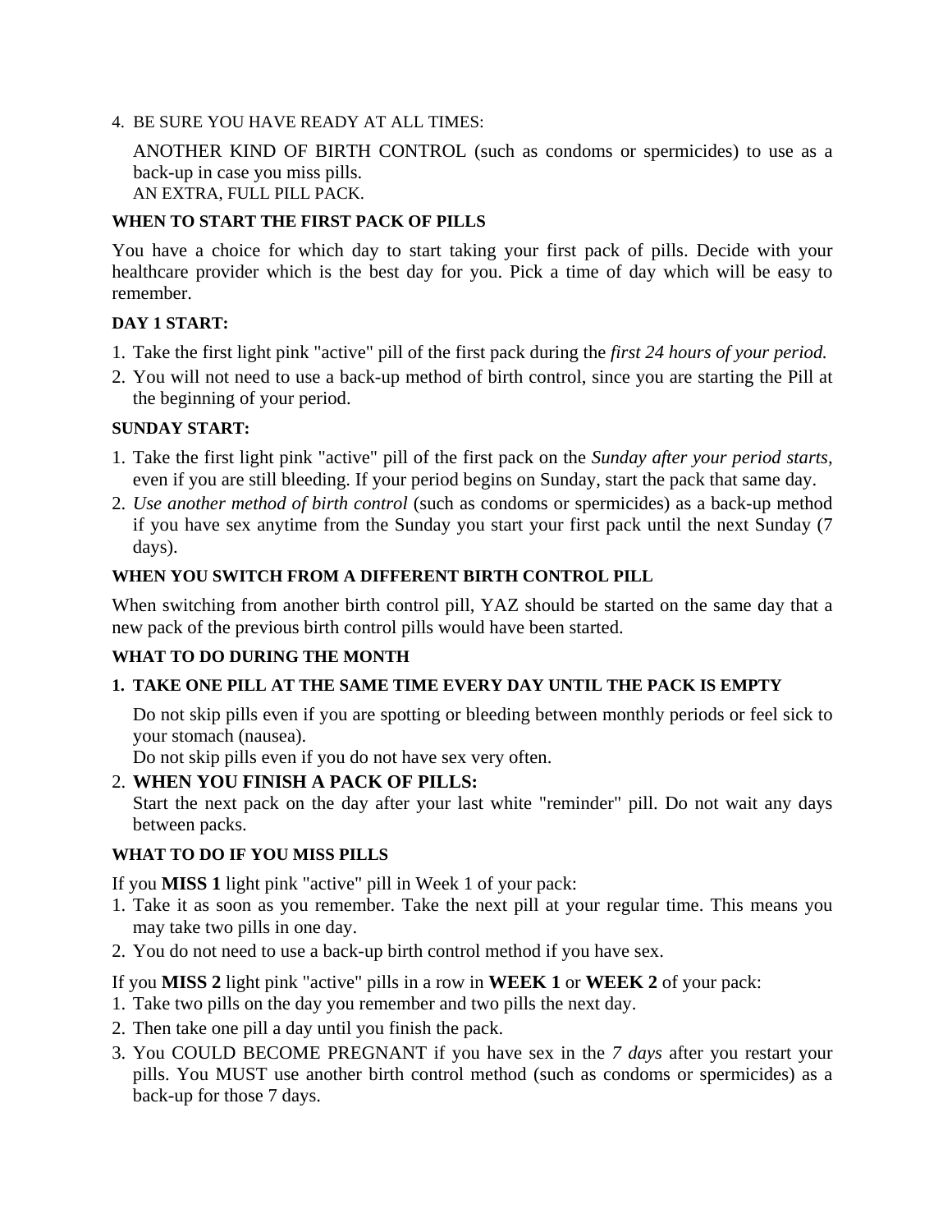4. BE SURE YOU HAVE READY AT ALL TIMES:

   ANOTHER KIND OF BIRTH CONTROL (such as condoms or spermicides) to use as a back-up in case you miss pills.
   AN EXTRA, FULL PILL PACK.

**WHEN TO START THE FIRST PACK OF PILLS**

You have a choice for which day to start taking your first pack of pills. Decide with your healthcare provider which is the best day for you. Pick a time of day which will be easy to remember.

**DAY 1 START:**

1. Take the first light pink "active" pill of the first pack during the *first 24 hours of your period.*
2. You will not need to use a back-up method of birth control, since you are starting the Pill at the beginning of your period.

**SUNDAY START:**

1. Take the first light pink "active" pill of the first pack on the *Sunday after your period starts,* even if you are still bleeding. If your period begins on Sunday, start the pack that same day.
2. *Use another method of birth control* (such as condoms or spermicides) as a back-up method if you have sex anytime from the Sunday you start your first pack until the next Sunday (7 days).

**WHEN YOU SWITCH FROM A DIFFERENT BIRTH CONTROL PILL**

When switching from another birth control pill, YAZ should be started on the same day that a new pack of the previous birth control pills would have been started.

**WHAT TO DO DURING THE MONTH**

1. **TAKE ONE PILL AT THE SAME TIME EVERY DAY UNTIL THE PACK IS EMPTY**

   Do not skip pills even if you are spotting or bleeding between monthly periods or feel sick to your stomach (nausea).
   Do not skip pills even if you do not have sex very often.

2. **WHEN YOU FINISH A PACK OF PILLS:**
   Start the next pack on the day after your last white "reminder" pill. Do not wait any days between packs.

**WHAT TO DO IF YOU MISS PILLS**

If you **MISS 1** light pink "active" pill in Week 1 of your pack:

1. Take it as soon as you remember. Take the next pill at your regular time. This means you may take two pills in one day.
2. You do not need to use a back-up birth control method if you have sex.

If you **MISS 2** light pink "active" pills in a row in **WEEK 1** or **WEEK 2** of your pack:

1. Take two pills on the day you remember and two pills the next day.
2. Then take one pill a day until you finish the pack.
3. You COULD BECOME PREGNANT if you have sex in the *7 days* after you restart your pills. You MUST use another birth control method (such as condoms or spermicides) as a back-up for those 7 days.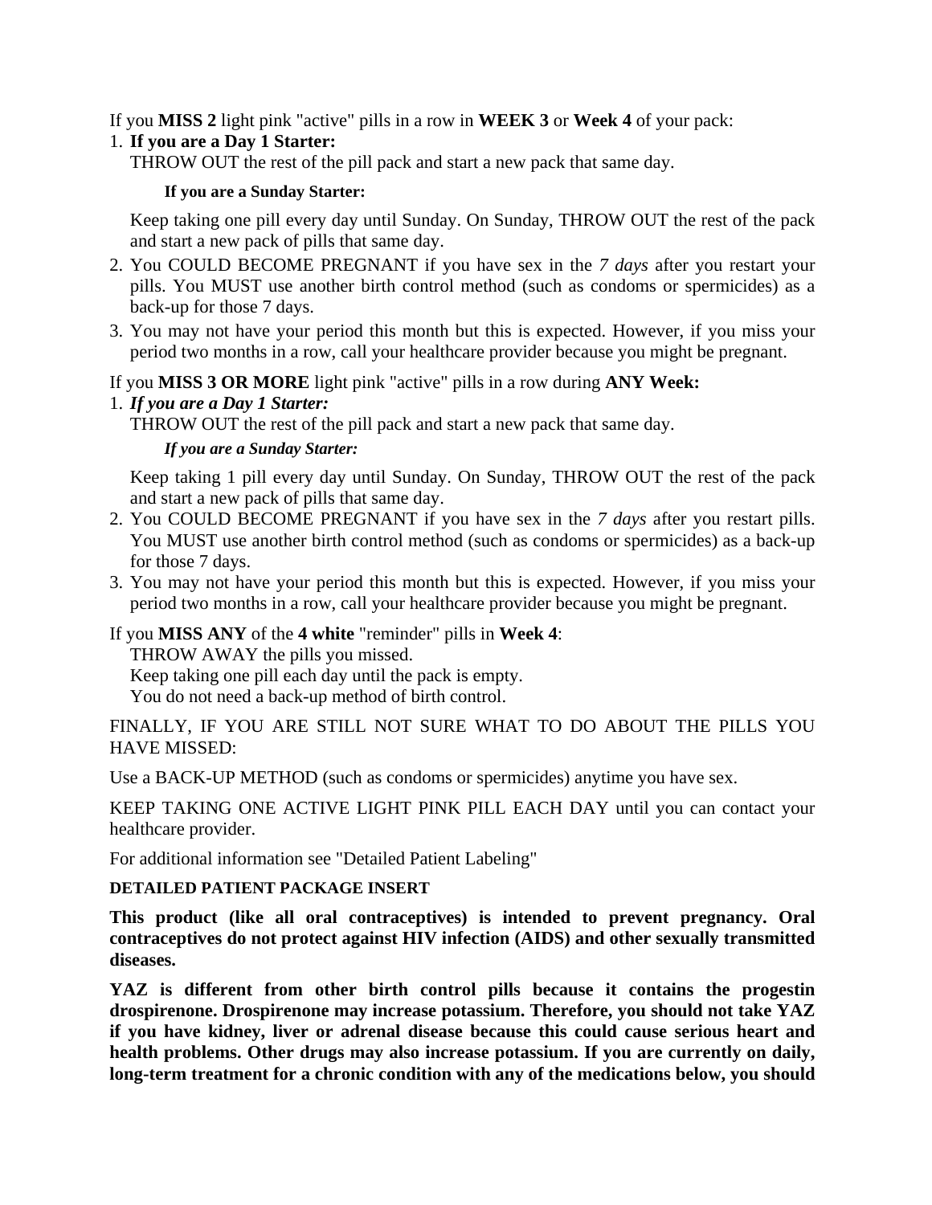If you **MISS 2** light pink "active" pills in a row in **WEEK 3** or **Week 4** of your pack:

1. **If you are a Day 1 Starter:**
   THROW OUT the rest of the pill pack and start a new pack that same day.

   **If you are a Sunday Starter:**

   Keep taking one pill every day until Sunday. On Sunday, THROW OUT the rest of the pack and start a new pack of pills that same day.
2. You COULD BECOME PREGNANT if you have sex in the *7 days* after you restart your pills. You MUST use another birth control method (such as condoms or spermicides) as a back-up for those 7 days.
3. You may not have your period this month but this is expected. However, if you miss your period two months in a row, call your healthcare provider because you might be pregnant.

If you **MISS 3 OR MORE** light pink "active" pills in a row during **ANY Week:**

1. ***If you are a Day 1 Starter:***
   THROW OUT the rest of the pill pack and start a new pack that same day.

   ***If you are a Sunday Starter:***

   Keep taking 1 pill every day until Sunday. On Sunday, THROW OUT the rest of the pack and start a new pack of pills that same day.
2. You COULD BECOME PREGNANT if you have sex in the *7 days* after you restart pills. You MUST use another birth control method (such as condoms or spermicides) as a back-up for those 7 days.
3. You may not have your period this month but this is expected. However, if you miss your period two months in a row, call your healthcare provider because you might be pregnant.

If you **MISS ANY** of the **4 white** "reminder" pills in **Week 4**:

THROW AWAY the pills you missed.
Keep taking one pill each day until the pack is empty.
You do not need a back-up method of birth control.

FINALLY, IF YOU ARE STILL NOT SURE WHAT TO DO ABOUT THE PILLS YOU HAVE MISSED:

Use a BACK-UP METHOD (such as condoms or spermicides) anytime you have sex.

KEEP TAKING ONE ACTIVE LIGHT PINK PILL EACH DAY until you can contact your healthcare provider.

For additional information see "Detailed Patient Labeling"

**DETAILED PATIENT PACKAGE INSERT**

**This product (like all oral contraceptives) is intended to prevent pregnancy. Oral contraceptives do not protect against HIV infection (AIDS) and other sexually transmitted diseases.**

**YAZ is different from other birth control pills because it contains the progestin drospirenone. Drospirenone may increase potassium. Therefore, you should not take YAZ if you have kidney, liver or adrenal disease because this could cause serious heart and health problems. Other drugs may also increase potassium. If you are currently on daily, long-term treatment for a chronic condition with any of the medications below, you should**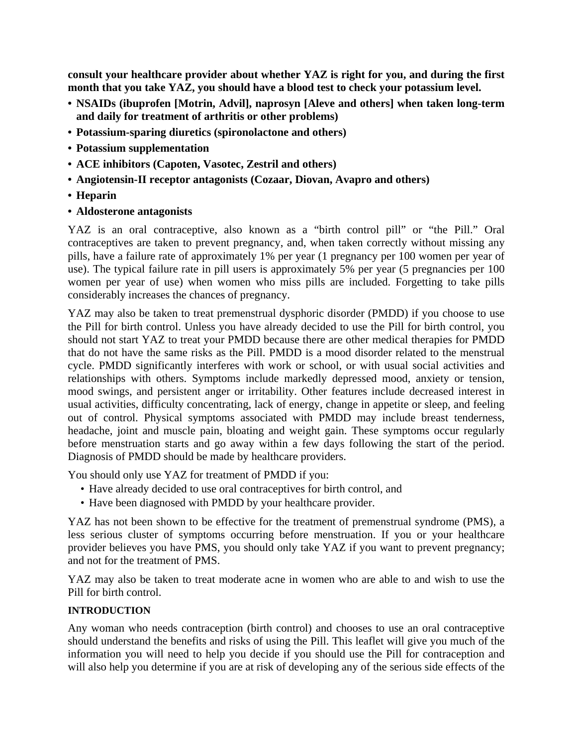**consult your healthcare provider about whether YAZ is right for you, and during the first month that you take YAZ, you should have a blood test to check your potassium level.**

- **NSAIDs (ibuprofen [Motrin, Advil], naprosyn [Aleve and others] when taken long-term and daily for treatment of arthritis or other problems)**
- **Potassium-sparing diuretics (spironolactone and others)**
- **Potassium supplementation**
- **ACE inhibitors (Capoten, Vasotec, Zestril and others)**
- **Angiotensin-II receptor antagonists (Cozaar, Diovan, Avapro and others)**
- **Heparin**
- **Aldosterone antagonists**

YAZ is an oral contraceptive, also known as a "birth control pill" or "the Pill." Oral contraceptives are taken to prevent pregnancy, and, when taken correctly without missing any pills, have a failure rate of approximately 1% per year (1 pregnancy per 100 women per year of use). The typical failure rate in pill users is approximately 5% per year (5 pregnancies per 100 women per year of use) when women who miss pills are included. Forgetting to take pills considerably increases the chances of pregnancy.

YAZ may also be taken to treat premenstrual dysphoric disorder (PMDD) if you choose to use the Pill for birth control. Unless you have already decided to use the Pill for birth control, you should not start YAZ to treat your PMDD because there are other medical therapies for PMDD that do not have the same risks as the Pill. PMDD is a mood disorder related to the menstrual cycle. PMDD significantly interferes with work or school, or with usual social activities and relationships with others. Symptoms include markedly depressed mood, anxiety or tension, mood swings, and persistent anger or irritability. Other features include decreased interest in usual activities, difficulty concentrating, lack of energy, change in appetite or sleep, and feeling out of control. Physical symptoms associated with PMDD may include breast tenderness, headache, joint and muscle pain, bloating and weight gain. These symptoms occur regularly before menstruation starts and go away within a few days following the start of the period. Diagnosis of PMDD should be made by healthcare providers.

You should only use YAZ for treatment of PMDD if you:

- Have already decided to use oral contraceptives for birth control, and
- Have been diagnosed with PMDD by your healthcare provider.

YAZ has not been shown to be effective for the treatment of premenstrual syndrome (PMS), a less serious cluster of symptoms occurring before menstruation. If you or your healthcare provider believes you have PMS, you should only take YAZ if you want to prevent pregnancy; and not for the treatment of PMS.

YAZ may also be taken to treat moderate acne in women who are able to and wish to use the Pill for birth control.

**INTRODUCTION**

Any woman who needs contraception (birth control) and chooses to use an oral contraceptive should understand the benefits and risks of using the Pill. This leaflet will give you much of the information you will need to help you decide if you should use the Pill for contraception and will also help you determine if you are at risk of developing any of the serious side effects of the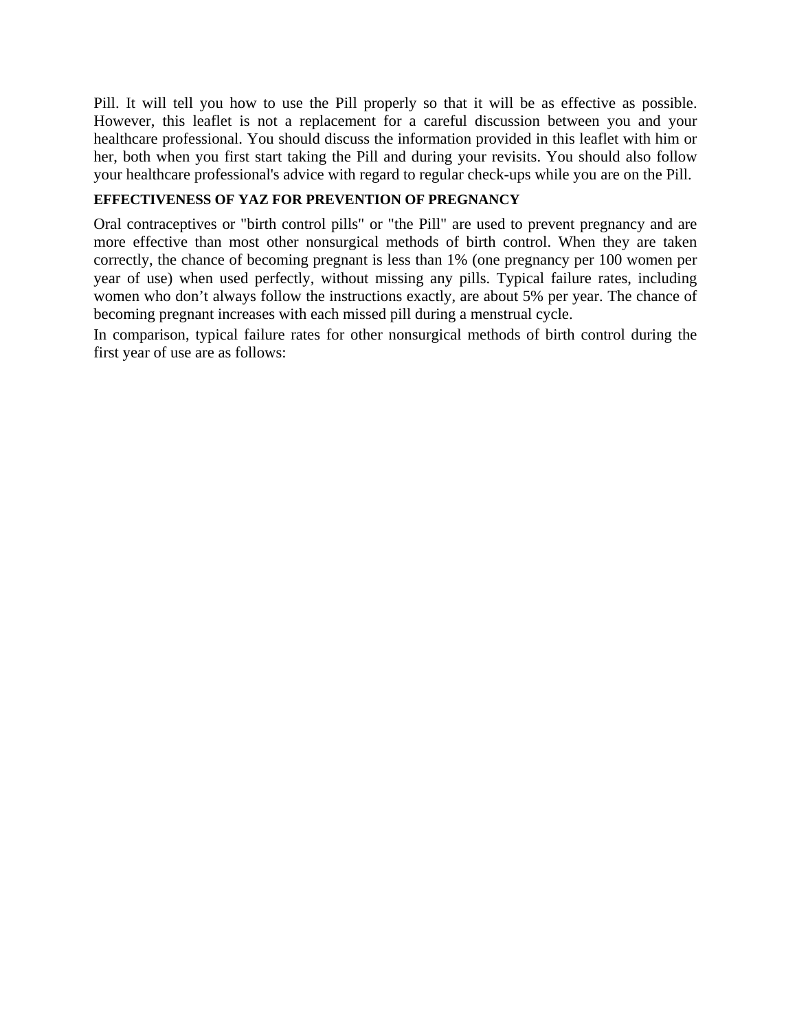Pill. It will tell you how to use the Pill properly so that it will be as effective as possible. However, this leaflet is not a replacement for a careful discussion between you and your healthcare professional. You should discuss the information provided in this leaflet with him or her, both when you first start taking the Pill and during your revisits. You should also follow your healthcare professional's advice with regard to regular check-ups while you are on the Pill.

**EFFECTIVENESS OF YAZ FOR PREVENTION OF PREGNANCY**

Oral contraceptives or "birth control pills" or "the Pill" are used to prevent pregnancy and are more effective than most other nonsurgical methods of birth control. When they are taken correctly, the chance of becoming pregnant is less than 1% (one pregnancy per 100 women per year of use) when used perfectly, without missing any pills. Typical failure rates, including women who don't always follow the instructions exactly, are about 5% per year. The chance of becoming pregnant increases with each missed pill during a menstrual cycle.

In comparison, typical failure rates for other nonsurgical methods of birth control during the first year of use are as follows: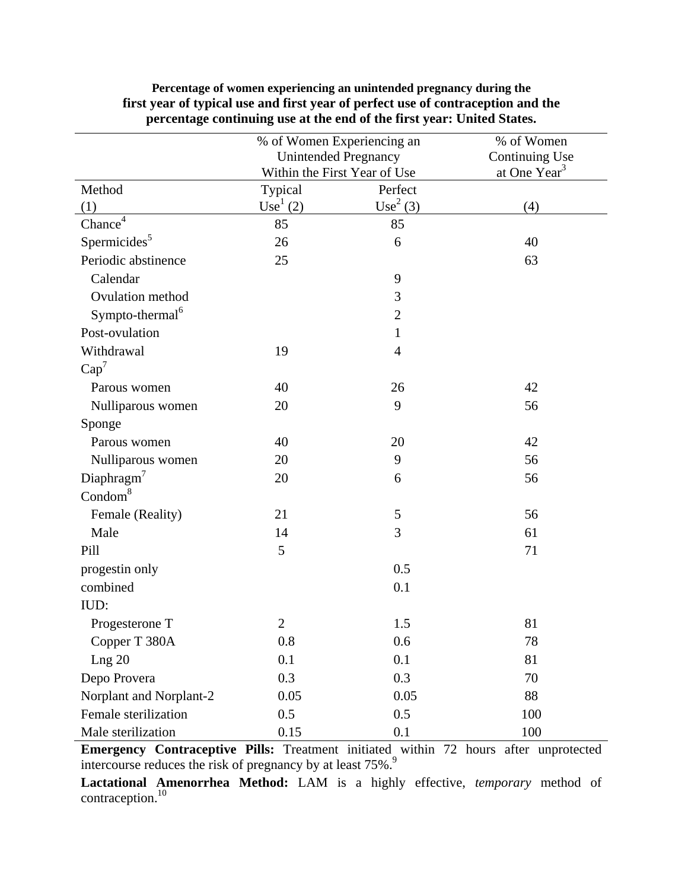**Percentage of women experiencing an unintended pregnancy during the first year of typical use and first year of perfect use of contraception and the percentage continuing use at the end of the first year: United States.**

| | % of Women Experiencing an Unintended Pregnancy Within the First Year of Use | | % of Women Continuing Use at One Year[3] |
|---|---|---|---|
| Method (1) | Typical Use[1] (2) | Perfect Use[2] (3) | (4) |
| Chance[4] | 85 | 85 | |
| Spermicides[5] | 26 | 6 | 40 |
| Periodic abstinence | 25 | | 63 |
| Calendar | | 9 | |
| Ovulation method | | 3 | |
| Sympto-thermal[6] | | 2 | |
| Post-ovulation | | 1 | |
| Withdrawal | 19 | 4 | |
| Cap[7] | | | |
| Parous women | 40 | 26 | 42 |
| Nulliparous women | 20 | 9 | 56 |
| Sponge | | | |
| Parous women | 40 | 20 | 42 |
| Nulliparous women | 20 | 9 | 56 |
| Diaphragm[7] | 20 | 6 | 56 |
| Condom[8] | | | |
| Female (Reality) | 21 | 5 | 56 |
| Male | 14 | 3 | 61 |
| Pill | 5 | | 71 |
| progestin only | | 0.5 | |
| combined | | 0.1 | |
| IUD: | | | |
| Progesterone T | 2 | 1.5 | 81 |
| Copper T 380A | 0.8 | 0.6 | 78 |
| Lng 20 | 0.1 | 0.1 | 81 |
| Depo Provera | 0.3 | 0.3 | 70 |
| Norplant and Norplant-2 | 0.05 | 0.05 | 88 |
| Female sterilization | 0.5 | 0.5 | 100 |
| Male sterilization | 0.15 | 0.1 | 100 |

**Emergency Contraceptive Pills:** Treatment initiated within 72 hours after unprotected intercourse reduces the risk of pregnancy by at least 75%.[9]

**Lactational Amenorrhea Method:** LAM is a highly effective, *temporary* method of contraception.[10]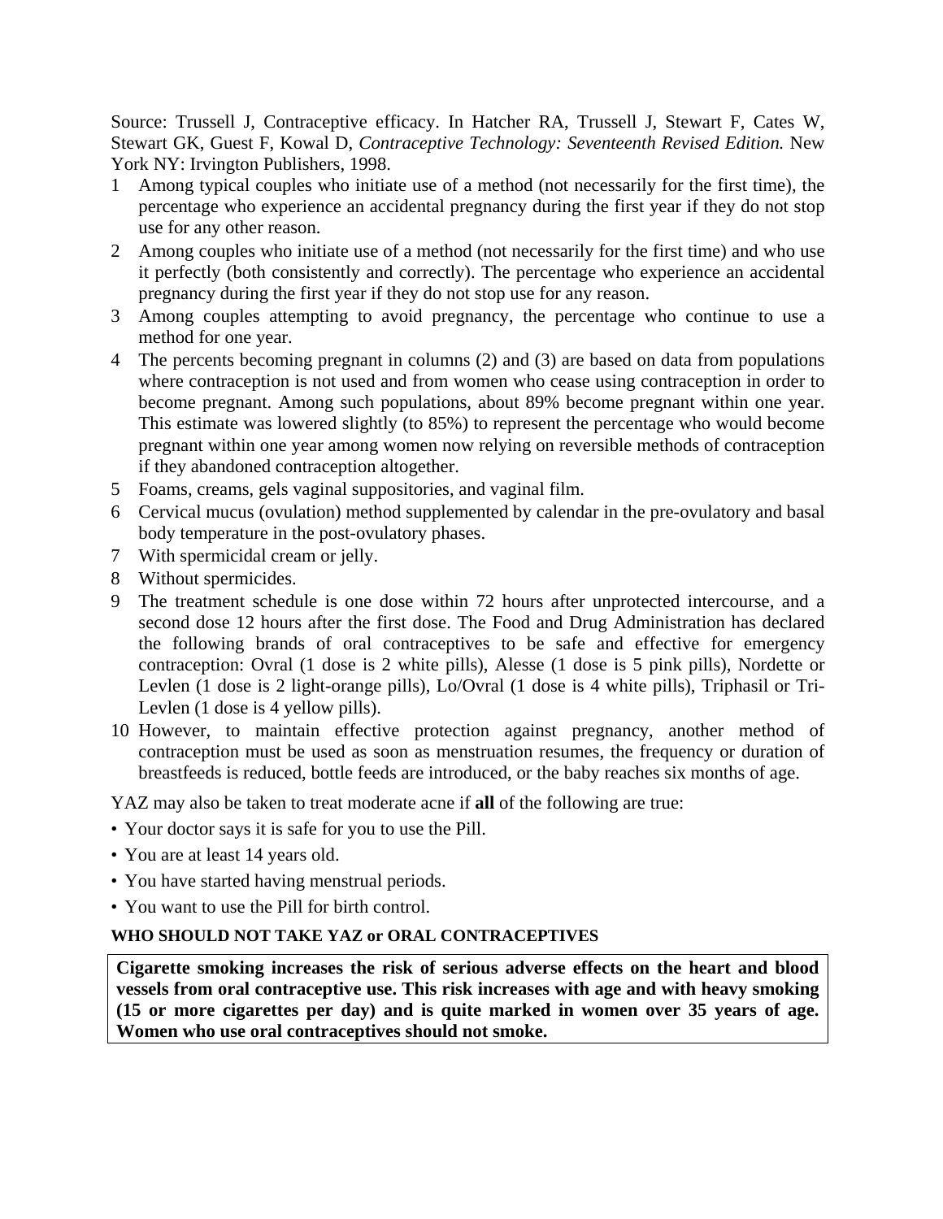Source: Trussell J, Contraceptive efficacy. In Hatcher RA, Trussell J, Stewart F, Cates W, Stewart GK, Guest F, Kowal D, *Contraceptive Technology: Seventeenth Revised Edition.* New York NY: Irvington Publishers, 1998.

1 Among typical couples who initiate use of a method (not necessarily for the first time), the percentage who experience an accidental pregnancy during the first year if they do not stop use for any other reason.
2 Among couples who initiate use of a method (not necessarily for the first time) and who use it perfectly (both consistently and correctly). The percentage who experience an accidental pregnancy during the first year if they do not stop use for any reason.
3 Among couples attempting to avoid pregnancy, the percentage who continue to use a method for one year.
4 The percents becoming pregnant in columns (2) and (3) are based on data from populations where contraception is not used and from women who cease using contraception in order to become pregnant. Among such populations, about 89% become pregnant within one year. This estimate was lowered slightly (to 85%) to represent the percentage who would become pregnant within one year among women now relying on reversible methods of contraception if they abandoned contraception altogether.
5 Foams, creams, gels vaginal suppositories, and vaginal film.
6 Cervical mucus (ovulation) method supplemented by calendar in the pre-ovulatory and basal body temperature in the post-ovulatory phases.
7 With spermicidal cream or jelly.
8 Without spermicides.
9 The treatment schedule is one dose within 72 hours after unprotected intercourse, and a second dose 12 hours after the first dose. The Food and Drug Administration has declared the following brands of oral contraceptives to be safe and effective for emergency contraception: Ovral (1 dose is 2 white pills), Alesse (1 dose is 5 pink pills), Nordette or Levlen (1 dose is 2 light-orange pills), Lo/Ovral (1 dose is 4 white pills), Triphasil or Tri-Levlen (1 dose is 4 yellow pills).
10 However, to maintain effective protection against pregnancy, another method of contraception must be used as soon as menstruation resumes, the frequency or duration of breastfeeds is reduced, bottle feeds are introduced, or the baby reaches six months of age.

YAZ may also be taken to treat moderate acne if **all** of the following are true:

- Your doctor says it is safe for you to use the Pill.
- You are at least 14 years old.
- You have started having menstrual periods.
- You want to use the Pill for birth control.

**WHO SHOULD NOT TAKE YAZ or ORAL CONTRACEPTIVES**

**Cigarette smoking increases the risk of serious adverse effects on the heart and blood vessels from oral contraceptive use. This risk increases with age and with heavy smoking (15 or more cigarettes per day) and is quite marked in women over 35 years of age. Women who use oral contraceptives should not smoke.**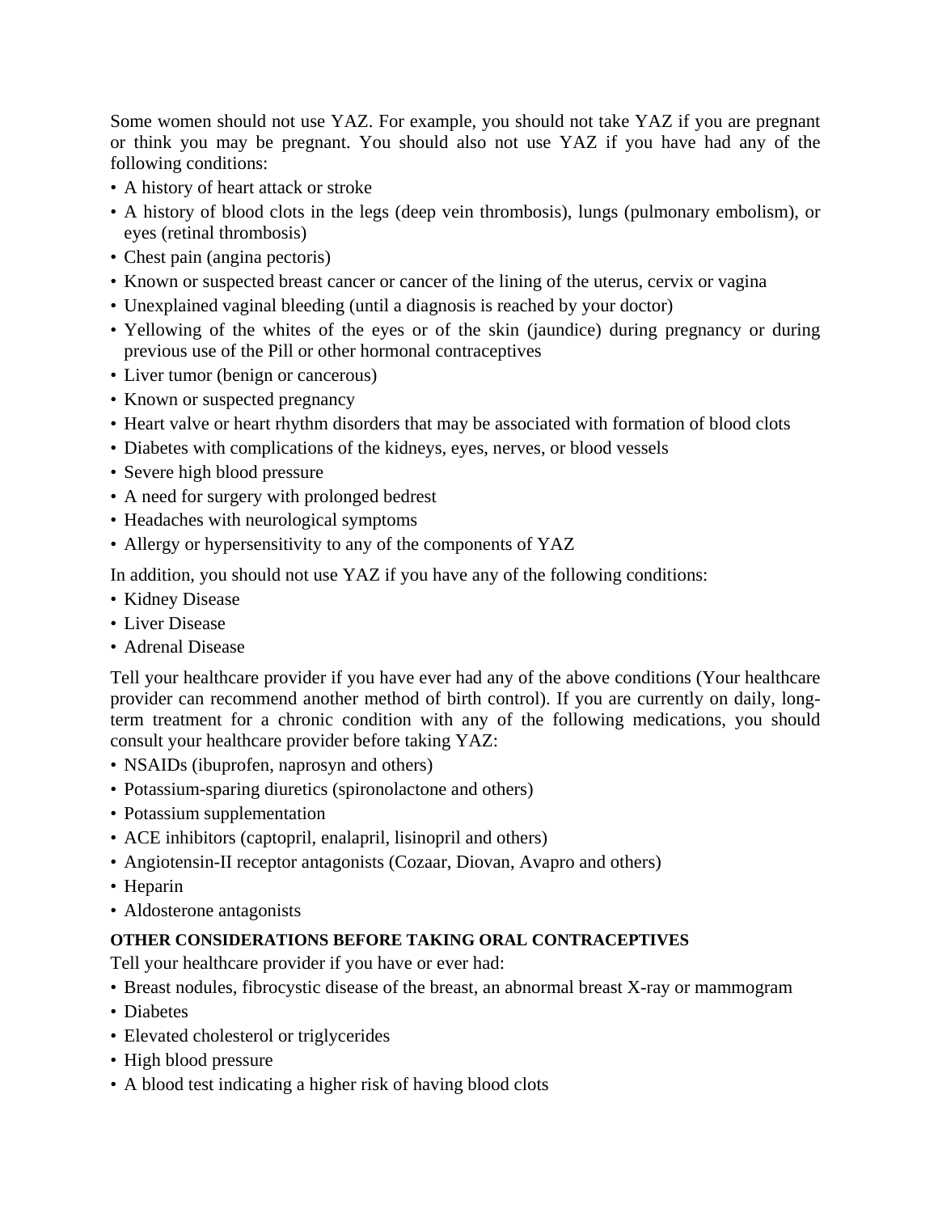Some women should not use YAZ. For example, you should not take YAZ if you are pregnant or think you may be pregnant. You should also not use YAZ if you have had any of the following conditions:

- A history of heart attack or stroke
- A history of blood clots in the legs (deep vein thrombosis), lungs (pulmonary embolism), or eyes (retinal thrombosis)
- Chest pain (angina pectoris)
- Known or suspected breast cancer or cancer of the lining of the uterus, cervix or vagina
- Unexplained vaginal bleeding (until a diagnosis is reached by your doctor)
- Yellowing of the whites of the eyes or of the skin (jaundice) during pregnancy or during previous use of the Pill or other hormonal contraceptives
- Liver tumor (benign or cancerous)
- Known or suspected pregnancy
- Heart valve or heart rhythm disorders that may be associated with formation of blood clots
- Diabetes with complications of the kidneys, eyes, nerves, or blood vessels
- Severe high blood pressure
- A need for surgery with prolonged bedrest
- Headaches with neurological symptoms
- Allergy or hypersensitivity to any of the components of YAZ

In addition, you should not use YAZ if you have any of the following conditions:

- Kidney Disease
- Liver Disease
- Adrenal Disease

Tell your healthcare provider if you have ever had any of the above conditions (Your healthcare provider can recommend another method of birth control). If you are currently on daily, long-term treatment for a chronic condition with any of the following medications, you should consult your healthcare provider before taking YAZ:

- NSAIDs (ibuprofen, naprosyn and others)
- Potassium-sparing diuretics (spironolactone and others)
- Potassium supplementation
- ACE inhibitors (captopril, enalapril, lisinopril and others)
- Angiotensin-II receptor antagonists (Cozaar, Diovan, Avapro and others)
- Heparin
- Aldosterone antagonists

**OTHER CONSIDERATIONS BEFORE TAKING ORAL CONTRACEPTIVES**

Tell your healthcare provider if you have or ever had:

- Breast nodules, fibrocystic disease of the breast, an abnormal breast X-ray or mammogram
- Diabetes
- Elevated cholesterol or triglycerides
- High blood pressure
- A blood test indicating a higher risk of having blood clots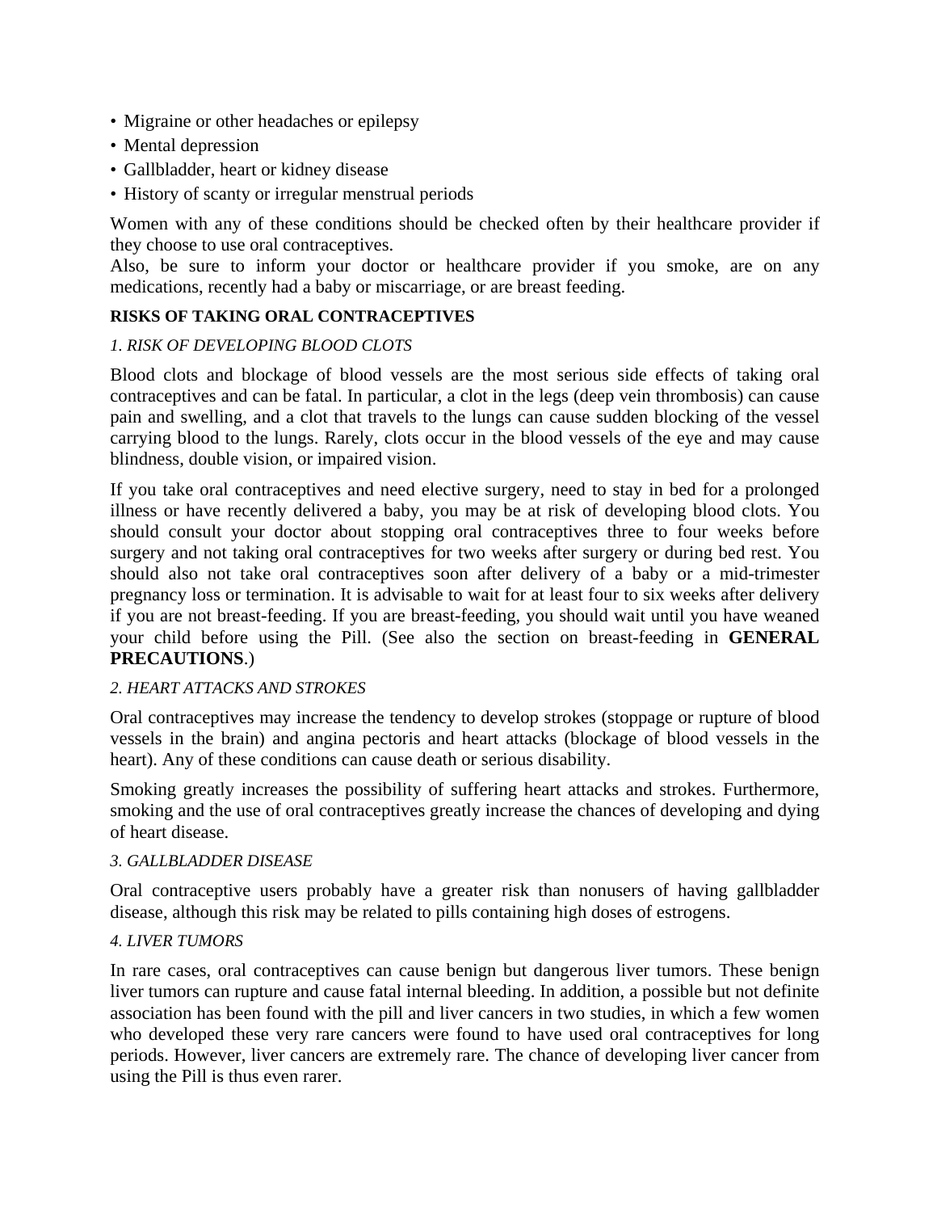- Migraine or other headaches or epilepsy
- Mental depression
- Gallbladder, heart or kidney disease
- History of scanty or irregular menstrual periods

Women with any of these conditions should be checked often by their healthcare provider if they choose to use oral contraceptives.
Also, be sure to inform your doctor or healthcare provider if you smoke, are on any medications, recently had a baby or miscarriage, or are breast feeding.

**RISKS OF TAKING ORAL CONTRACEPTIVES**

*1. RISK OF DEVELOPING BLOOD CLOTS*

Blood clots and blockage of blood vessels are the most serious side effects of taking oral contraceptives and can be fatal. In particular, a clot in the legs (deep vein thrombosis) can cause pain and swelling, and a clot that travels to the lungs can cause sudden blocking of the vessel carrying blood to the lungs. Rarely, clots occur in the blood vessels of the eye and may cause blindness, double vision, or impaired vision.

If you take oral contraceptives and need elective surgery, need to stay in bed for a prolonged illness or have recently delivered a baby, you may be at risk of developing blood clots. You should consult your doctor about stopping oral contraceptives three to four weeks before surgery and not taking oral contraceptives for two weeks after surgery or during bed rest. You should also not take oral contraceptives soon after delivery of a baby or a mid-trimester pregnancy loss or termination. It is advisable to wait for at least four to six weeks after delivery if you are not breast-feeding. If you are breast-feeding, you should wait until you have weaned your child before using the Pill. (See also the section on breast-feeding in **GENERAL PRECAUTIONS**.)

*2. HEART ATTACKS AND STROKES*

Oral contraceptives may increase the tendency to develop strokes (stoppage or rupture of blood vessels in the brain) and angina pectoris and heart attacks (blockage of blood vessels in the heart). Any of these conditions can cause death or serious disability.

Smoking greatly increases the possibility of suffering heart attacks and strokes. Furthermore, smoking and the use of oral contraceptives greatly increase the chances of developing and dying of heart disease.

*3. GALLBLADDER DISEASE*

Oral contraceptive users probably have a greater risk than nonusers of having gallbladder disease, although this risk may be related to pills containing high doses of estrogens.

*4. LIVER TUMORS*

In rare cases, oral contraceptives can cause benign but dangerous liver tumors. These benign liver tumors can rupture and cause fatal internal bleeding. In addition, a possible but not definite association has been found with the pill and liver cancers in two studies, in which a few women who developed these very rare cancers were found to have used oral contraceptives for long periods. However, liver cancers are extremely rare. The chance of developing liver cancer from using the Pill is thus even rarer.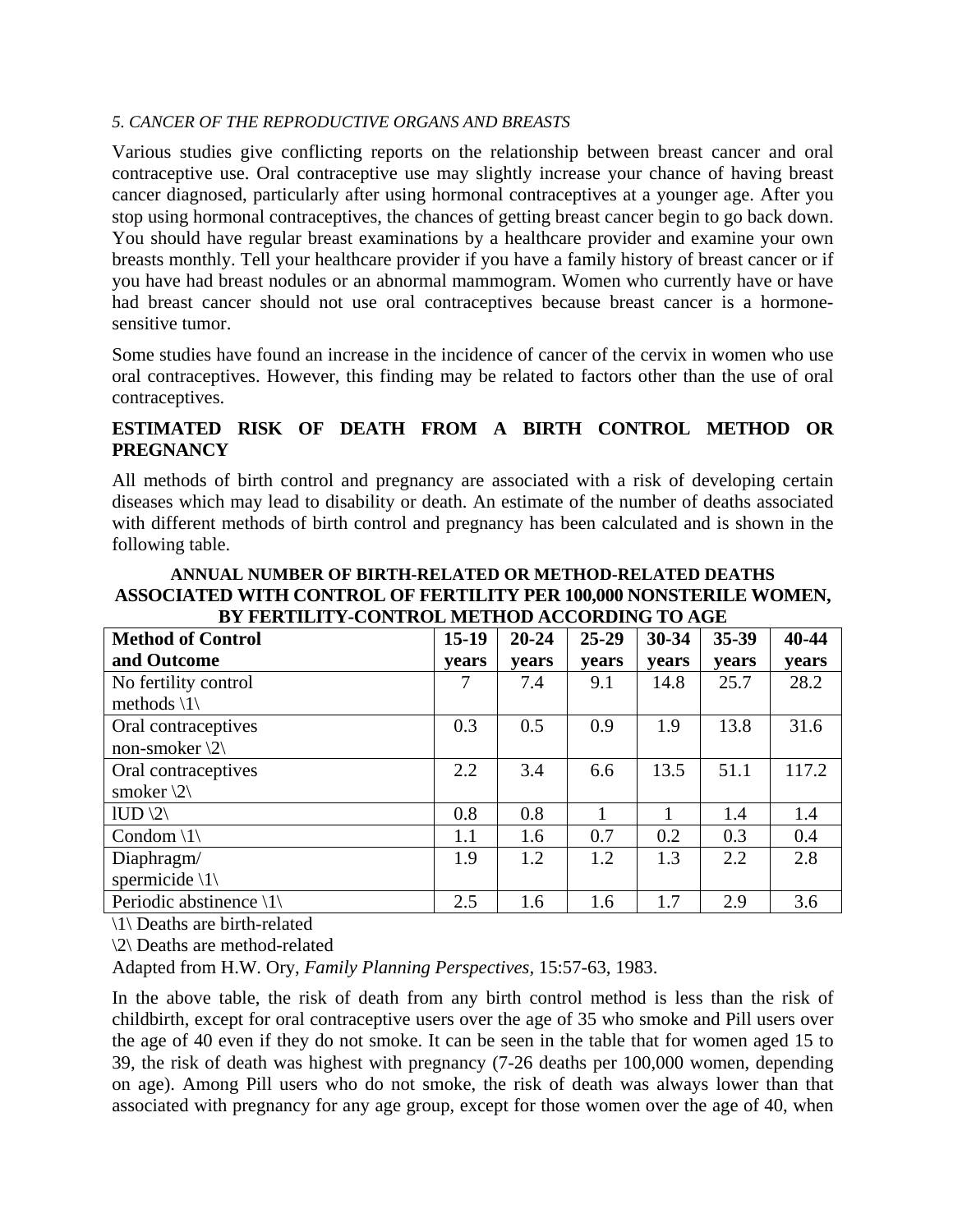*5. CANCER OF THE REPRODUCTIVE ORGANS AND BREASTS*

Various studies give conflicting reports on the relationship between breast cancer and oral contraceptive use. Oral contraceptive use may slightly increase your chance of having breast cancer diagnosed, particularly after using hormonal contraceptives at a younger age. After you stop using hormonal contraceptives, the chances of getting breast cancer begin to go back down. You should have regular breast examinations by a healthcare provider and examine your own breasts monthly. Tell your healthcare provider if you have a family history of breast cancer or if you have had breast nodules or an abnormal mammogram. Women who currently have or have had breast cancer should not use oral contraceptives because breast cancer is a hormone-sensitive tumor.

Some studies have found an increase in the incidence of cancer of the cervix in women who use oral contraceptives. However, this finding may be related to factors other than the use of oral contraceptives.

**ESTIMATED RISK OF DEATH FROM A BIRTH CONTROL METHOD OR PREGNANCY**

All methods of birth control and pregnancy are associated with a risk of developing certain diseases which may lead to disability or death. An estimate of the number of deaths associated with different methods of birth control and pregnancy has been calculated and is shown in the following table.

**ANNUAL NUMBER OF BIRTH-RELATED OR METHOD-RELATED DEATHS ASSOCIATED WITH CONTROL OF FERTILITY PER 100,000 NONSTERILE WOMEN, BY FERTILITY-CONTROL METHOD ACCORDING TO AGE**

| Method of Control and Outcome | 15-19 years | 20-24 years | 25-29 years | 30-34 years | 35-39 years | 40-44 years |
|---|---|---|---|---|---|---|
| No fertility control methods \1\ | 7 | 7.4 | 9.1 | 14.8 | 25.7 | 28.2 |
| Oral contraceptives non-smoker \2\ | 0.3 | 0.5 | 0.9 | 1.9 | 13.8 | 31.6 |
| Oral contraceptives smoker \2\ | 2.2 | 3.4 | 6.6 | 13.5 | 51.1 | 117.2 |
| IUD \2\ | 0.8 | 0.8 | 1 | 1 | 1.4 | 1.4 |
| Condom \1\ | 1.1 | 1.6 | 0.7 | 0.2 | 0.3 | 0.4 |
| Diaphragm/ spermicide \1\ | 1.9 | 1.2 | 1.2 | 1.3 | 2.2 | 2.8 |
| Periodic abstinence \1\ | 2.5 | 1.6 | 1.6 | 1.7 | 2.9 | 3.6 |

\1\ Deaths are birth-related

\2\ Deaths are method-related

Adapted from H.W. Ory, *Family Planning Perspectives,* 15:57-63, 1983.

In the above table, the risk of death from any birth control method is less than the risk of childbirth, except for oral contraceptive users over the age of 35 who smoke and Pill users over the age of 40 even if they do not smoke. It can be seen in the table that for women aged 15 to 39, the risk of death was highest with pregnancy (7-26 deaths per 100,000 women, depending on age). Among Pill users who do not smoke, the risk of death was always lower than that associated with pregnancy for any age group, except for those women over the age of 40, when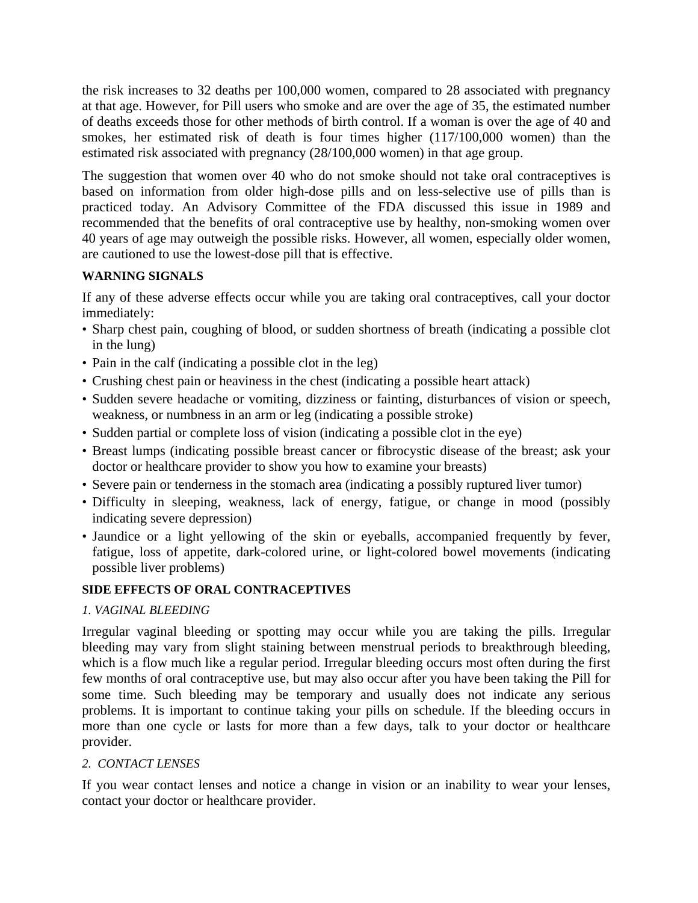the risk increases to 32 deaths per 100,000 women, compared to 28 associated with pregnancy at that age. However, for Pill users who smoke and are over the age of 35, the estimated number of deaths exceeds those for other methods of birth control. If a woman is over the age of 40 and smokes, her estimated risk of death is four times higher (117/100,000 women) than the estimated risk associated with pregnancy (28/100,000 women) in that age group.

The suggestion that women over 40 who do not smoke should not take oral contraceptives is based on information from older high-dose pills and on less-selective use of pills than is practiced today. An Advisory Committee of the FDA discussed this issue in 1989 and recommended that the benefits of oral contraceptive use by healthy, non-smoking women over 40 years of age may outweigh the possible risks. However, all women, especially older women, are cautioned to use the lowest-dose pill that is effective.

**WARNING SIGNALS**

If any of these adverse effects occur while you are taking oral contraceptives, call your doctor immediately:

- Sharp chest pain, coughing of blood, or sudden shortness of breath (indicating a possible clot in the lung)
- Pain in the calf (indicating a possible clot in the leg)
- Crushing chest pain or heaviness in the chest (indicating a possible heart attack)
- Sudden severe headache or vomiting, dizziness or fainting, disturbances of vision or speech, weakness, or numbness in an arm or leg (indicating a possible stroke)
- Sudden partial or complete loss of vision (indicating a possible clot in the eye)
- Breast lumps (indicating possible breast cancer or fibrocystic disease of the breast; ask your doctor or healthcare provider to show you how to examine your breasts)
- Severe pain or tenderness in the stomach area (indicating a possibly ruptured liver tumor)
- Difficulty in sleeping, weakness, lack of energy, fatigue, or change in mood (possibly indicating severe depression)
- Jaundice or a light yellowing of the skin or eyeballs, accompanied frequently by fever, fatigue, loss of appetite, dark-colored urine, or light-colored bowel movements (indicating possible liver problems)

**SIDE EFFECTS OF ORAL CONTRACEPTIVES**

*1. VAGINAL BLEEDING*

Irregular vaginal bleeding or spotting may occur while you are taking the pills. Irregular bleeding may vary from slight staining between menstrual periods to breakthrough bleeding, which is a flow much like a regular period. Irregular bleeding occurs most often during the first few months of oral contraceptive use, but may also occur after you have been taking the Pill for some time. Such bleeding may be temporary and usually does not indicate any serious problems. It is important to continue taking your pills on schedule. If the bleeding occurs in more than one cycle or lasts for more than a few days, talk to your doctor or healthcare provider.

*2. CONTACT LENSES*

If you wear contact lenses and notice a change in vision or an inability to wear your lenses, contact your doctor or healthcare provider.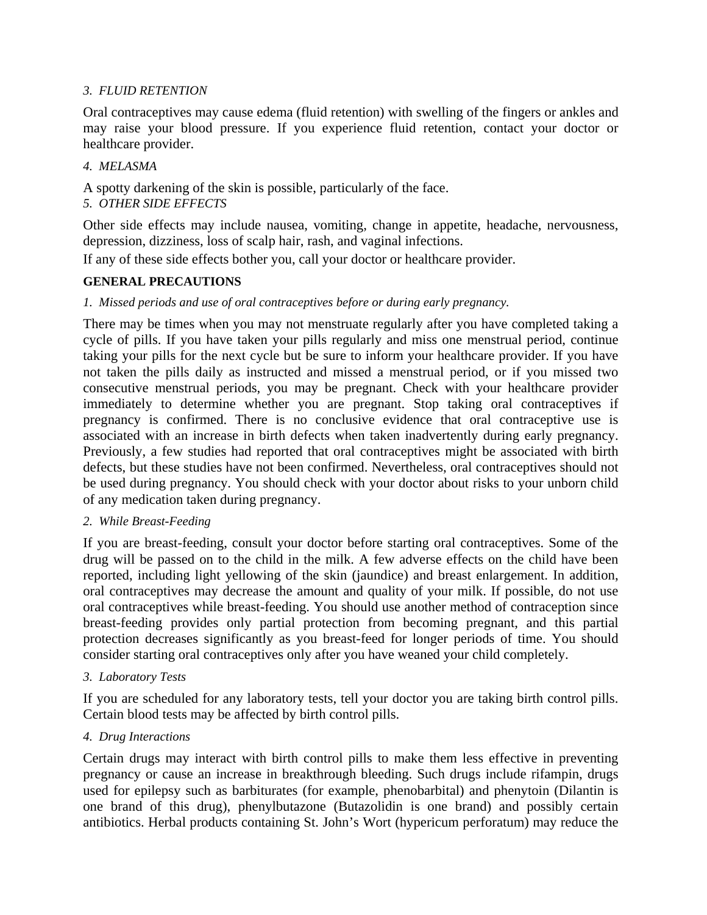*3. FLUID RETENTION*

Oral contraceptives may cause edema (fluid retention) with swelling of the fingers or ankles and may raise your blood pressure. If you experience fluid retention, contact your doctor or healthcare provider.

*4. MELASMA*

A spotty darkening of the skin is possible, particularly of the face.

*5. OTHER SIDE EFFECTS*

Other side effects may include nausea, vomiting, change in appetite, headache, nervousness, depression, dizziness, loss of scalp hair, rash, and vaginal infections.

If any of these side effects bother you, call your doctor or healthcare provider.

**GENERAL PRECAUTIONS**

*1. Missed periods and use of oral contraceptives before or during early pregnancy.*

There may be times when you may not menstruate regularly after you have completed taking a cycle of pills. If you have taken your pills regularly and miss one menstrual period, continue taking your pills for the next cycle but be sure to inform your healthcare provider. If you have not taken the pills daily as instructed and missed a menstrual period, or if you missed two consecutive menstrual periods, you may be pregnant. Check with your healthcare provider immediately to determine whether you are pregnant. Stop taking oral contraceptives if pregnancy is confirmed. There is no conclusive evidence that oral contraceptive use is associated with an increase in birth defects when taken inadvertently during early pregnancy. Previously, a few studies had reported that oral contraceptives might be associated with birth defects, but these studies have not been confirmed. Nevertheless, oral contraceptives should not be used during pregnancy. You should check with your doctor about risks to your unborn child of any medication taken during pregnancy.

*2. While Breast-Feeding*

If you are breast-feeding, consult your doctor before starting oral contraceptives. Some of the drug will be passed on to the child in the milk. A few adverse effects on the child have been reported, including light yellowing of the skin (jaundice) and breast enlargement. In addition, oral contraceptives may decrease the amount and quality of your milk. If possible, do not use oral contraceptives while breast-feeding. You should use another method of contraception since breast-feeding provides only partial protection from becoming pregnant, and this partial protection decreases significantly as you breast-feed for longer periods of time. You should consider starting oral contraceptives only after you have weaned your child completely.

*3. Laboratory Tests*

If you are scheduled for any laboratory tests, tell your doctor you are taking birth control pills. Certain blood tests may be affected by birth control pills.

*4. Drug Interactions*

Certain drugs may interact with birth control pills to make them less effective in preventing pregnancy or cause an increase in breakthrough bleeding. Such drugs include rifampin, drugs used for epilepsy such as barbiturates (for example, phenobarbital) and phenytoin (Dilantin is one brand of this drug), phenylbutazone (Butazolidin is one brand) and possibly certain antibiotics. Herbal products containing St. John's Wort (hypericum perforatum) may reduce the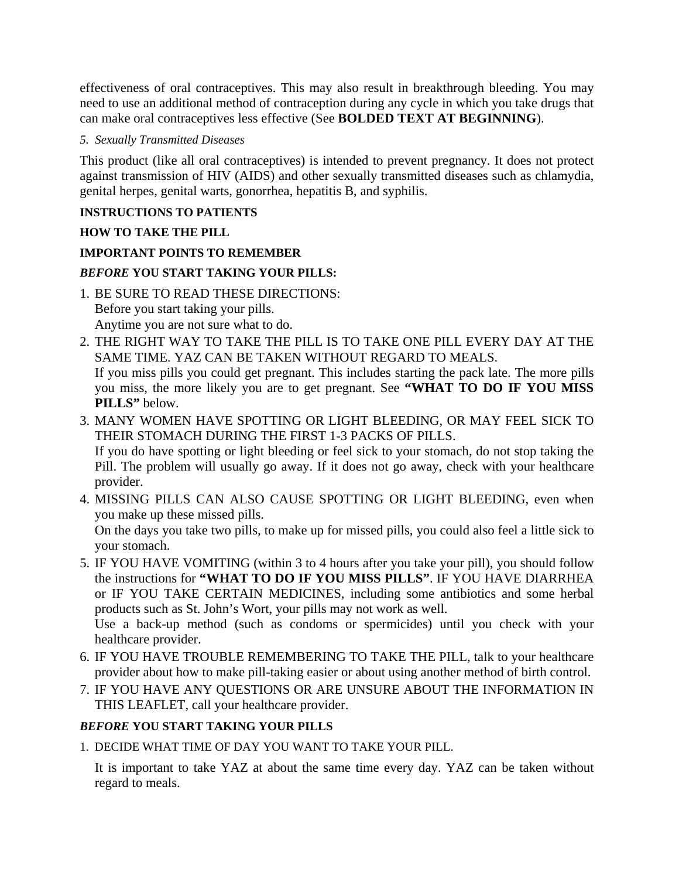effectiveness of oral contraceptives. This may also result in breakthrough bleeding. You may need to use an additional method of contraception during any cycle in which you take drugs that can make oral contraceptives less effective (See **BOLDED TEXT AT BEGINNING**).

*5. Sexually Transmitted Diseases*

This product (like all oral contraceptives) is intended to prevent pregnancy. It does not protect against transmission of HIV (AIDS) and other sexually transmitted diseases such as chlamydia, genital herpes, genital warts, gonorrhea, hepatitis B, and syphilis.

**INSTRUCTIONS TO PATIENTS**

**HOW TO TAKE THE PILL**

**IMPORTANT POINTS TO REMEMBER**

***BEFORE* YOU START TAKING YOUR PILLS:**

1. BE SURE TO READ THESE DIRECTIONS:
   Before you start taking your pills.
   Anytime you are not sure what to do.
2. THE RIGHT WAY TO TAKE THE PILL IS TO TAKE ONE PILL EVERY DAY AT THE SAME TIME. YAZ CAN BE TAKEN WITHOUT REGARD TO MEALS.
   If you miss pills you could get pregnant. This includes starting the pack late. The more pills you miss, the more likely you are to get pregnant. See **"WHAT TO DO IF YOU MISS PILLS"** below.
3. MANY WOMEN HAVE SPOTTING OR LIGHT BLEEDING, OR MAY FEEL SICK TO THEIR STOMACH DURING THE FIRST 1-3 PACKS OF PILLS.
   If you do have spotting or light bleeding or feel sick to your stomach, do not stop taking the Pill. The problem will usually go away. If it does not go away, check with your healthcare provider.
4. MISSING PILLS CAN ALSO CAUSE SPOTTING OR LIGHT BLEEDING, even when you make up these missed pills.
   On the days you take two pills, to make up for missed pills, you could also feel a little sick to your stomach.
5. IF YOU HAVE VOMITING (within 3 to 4 hours after you take your pill), you should follow the instructions for **"WHAT TO DO IF YOU MISS PILLS"**. IF YOU HAVE DIARRHEA or IF YOU TAKE CERTAIN MEDICINES, including some antibiotics and some herbal products such as St. John's Wort, your pills may not work as well.
   Use a back-up method (such as condoms or spermicides) until you check with your healthcare provider.
6. IF YOU HAVE TROUBLE REMEMBERING TO TAKE THE PILL, talk to your healthcare provider about how to make pill-taking easier or about using another method of birth control.
7. IF YOU HAVE ANY QUESTIONS OR ARE UNSURE ABOUT THE INFORMATION IN THIS LEAFLET, call your healthcare provider.

***BEFORE* YOU START TAKING YOUR PILLS**

1. DECIDE WHAT TIME OF DAY YOU WANT TO TAKE YOUR PILL.

   It is important to take YAZ at about the same time every day. YAZ can be taken without regard to meals.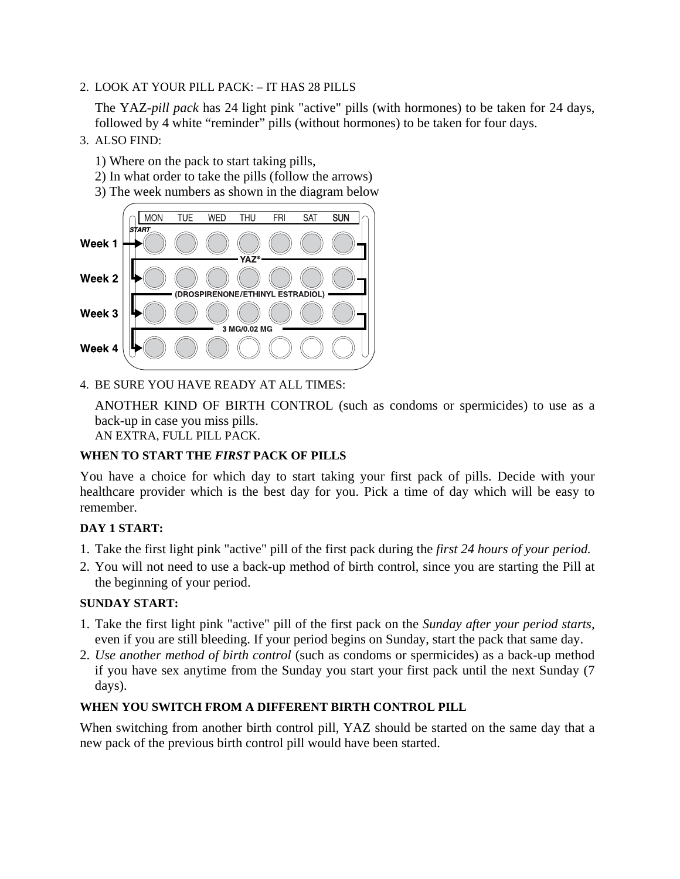2. LOOK AT YOUR PILL PACK: – IT HAS 28 PILLS

   The YAZ-*pill pack* has 24 light pink "active" pills (with hormones) to be taken for 24 days, followed by 4 white "reminder" pills (without hormones) to be taken for four days.

3. ALSO FIND:

   1) Where on the pack to start taking pills,
   2) In what order to take the pills (follow the arrows)
   3) The week numbers as shown in the diagram below

|  | MON | TUE | WED | THU | FRI | SAT | SUN |
|---|---|---|---|---|---|---|---|
| Week 1 (START) | ● | ● | ● | ● | ● | ● | ● |
| Week 2 | ● | ● | ● | ● | ● | ● | ● |
| Week 3 | ● | ● | ● | ● | ● | ● | ● |
| Week 4 | ● | ● | ● | ○ | ○ | ○ | ○ |

YAZ® (DROSPIRENONE/ETHINYL ESTRADIOL) 3 MG/0.02 MG

4. BE SURE YOU HAVE READY AT ALL TIMES:

   ANOTHER KIND OF BIRTH CONTROL (such as condoms or spermicides) to use as a back-up in case you miss pills.
   AN EXTRA, FULL PILL PACK.

**WHEN TO START THE *FIRST* PACK OF PILLS**

You have a choice for which day to start taking your first pack of pills. Decide with your healthcare provider which is the best day for you. Pick a time of day which will be easy to remember.

**DAY 1 START:**

1. Take the first light pink "active" pill of the first pack during the *first 24 hours of your period.*
2. You will not need to use a back-up method of birth control, since you are starting the Pill at the beginning of your period.

**SUNDAY START:**

1. Take the first light pink "active" pill of the first pack on the *Sunday after your period starts,* even if you are still bleeding. If your period begins on Sunday, start the pack that same day.
2. *Use another method of birth control* (such as condoms or spermicides) as a back-up method if you have sex anytime from the Sunday you start your first pack until the next Sunday (7 days).

**WHEN YOU SWITCH FROM A DIFFERENT BIRTH CONTROL PILL**

When switching from another birth control pill, YAZ should be started on the same day that a new pack of the previous birth control pill would have been started.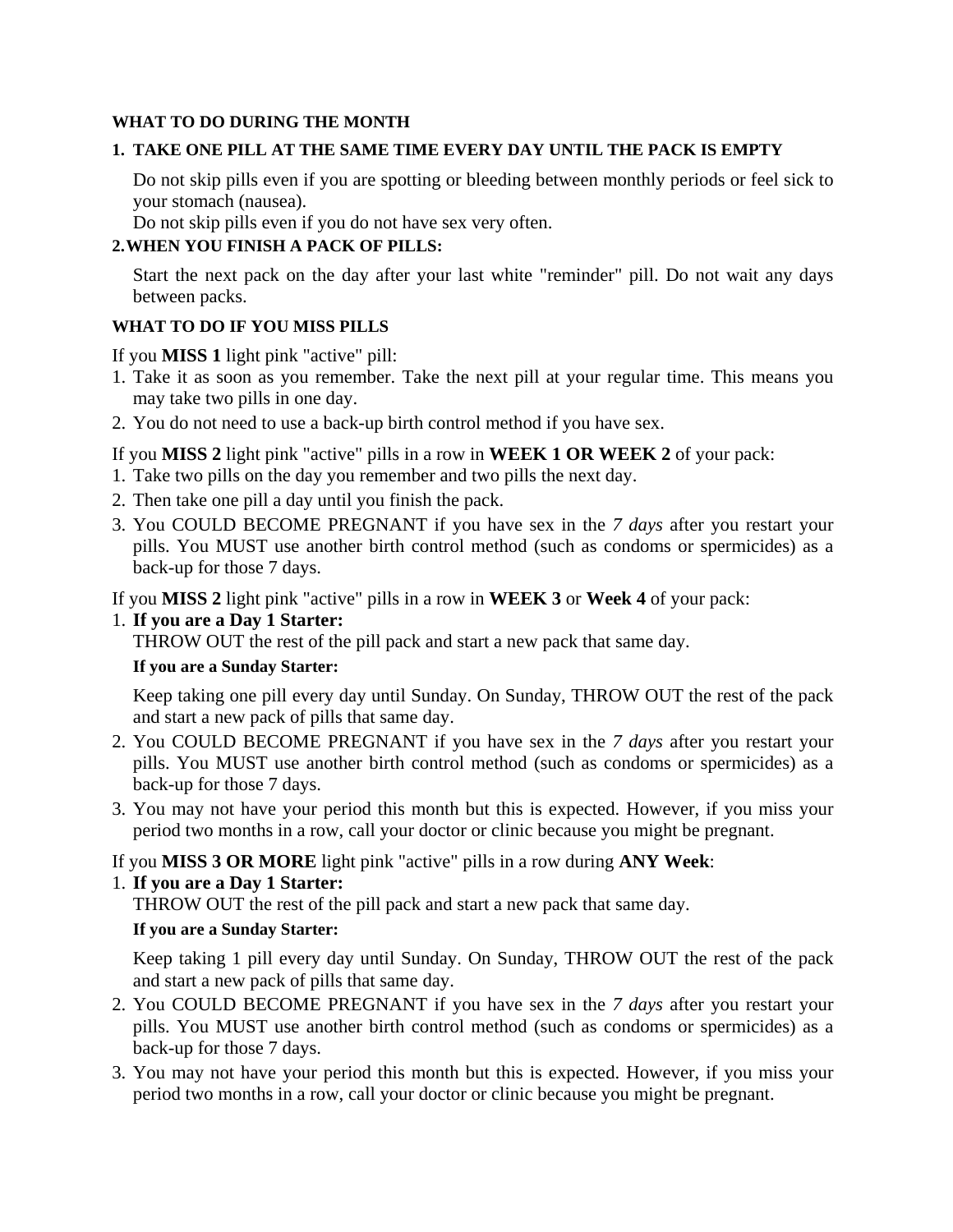**WHAT TO DO DURING THE MONTH**

**1. TAKE ONE PILL AT THE SAME TIME EVERY DAY UNTIL THE PACK IS EMPTY**

Do not skip pills even if you are spotting or bleeding between monthly periods or feel sick to your stomach (nausea).
Do not skip pills even if you do not have sex very often.

**2. WHEN YOU FINISH A PACK OF PILLS:**

Start the next pack on the day after your last white "reminder" pill. Do not wait any days between packs.

**WHAT TO DO IF YOU MISS PILLS**

If you **MISS 1** light pink "active" pill:

1. Take it as soon as you remember. Take the next pill at your regular time. This means you may take two pills in one day.
2. You do not need to use a back-up birth control method if you have sex.

If you **MISS 2** light pink "active" pills in a row in **WEEK 1 OR WEEK 2** of your pack:

1. Take two pills on the day you remember and two pills the next day.
2. Then take one pill a day until you finish the pack.
3. You COULD BECOME PREGNANT if you have sex in the *7 days* after you restart your pills. You MUST use another birth control method (such as condoms or spermicides) as a back-up for those 7 days.

If you **MISS 2** light pink "active" pills in a row in **WEEK 3** or **Week 4** of your pack:

1. **If you are a Day 1 Starter:**
   THROW OUT the rest of the pill pack and start a new pack that same day.

   **If you are a Sunday Starter:**

   Keep taking one pill every day until Sunday. On Sunday, THROW OUT the rest of the pack and start a new pack of pills that same day.
2. You COULD BECOME PREGNANT if you have sex in the *7 days* after you restart your pills. You MUST use another birth control method (such as condoms or spermicides) as a back-up for those 7 days.
3. You may not have your period this month but this is expected. However, if you miss your period two months in a row, call your doctor or clinic because you might be pregnant.

If you **MISS 3 OR MORE** light pink "active" pills in a row during **ANY Week**:

1. **If you are a Day 1 Starter:**
   THROW OUT the rest of the pill pack and start a new pack that same day.

   **If you are a Sunday Starter:**

   Keep taking 1 pill every day until Sunday. On Sunday, THROW OUT the rest of the pack and start a new pack of pills that same day.
2. You COULD BECOME PREGNANT if you have sex in the *7 days* after you restart your pills. You MUST use another birth control method (such as condoms or spermicides) as a back-up for those 7 days.
3. You may not have your period this month but this is expected. However, if you miss your period two months in a row, call your doctor or clinic because you might be pregnant.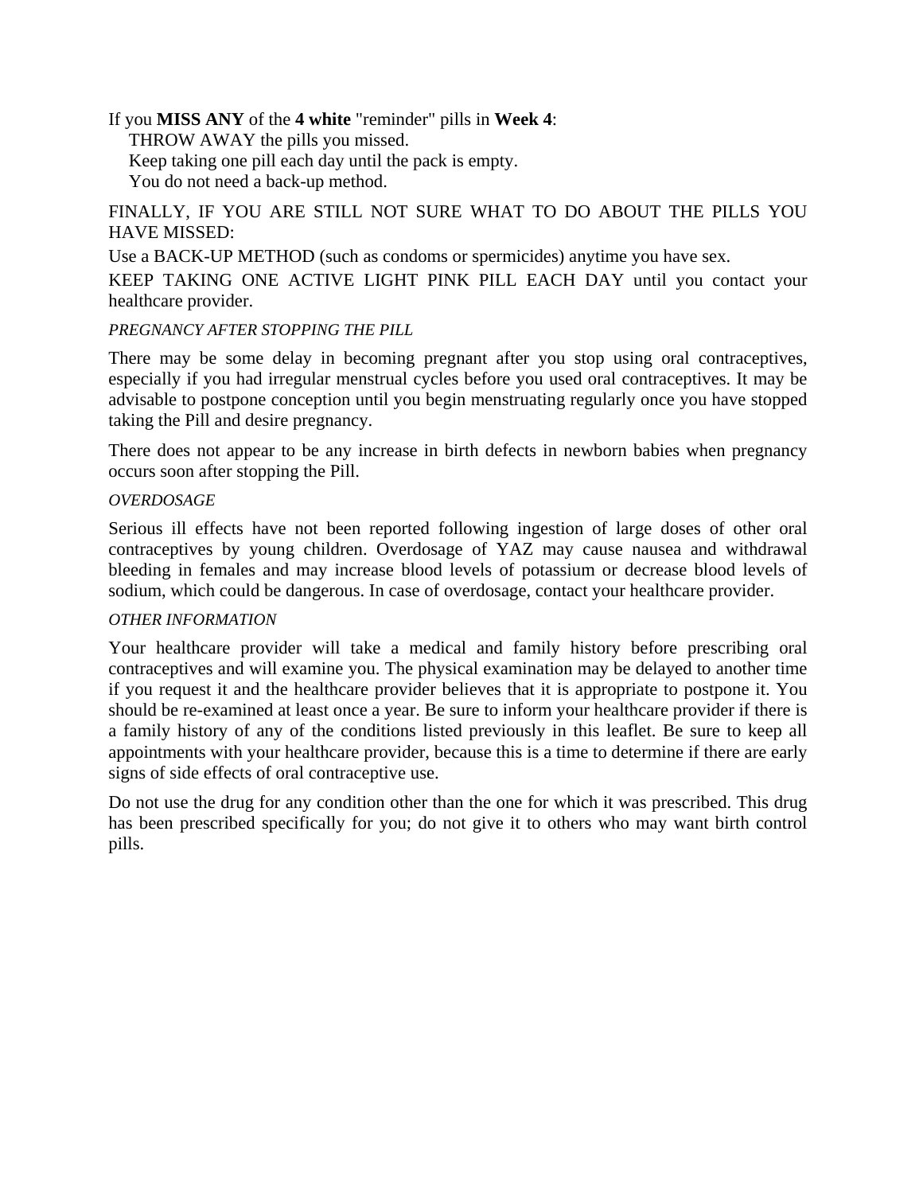If you **MISS ANY** of the **4 white** "reminder" pills in **Week 4**:

- THROW AWAY the pills you missed.
- Keep taking one pill each day until the pack is empty.
- You do not need a back-up method.

FINALLY, IF YOU ARE STILL NOT SURE WHAT TO DO ABOUT THE PILLS YOU HAVE MISSED:

Use a BACK-UP METHOD (such as condoms or spermicides) anytime you have sex.

KEEP TAKING ONE ACTIVE LIGHT PINK PILL EACH DAY until you contact your healthcare provider.

*PREGNANCY AFTER STOPPING THE PILL*

There may be some delay in becoming pregnant after you stop using oral contraceptives, especially if you had irregular menstrual cycles before you used oral contraceptives. It may be advisable to postpone conception until you begin menstruating regularly once you have stopped taking the Pill and desire pregnancy.

There does not appear to be any increase in birth defects in newborn babies when pregnancy occurs soon after stopping the Pill.

*OVERDOSAGE*

Serious ill effects have not been reported following ingestion of large doses of other oral contraceptives by young children. Overdosage of YAZ may cause nausea and withdrawal bleeding in females and may increase blood levels of potassium or decrease blood levels of sodium, which could be dangerous. In case of overdosage, contact your healthcare provider.

*OTHER INFORMATION*

Your healthcare provider will take a medical and family history before prescribing oral contraceptives and will examine you. The physical examination may be delayed to another time if you request it and the healthcare provider believes that it is appropriate to postpone it. You should be re-examined at least once a year. Be sure to inform your healthcare provider if there is a family history of any of the conditions listed previously in this leaflet. Be sure to keep all appointments with your healthcare provider, because this is a time to determine if there are early signs of side effects of oral contraceptive use.

Do not use the drug for any condition other than the one for which it was prescribed. This drug has been prescribed specifically for you; do not give it to others who may want birth control pills.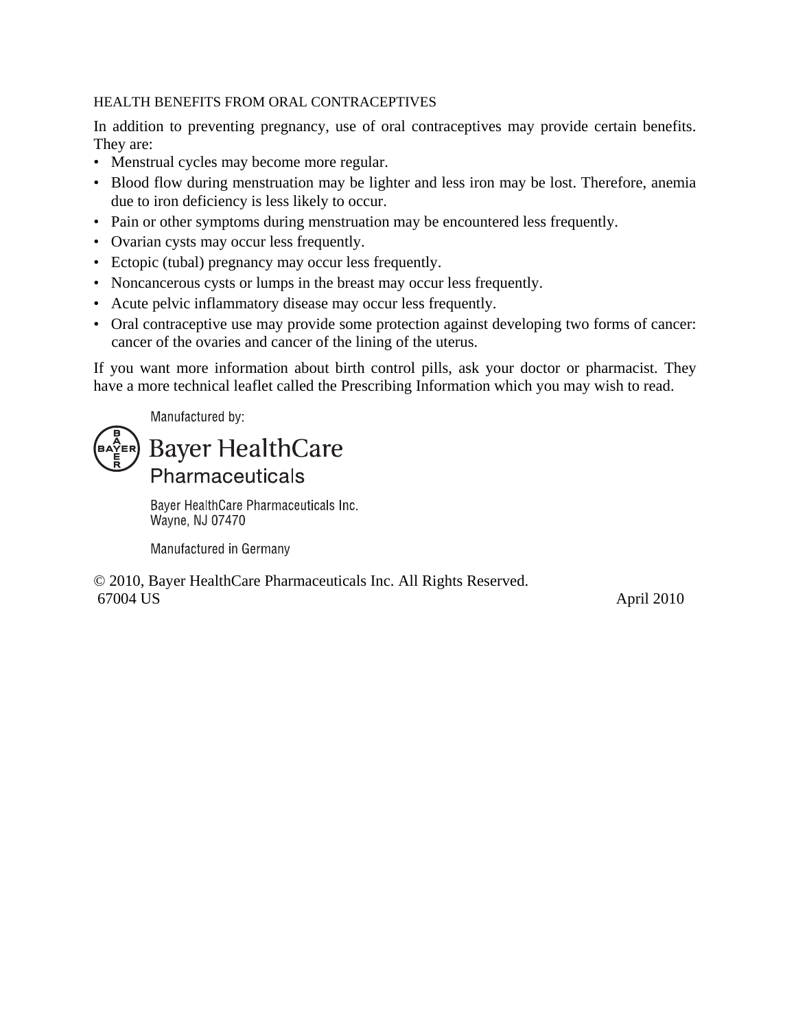## HEALTH BENEFITS FROM ORAL CONTRACEPTIVES

In addition to preventing pregnancy, use of oral contraceptives may provide certain benefits. They are:

- Menstrual cycles may become more regular.
- Blood flow during menstruation may be lighter and less iron may be lost. Therefore, anemia due to iron deficiency is less likely to occur.
- Pain or other symptoms during menstruation may be encountered less frequently.
- Ovarian cysts may occur less frequently.
- Ectopic (tubal) pregnancy may occur less frequently.
- Noncancerous cysts or lumps in the breast may occur less frequently.
- Acute pelvic inflammatory disease may occur less frequently.
- Oral contraceptive use may provide some protection against developing two forms of cancer: cancer of the ovaries and cancer of the lining of the uterus.

If you want more information about birth control pills, ask your doctor or pharmacist. They have a more technical leaflet called the Prescribing Information which you may wish to read.

Manufactured by:

Bayer HealthCare
Pharmaceuticals

Bayer HealthCare Pharmaceuticals Inc.
Wayne, NJ 07470

Manufactured in Germany

© 2010, Bayer HealthCare Pharmaceuticals Inc. All Rights Reserved.
67004 US April 2010